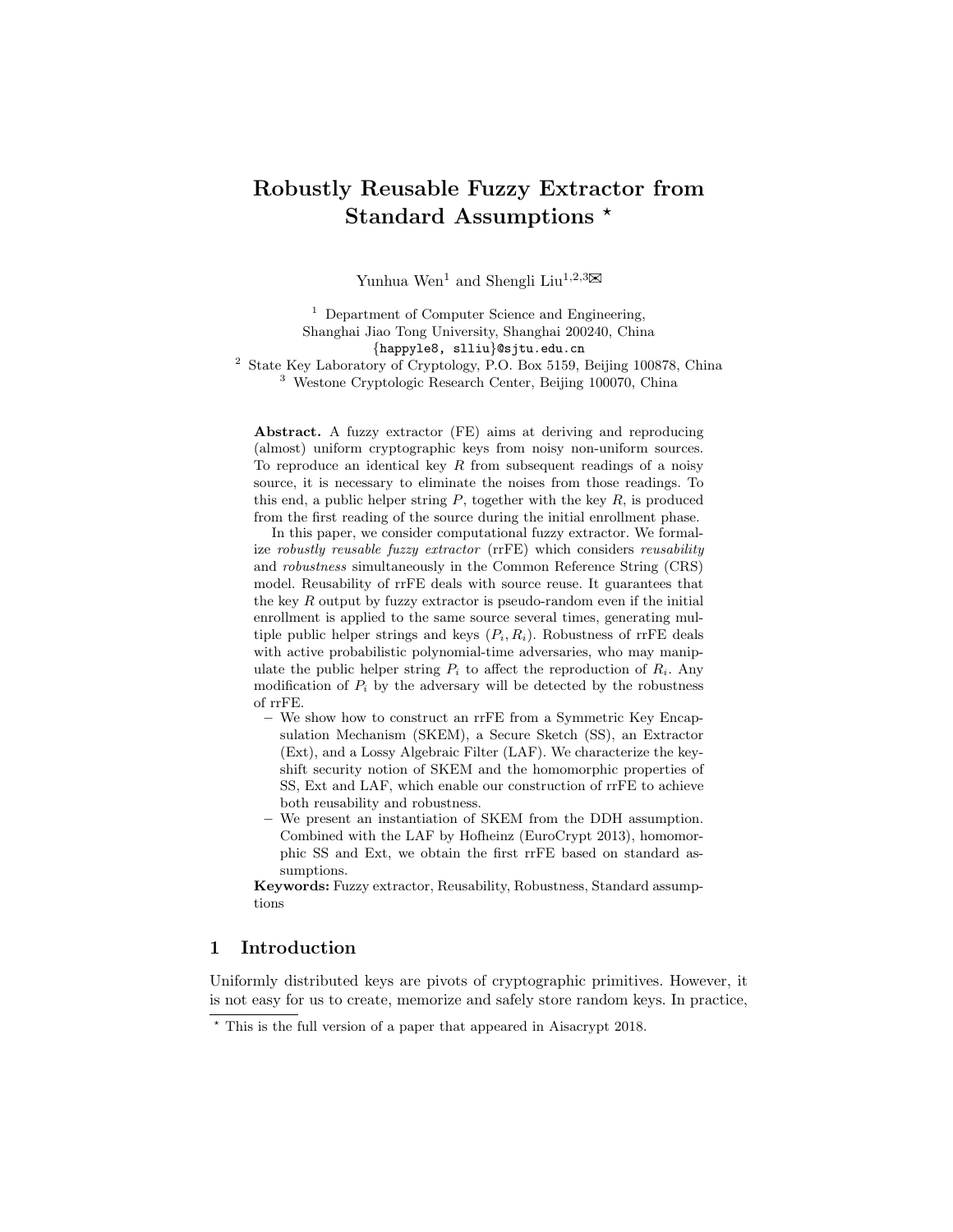# Robustly Reusable Fuzzy Extractor from Standard Assumptions *

Yunhua Wen[1] and Shengli Liu[1,2,3]✉

[1] Department of Computer Science and Engineering, Shanghai Jiao Tong University, Shanghai 200240, China
{happyle8, slliu}@sjtu.edu.cn

[2] State Key Laboratory of Cryptology, P.O. Box 5159, Beijing 100878, China

[3] Westone Cryptologic Research Center, Beijing 100070, China

**Abstract.** A fuzzy extractor (FE) aims at deriving and reproducing (almost) uniform cryptographic keys from noisy non-uniform sources. To reproduce an identical key $R$ from subsequent readings of a noisy source, it is necessary to eliminate the noises from those readings. To this end, a public helper string $P$, together with the key $R$, is produced from the first reading of the source during the initial enrollment phase.

In this paper, we consider computational fuzzy extractor. We formalize *robustly reusable fuzzy extractor* (rrFE) which considers *reusability* and *robustness* simultaneously in the Common Reference String (CRS) model. Reusability of rrFE deals with source reuse. It guarantees that the key $R$ output by fuzzy extractor is pseudo-random even if the initial enrollment is applied to the same source several times, generating multiple public helper strings and keys $(P_i, R_i)$. Robustness of rrFE deals with active probabilistic polynomial-time adversaries, who may manipulate the public helper string $P_i$ to affect the reproduction of $R_i$. Any modification of $P_i$ by the adversary will be detected by the robustness of rrFE.

- We show how to construct an rrFE from a Symmetric Key Encapsulation Mechanism (SKEM), a Secure Sketch (SS), an Extractor (Ext), and a Lossy Algebraic Filter (LAF). We characterize the key-shift security notion of SKEM and the homomorphic properties of SS, Ext and LAF, which enable our construction of rrFE to achieve both reusability and robustness.
- We present an instantiation of SKEM from the DDH assumption. Combined with the LAF by Hofheinz (EuroCrypt 2013), homomorphic SS and Ext, we obtain the first rrFE based on standard assumptions.

**Keywords:** Fuzzy extractor, Reusability, Robustness, Standard assumptions

## 1 Introduction

Uniformly distributed keys are pivots of cryptographic primitives. However, it is not easy for us to create, memorize and safely store random keys. In practice,

* This is the full version of a paper that appeared in Aisacrypt 2018.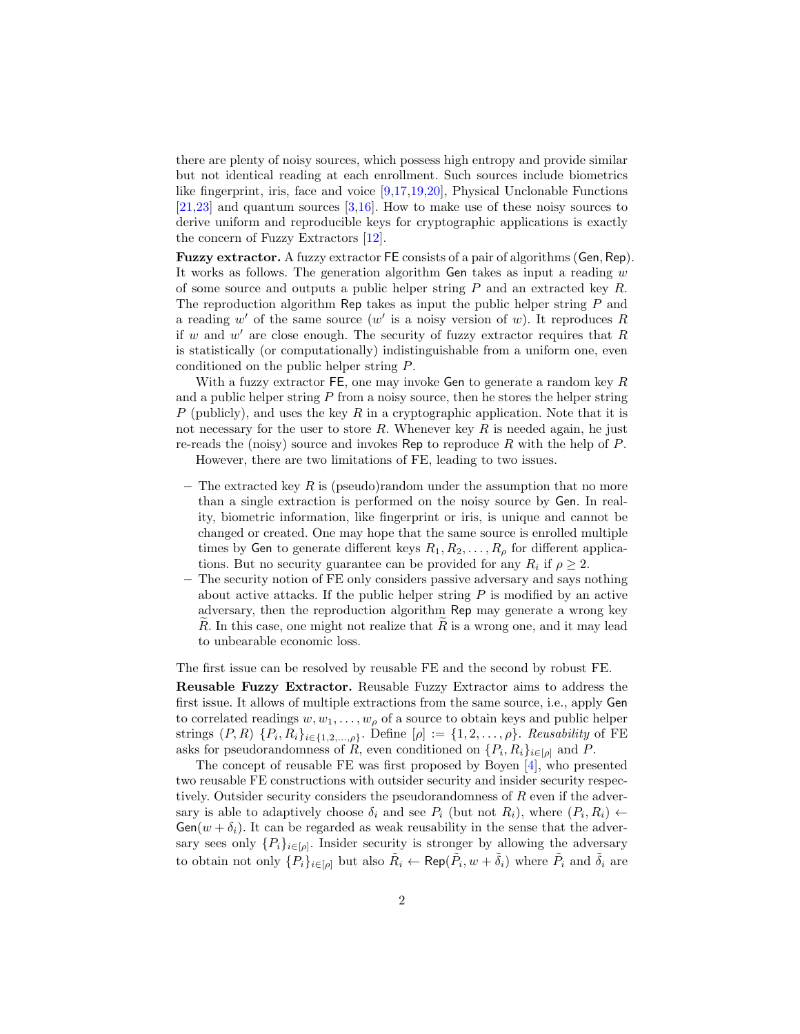there are plenty of noisy sources, which possess high entropy and provide similar but not identical reading at each enrollment. Such sources include biometrics like fingerprint, iris, face and voice [9,17,19,20], Physical Unclonable Functions [21,23] and quantum sources [3,16]. How to make use of these noisy sources to derive uniform and reproducible keys for cryptographic applications is exactly the concern of Fuzzy Extractors [12].

**Fuzzy extractor.** A fuzzy extractor $\mathsf{FE}$ consists of a pair of algorithms ($\mathsf{Gen}$, $\mathsf{Rep}$). It works as follows. The generation algorithm $\mathsf{Gen}$ takes as input a reading $w$ of some source and outputs a public helper string $P$ and an extracted key $R$. The reproduction algorithm $\mathsf{Rep}$ takes as input the public helper string $P$ and a reading $w'$ of the same source ($w'$ is a noisy version of $w$). It reproduces $R$ if $w$ and $w'$ are close enough. The security of fuzzy extractor requires that $R$ is statistically (or computationally) indistinguishable from a uniform one, even conditioned on the public helper string $P$.

With a fuzzy extractor $\mathsf{FE}$, one may invoke $\mathsf{Gen}$ to generate a random key $R$ and a public helper string $P$ from a noisy source, then he stores the helper string $P$ (publicly), and uses the key $R$ in a cryptographic application. Note that it is not necessary for the user to store $R$. Whenever key $R$ is needed again, he just re-reads the (noisy) source and invokes $\mathsf{Rep}$ to reproduce $R$ with the help of $P$.

However, there are two limitations of FE, leading to two issues.

- The extracted key $R$ is (pseudo)random under the assumption that no more than a single extraction is performed on the noisy source by $\mathsf{Gen}$. In reality, biometric information, like fingerprint or iris, is unique and cannot be changed or created. One may hope that the same source is enrolled multiple times by $\mathsf{Gen}$ to generate different keys $R_1, R_2, \ldots, R_\rho$ for different applications. But no security guarantee can be provided for any $R_i$ if $\rho \geq 2$.
- The security notion of FE only considers passive adversary and says nothing about active attacks. If the public helper string $P$ is modified by an active adversary, then the reproduction algorithm $\mathsf{Rep}$ may generate a wrong key $\widetilde{R}$. In this case, one might not realize that $\widetilde{R}$ is a wrong one, and it may lead to unbearable economic loss.

The first issue can be resolved by reusable FE and the second by robust FE.

**Reusable Fuzzy Extractor.** Reusable Fuzzy Extractor aims to address the first issue. It allows of multiple extractions from the same source, i.e., apply $\mathsf{Gen}$ to correlated readings $w, w_1, \ldots, w_\rho$ of a source to obtain keys and public helper strings $(P, R)$ $\{P_i, R_i\}_{i \in \{1,2,\ldots,\rho\}}$. Define $[\rho] := \{1, 2, \ldots, \rho\}$. *Reusability* of FE asks for pseudorandomness of $R$, even conditioned on $\{P_i, R_i\}_{i\in[\rho]}$ and $P$.

The concept of reusable FE was first proposed by Boyen [4], who presented two reusable FE constructions with outsider security and insider security respectively. Outsider security considers the pseudorandomness of $R$ even if the adversary is able to adaptively choose $\delta_i$ and see $P_i$ (but not $R_i$), where $(P_i, R_i) \leftarrow \mathsf{Gen}(w + \delta_i)$. It can be regarded as weak reusability in the sense that the adversary sees only $\{P_i\}_{i\in[\rho]}$. Insider security is stronger by allowing the adversary to obtain not only $\{P_i\}_{i\in[\rho]}$ but also $\tilde{R}_i \leftarrow \mathsf{Rep}(\tilde{P}_i, w + \tilde{\delta}_i)$ where $\tilde{P}_i$ and $\tilde{\delta}_i$ are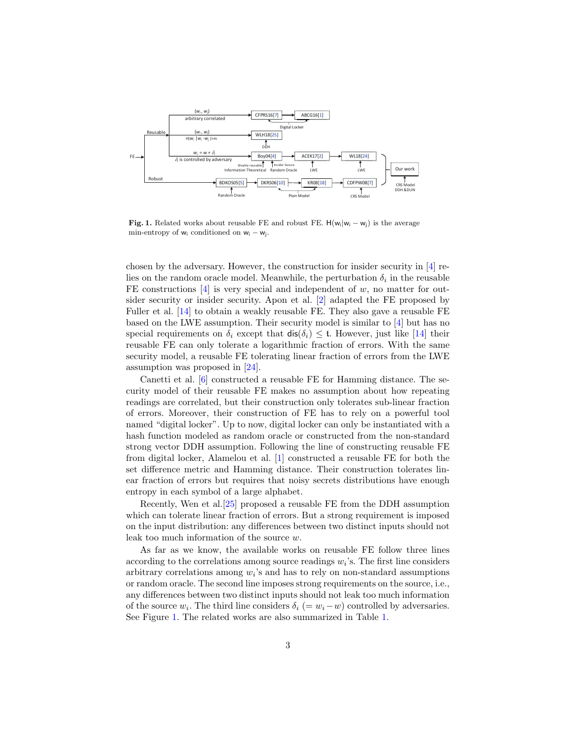**Fig. 1.** Related works about reusable FE and robust FE. $\mathsf{H}(\mathsf{w_i}|\mathsf{w_i}-\mathsf{w_j})$ is the average min-entropy of $\mathsf{w_i}$ conditioned on $\mathsf{w_i}-\mathsf{w_j}$.

chosen by the adversary. However, the construction for insider security in [4] relies on the random oracle model. Meanwhile, the perturbation $\delta_i$ in the reusable FE constructions [4] is very special and independent of $w$, no matter for outsider security or insider security. Apon et al. [2] adapted the FE proposed by Fuller et al. [14] to obtain a weakly reusable FE. They also gave a reusable FE based on the LWE assumption. Their security model is similar to [4] but has no special requirements on $\delta_i$ except that $\mathsf{dis}(\delta_i) \leq \mathsf{t}$. However, just like [14] their reusable FE can only tolerate a logarithmic fraction of errors. With the same security model, a reusable FE tolerating linear fraction of errors from the LWE assumption was proposed in [24].

Canetti et al. [6] constructed a reusable FE for Hamming distance. The security model of their reusable FE makes no assumption about how repeating readings are correlated, but their construction only tolerates sub-linear fraction of errors. Moreover, their construction of FE has to rely on a powerful tool named "digital locker". Up to now, digital locker can only be instantiated with a hash function modeled as random oracle or constructed from the non-standard strong vector DDH assumption. Following the line of constructing reusable FE from digital locker, Alamelou et al. [1] constructed a reusable FE for both the set difference metric and Hamming distance. Their construction tolerates linear fraction of errors but requires that noisy secrets distributions have enough entropy in each symbol of a large alphabet.

Recently, Wen et al.[25] proposed a reusable FE from the DDH assumption which can tolerate linear fraction of errors. But a strong requirement is imposed on the input distribution: any differences between two distinct inputs should not leak too much information of the source $w$.

As far as we know, the available works on reusable FE follow three lines according to the correlations among source readings $w_i$'s. The first line considers arbitrary correlations among $w_i$'s and has to rely on non-standard assumptions or random oracle. The second line imposes strong requirements on the source, i.e., any differences between two distinct inputs should not leak too much information of the source $w_i$. The third line considers $\delta_i$ $(= w_i - w)$ controlled by adversaries. See Figure 1. The related works are also summarized in Table 1.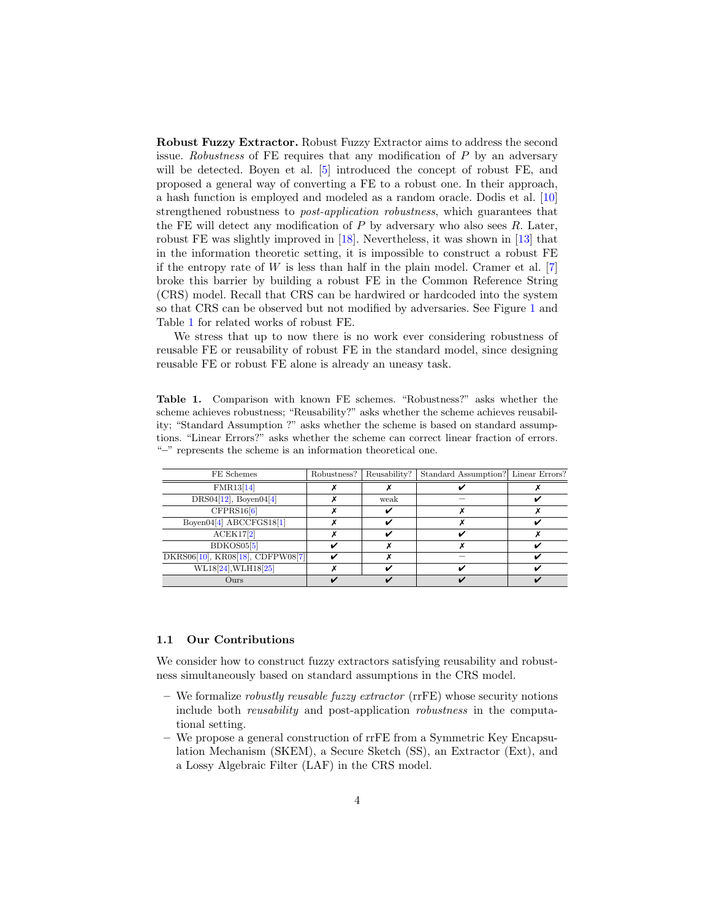**Robust Fuzzy Extractor.** Robust Fuzzy Extractor aims to address the second issue. *Robustness* of FE requires that any modification of $P$ by an adversary will be detected. Boyen et al. [5] introduced the concept of robust FE, and proposed a general way of converting a FE to a robust one. In their approach, a hash function is employed and modeled as a random oracle. Dodis et al. [10] strengthened robustness to *post-application robustness*, which guarantees that the FE will detect any modification of $P$ by adversary who also sees $R$. Later, robust FE was slightly improved in [18]. Nevertheless, it was shown in [13] that in the information theoretic setting, it is impossible to construct a robust FE if the entropy rate of $W$ is less than half in the plain model. Cramer et al. [7] broke this barrier by building a robust FE in the Common Reference String (CRS) model. Recall that CRS can be hardwired or hardcoded into the system so that CRS can be observed but not modified by adversaries. See Figure 1 and Table 1 for related works of robust FE.

We stress that up to now there is no work ever considering robustness of reusable FE or reusability of robust FE in the standard model, since designing reusable FE or robust FE alone is already an uneasy task.

**Table 1.** Comparison with known FE schemes. "Robustness?" asks whether the scheme achieves robustness; "Reusability?" asks whether the scheme achieves reusability; "Standard Assumption ?" asks whether the scheme is based on standard assumptions. "Linear Errors?" asks whether the scheme can correct linear fraction of errors. "–" represents the scheme is an information theoretical one.

| FE Schemes | Robustness? | Reusability? | Standard Assumption? | Linear Errors? |
|---|---|---|---|---|
| FMR13[14] | ✗ | ✗ | ✔ | ✗ |
| DRS04[12], Boyen04[4] | ✗ | weak | – | ✔ |
| CFPRS16[6] | ✗ | ✔ | ✗ | ✗ |
| Boyen04[4] ABCCFGS18[1] | ✗ | ✔ | ✗ | ✔ |
| ACEK17[2] | ✗ | ✔ | ✔ | ✗ |
| BDKOS05[5] | ✔ | ✗ | ✗ | ✔ |
| DKRS06[10], KR08[18], CDFPW08[7] | ✔ | ✗ | – | ✔ |
| WL18[24],WLH18[25] | ✗ | ✔ | ✔ | ✔ |
| Ours | ✔ | ✔ | ✔ | ✔ |

### 1.1 Our Contributions

We consider how to construct fuzzy extractors satisfying reusability and robustness simultaneously based on standard assumptions in the CRS model.

- We formalize *robustly reusable fuzzy extractor* (rrFE) whose security notions include both *reusability* and post-application *robustness* in the computational setting.
- We propose a general construction of rrFE from a Symmetric Key Encapsulation Mechanism (SKEM), a Secure Sketch (SS), an Extractor (Ext), and a Lossy Algebraic Filter (LAF) in the CRS model.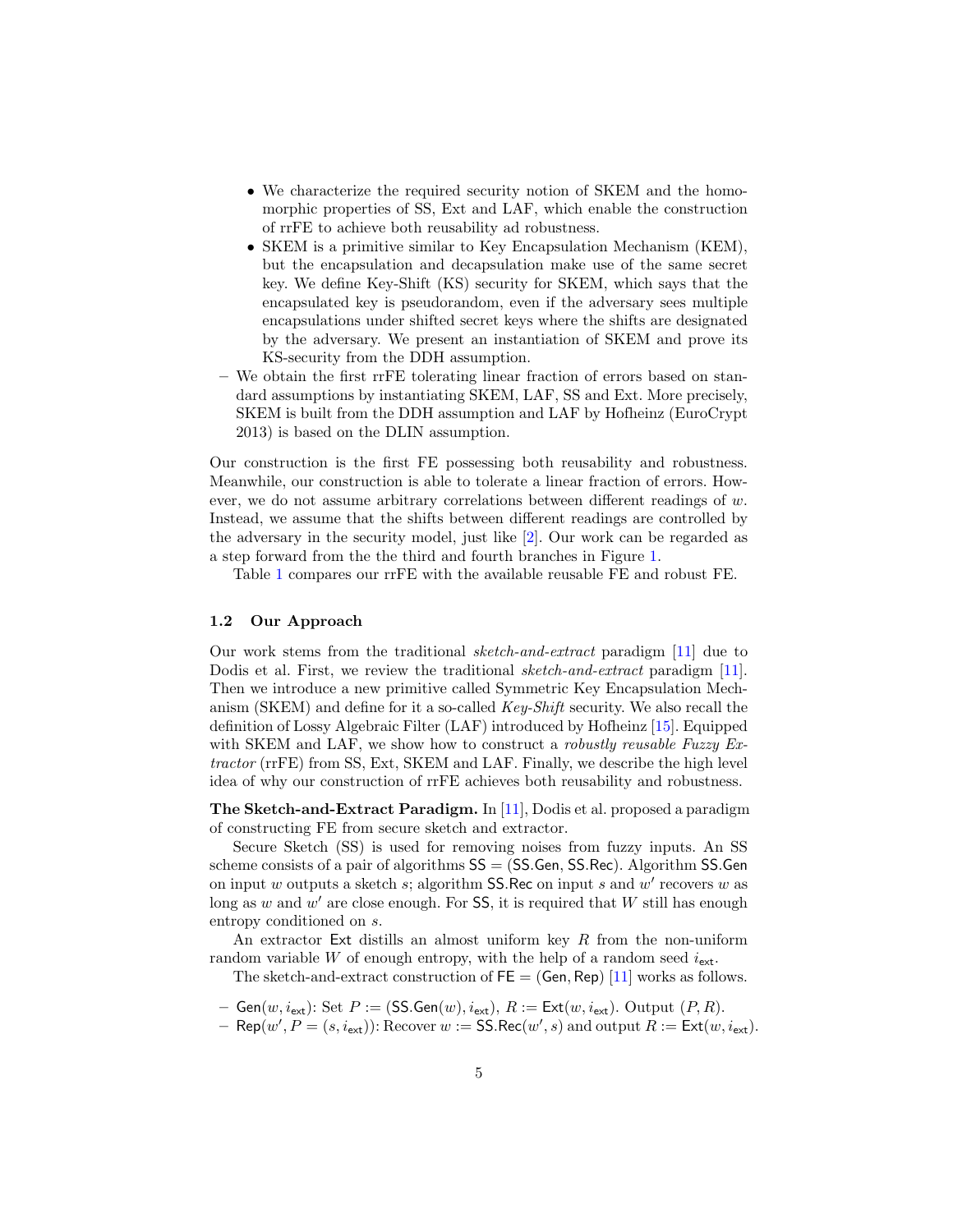- We characterize the required security notion of SKEM and the homomorphic properties of SS, Ext and LAF, which enable the construction of rrFE to achieve both reusability ad robustness.
  - SKEM is a primitive similar to Key Encapsulation Mechanism (KEM), but the encapsulation and decapsulation make use of the same secret key. We define Key-Shift (KS) security for SKEM, which says that the encapsulated key is pseudorandom, even if the adversary sees multiple encapsulations under shifted secret keys where the shifts are designated by the adversary. We present an instantiation of SKEM and prove its KS-security from the DDH assumption.
- We obtain the first rrFE tolerating linear fraction of errors based on standard assumptions by instantiating SKEM, LAF, SS and Ext. More precisely, SKEM is built from the DDH assumption and LAF by Hofheinz (EuroCrypt 2013) is based on the DLIN assumption.

Our construction is the first FE possessing both reusability and robustness. Meanwhile, our construction is able to tolerate a linear fraction of errors. However, we do not assume arbitrary correlations between different readings of $w$. Instead, we assume that the shifts between different readings are controlled by the adversary in the security model, just like [2]. Our work can be regarded as a step forward from the the third and fourth branches in Figure 1.

Table 1 compares our rrFE with the available reusable FE and robust FE.

### 1.2 Our Approach

Our work stems from the traditional *sketch-and-extract* paradigm [11] due to Dodis et al. First, we review the traditional *sketch-and-extract* paradigm [11]. Then we introduce a new primitive called Symmetric Key Encapsulation Mechanism (SKEM) and define for it a so-called *Key-Shift* security. We also recall the definition of Lossy Algebraic Filter (LAF) introduced by Hofheinz [15]. Equipped with SKEM and LAF, we show how to construct a *robustly reusable Fuzzy Extractor* (rrFE) from SS, Ext, SKEM and LAF. Finally, we describe the high level idea of why our construction of rrFE achieves both reusability and robustness.

**The Sketch-and-Extract Paradigm.** In [11], Dodis et al. proposed a paradigm of constructing FE from secure sketch and extractor.

Secure Sketch (SS) is used for removing noises from fuzzy inputs. An SS scheme consists of a pair of algorithms $\mathsf{SS} = (\mathsf{SS.Gen}, \mathsf{SS.Rec})$. Algorithm $\mathsf{SS.Gen}$ on input $w$ outputs a sketch $s$; algorithm $\mathsf{SS.Rec}$ on input $s$ and $w'$ recovers $w$ as long as $w$ and $w'$ are close enough. For $\mathsf{SS}$, it is required that $W$ still has enough entropy conditioned on $s$.

An extractor $\mathsf{Ext}$ distills an almost uniform key $R$ from the non-uniform random variable $W$ of enough entropy, with the help of a random seed $i_{\mathsf{ext}}$.

The sketch-and-extract construction of $\mathsf{FE} = (\mathsf{Gen}, \mathsf{Rep})$ [11] works as follows.

- $\mathsf{Gen}(w, i_{\mathsf{ext}})$: Set $P := (\mathsf{SS.Gen}(w), i_{\mathsf{ext}})$, $R := \mathsf{Ext}(w, i_{\mathsf{ext}})$. Output $(P, R)$.
- $\mathsf{Rep}(w', P = (s, i_{\mathsf{ext}}))$: Recover $w := \mathsf{SS.Rec}(w', s)$ and output $R := \mathsf{Ext}(w, i_{\mathsf{ext}})$.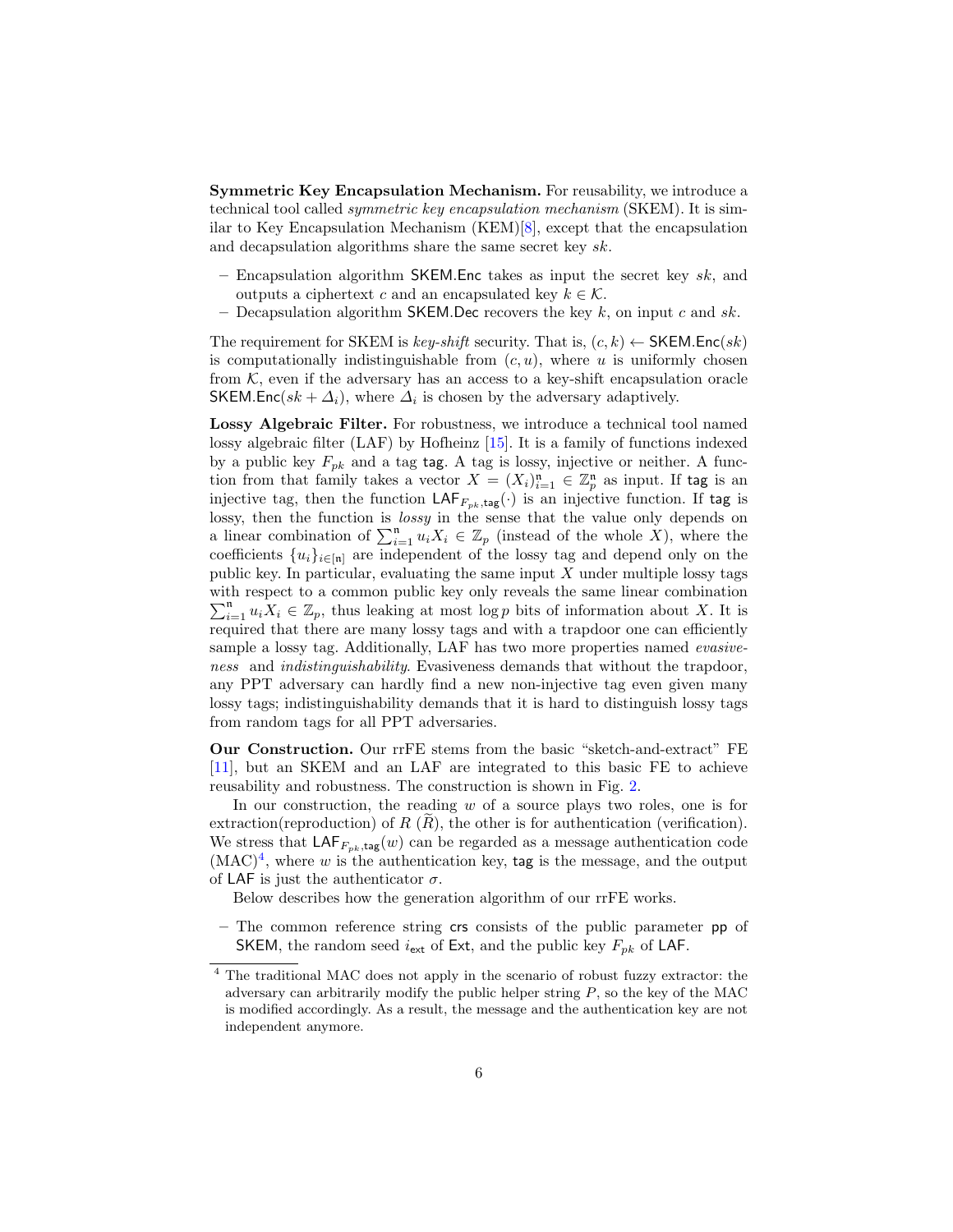**Symmetric Key Encapsulation Mechanism.** For reusability, we introduce a technical tool called *symmetric key encapsulation mechanism* (SKEM). It is similar to Key Encapsulation Mechanism (KEM)[8], except that the encapsulation and decapsulation algorithms share the same secret key $sk$.

- Encapsulation algorithm $\mathsf{SKEM.Enc}$ takes as input the secret key $sk$, and outputs a ciphertext $c$ and an encapsulated key $k \in \mathcal{K}$.
- Decapsulation algorithm $\mathsf{SKEM.Dec}$ recovers the key $k$, on input $c$ and $sk$.

The requirement for SKEM is *key-shift* security. That is, $(c, k) \leftarrow \mathsf{SKEM.Enc}(sk)$ is computationally indistinguishable from $(c, u)$, where $u$ is uniformly chosen from $\mathcal{K}$, even if the adversary has an access to a key-shift encapsulation oracle $\mathsf{SKEM.Enc}(sk + \Delta_i)$, where $\Delta_i$ is chosen by the adversary adaptively.

**Lossy Algebraic Filter.** For robustness, we introduce a technical tool named lossy algebraic filter (LAF) by Hofheinz [15]. It is a family of functions indexed by a public key $F_{pk}$ and a tag $\mathsf{tag}$. A tag is lossy, injective or neither. A function from that family takes a vector $X = (X_i)_{i=1}^{\mathfrak{n}} \in \mathbb{Z}_p^{\mathfrak{n}}$ as input. If $\mathsf{tag}$ is an injective tag, then the function $\mathsf{LAF}_{F_{pk},\mathsf{tag}}(\cdot)$ is an injective function. If $\mathsf{tag}$ is lossy, then the function is *lossy* in the sense that the value only depends on a linear combination of $\sum_{i=1}^{\mathfrak{n}} u_i X_i \in \mathbb{Z}_p$ (instead of the whole $X$), where the coefficients $\{u_i\}_{i\in[\mathfrak{n}]}$ are independent of the lossy tag and depend only on the public key. In particular, evaluating the same input $X$ under multiple lossy tags with respect to a common public key only reveals the same linear combination $\sum_{i=1}^{\mathfrak{n}} u_i X_i \in \mathbb{Z}_p$, thus leaking at most $\log p$ bits of information about $X$. It is required that there are many lossy tags and with a trapdoor one can efficiently sample a lossy tag. Additionally, LAF has two more properties named *evasiveness* and *indistinguishability*. Evasiveness demands that without the trapdoor, any PPT adversary can hardly find a new non-injective tag even given many lossy tags; indistinguishability demands that it is hard to distinguish lossy tags from random tags for all PPT adversaries.

**Our Construction.** Our rrFE stems from the basic "sketch-and-extract" FE [11], but an SKEM and an LAF are integrated to this basic FE to achieve reusability and robustness. The construction is shown in Fig. 2.

In our construction, the reading $w$ of a source plays two roles, one is for extraction(reproduction) of $R$ ($\widetilde{R}$), the other is for authentication (verification). We stress that $\mathsf{LAF}_{F_{pk},\mathsf{tag}}(w)$ can be regarded as a message authentication code (MAC)[4], where $w$ is the authentication key, $\mathsf{tag}$ is the message, and the output of $\mathsf{LAF}$ is just the authenticator $\sigma$.

Below describes how the generation algorithm of our rrFE works.

- The common reference string $\mathsf{crs}$ consists of the public parameter $\mathsf{pp}$ of $\mathsf{SKEM}$, the random seed $i_{\mathsf{ext}}$ of $\mathsf{Ext}$, and the public key $F_{pk}$ of $\mathsf{LAF}$.

[4] The traditional MAC does not apply in the scenario of robust fuzzy extractor: the adversary can arbitrarily modify the public helper string $P$, so the key of the MAC is modified accordingly. As a result, the message and the authentication key are not independent anymore.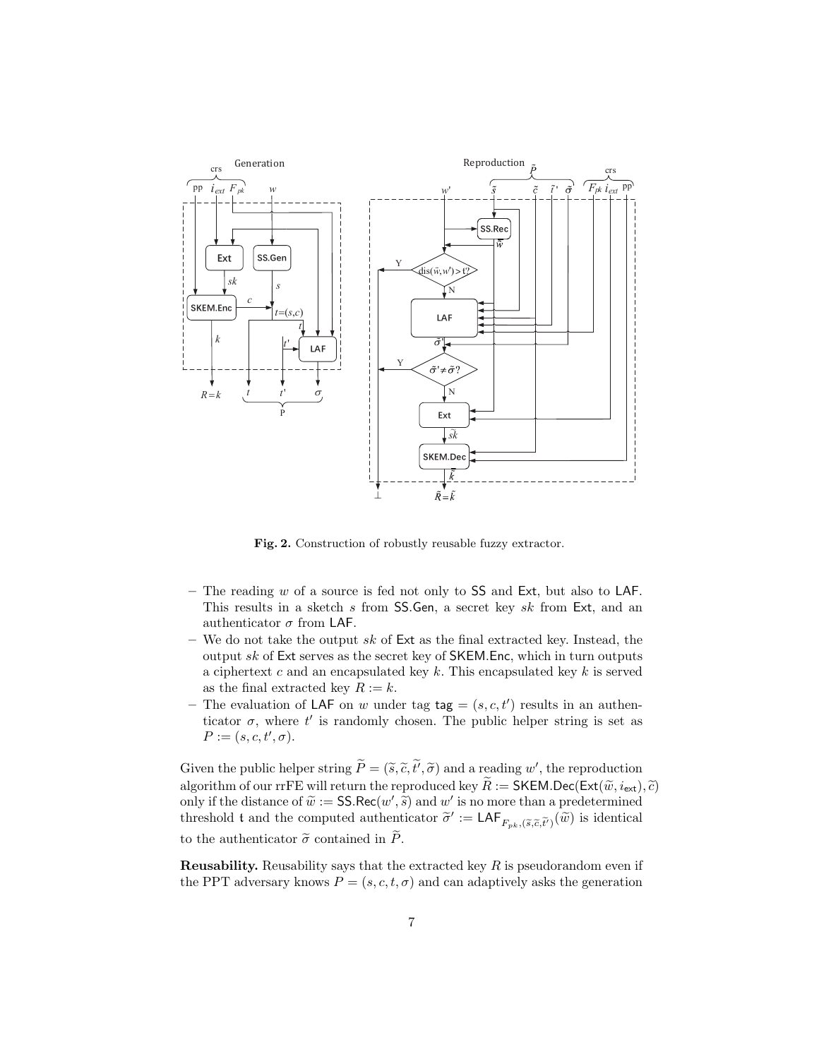**Fig. 2.** Construction of robustly reusable fuzzy extractor.

- The reading $w$ of a source is fed not only to $\mathsf{SS}$ and $\mathsf{Ext}$, but also to $\mathsf{LAF}$. This results in a sketch $s$ from $\mathsf{SS.Gen}$, a secret key $sk$ from $\mathsf{Ext}$, and an authenticator $\sigma$ from $\mathsf{LAF}$.
- We do not take the output $sk$ of $\mathsf{Ext}$ as the final extracted key. Instead, the output $sk$ of $\mathsf{Ext}$ serves as the secret key of $\mathsf{SKEM.Enc}$, which in turn outputs a ciphertext $c$ and an encapsulated key $k$. This encapsulated key $k$ is served as the final extracted key $R := k$.
- The evaluation of $\mathsf{LAF}$ on $w$ under tag $\mathsf{tag} = (s, c, t')$ results in an authenticator $\sigma$, where $t'$ is randomly chosen. The public helper string is set as $P := (s, c, t', \sigma)$.

Given the public helper string $\widetilde{P} = (\widetilde{s}, \widetilde{c}, \widetilde{t'}, \widetilde{\sigma})$ and a reading $w'$, the reproduction algorithm of our rrFE will return the reproduced key $\widetilde{R} := \mathsf{SKEM.Dec}(\mathsf{Ext}(\widetilde{w}, i_{\mathsf{ext}}), \widetilde{c})$ only if the distance of $\widetilde{w} := \mathsf{SS.Rec}(w', \widetilde{s})$ and $w'$ is no more than a predetermined threshold $\mathsf{t}$ and the computed authenticator $\widetilde{\sigma}' := \mathsf{LAF}_{F_{pk}, (\widetilde{s}, \widetilde{c}, \widetilde{t'})}(\widetilde{w})$ is identical to the authenticator $\widetilde{\sigma}$ contained in $\widetilde{P}$.

**Reusability.** Reusability says that the extracted key $R$ is pseudorandom even if the PPT adversary knows $P = (s, c, t, \sigma)$ and can adaptively asks the generation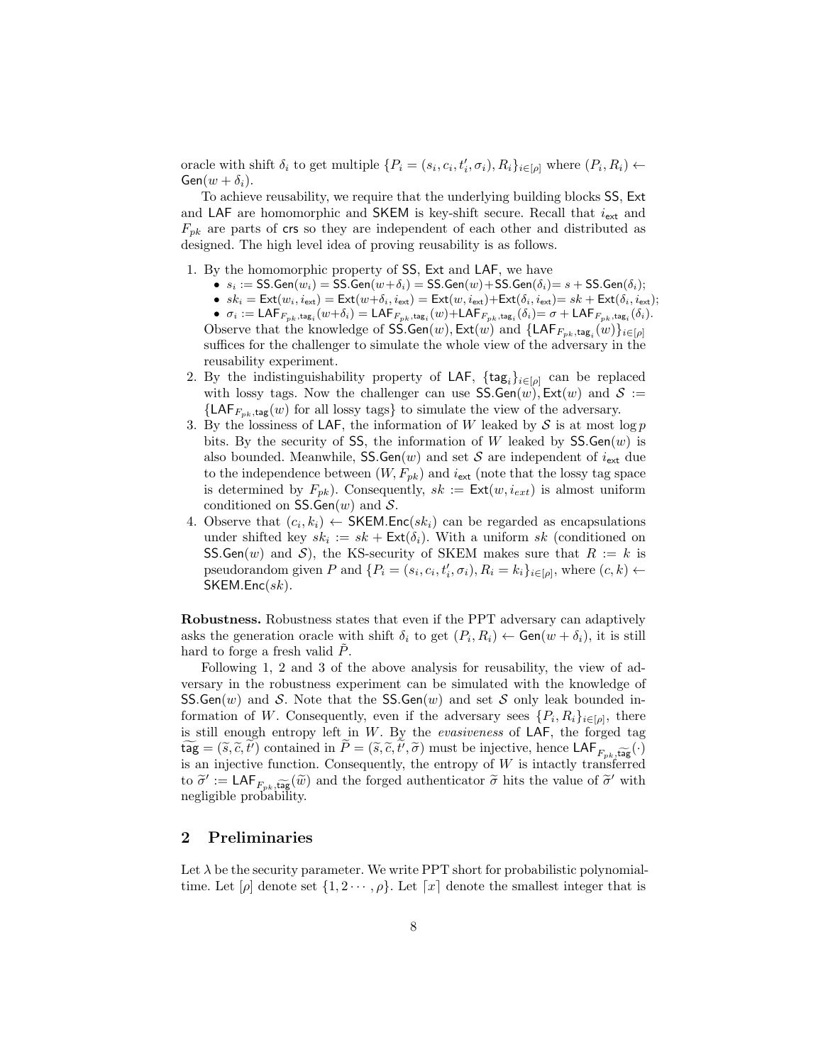oracle with shift $\delta_i$ to get multiple $\{P_i = (s_i, c_i, t'_i, \sigma_i), R_i\}_{i\in[\rho]}$ where $(P_i, R_i) \leftarrow \mathsf{Gen}(w + \delta_i)$.

To achieve reusability, we require that the underlying building blocks $\mathsf{SS}$, $\mathsf{Ext}$ and $\mathsf{LAF}$ are homomorphic and $\mathsf{SKEM}$ is key-shift secure. Recall that $i_{\mathsf{ext}}$ and $F_{pk}$ are parts of $\mathsf{crs}$ so they are independent of each other and distributed as designed. The high level idea of proving reusability is as follows.

1. By the homomorphic property of $\mathsf{SS}$, $\mathsf{Ext}$ and $\mathsf{LAF}$, we have
   - $s_i := \mathsf{SS.Gen}(w_i) = \mathsf{SS.Gen}(w+\delta_i) = \mathsf{SS.Gen}(w)+\mathsf{SS.Gen}(\delta_i) = s + \mathsf{SS.Gen}(\delta_i)$;
   - $sk_i = \mathsf{Ext}(w_i, i_{\mathsf{ext}}) = \mathsf{Ext}(w+\delta_i, i_{\mathsf{ext}}) = \mathsf{Ext}(w, i_{\mathsf{ext}})+\mathsf{Ext}(\delta_i, i_{\mathsf{ext}}) = sk + \mathsf{Ext}(\delta_i, i_{\mathsf{ext}})$;
   - $\sigma_i := \mathsf{LAF}_{F_{pk},\mathsf{tag}_i}(w+\delta_i) = \mathsf{LAF}_{F_{pk},\mathsf{tag}_i}(w)+\mathsf{LAF}_{F_{pk},\mathsf{tag}_i}(\delta_i) = \sigma + \mathsf{LAF}_{F_{pk},\mathsf{tag}_i}(\delta_i)$.

   Observe that the knowledge of $\mathsf{SS.Gen}(w), \mathsf{Ext}(w)$ and $\{\mathsf{LAF}_{F_{pk},\mathsf{tag}_i}(w)\}_{i\in[\rho]}$ suffices for the challenger to simulate the whole view of the adversary in the reusability experiment.
2. By the indistinguishability property of $\mathsf{LAF}$, $\{\mathsf{tag}_i\}_{i\in[\rho]}$ can be replaced with lossy tags. Now the challenger can use $\mathsf{SS.Gen}(w), \mathsf{Ext}(w)$ and $\mathcal{S} := \{\mathsf{LAF}_{F_{pk},\mathsf{tag}}(w) \text{ for all lossy tags}\}$ to simulate the view of the adversary.
3. By the lossiness of $\mathsf{LAF}$, the information of $W$ leaked by $\mathcal{S}$ is at most $\log p$ bits. By the security of $\mathsf{SS}$, the information of $W$ leaked by $\mathsf{SS.Gen}(w)$ is also bounded. Meanwhile, $\mathsf{SS.Gen}(w)$ and set $\mathcal{S}$ are independent of $i_{\mathsf{ext}}$ due to the independence between $(W, F_{pk})$ and $i_{\mathsf{ext}}$ (note that the lossy tag space is determined by $F_{pk}$). Consequently, $sk := \mathsf{Ext}(w, i_{ext})$ is almost uniform conditioned on $\mathsf{SS.Gen}(w)$ and $\mathcal{S}$.
4. Observe that $(c_i, k_i) \leftarrow \mathsf{SKEM.Enc}(sk_i)$ can be regarded as encapsulations under shifted key $sk_i := sk + \mathsf{Ext}(\delta_i)$. With a uniform $sk$ (conditioned on $\mathsf{SS.Gen}(w)$ and $\mathcal{S}$), the KS-security of SKEM makes sure that $R := k$ is pseudorandom given $P$ and $\{P_i = (s_i, c_i, t'_i, \sigma_i), R_i = k_i\}_{i\in[\rho]}$, where $(c, k) \leftarrow \mathsf{SKEM.Enc}(sk)$.

**Robustness.** Robustness states that even if the PPT adversary can adaptively asks the generation oracle with shift $\delta_i$ to get $(P_i, R_i) \leftarrow \mathsf{Gen}(w + \delta_i)$, it is still hard to forge a fresh valid $\tilde{P}$.

Following 1, 2 and 3 of the above analysis for reusability, the view of adversary in the robustness experiment can be simulated with the knowledge of $\mathsf{SS.Gen}(w)$ and $\mathcal{S}$. Note that the $\mathsf{SS.Gen}(w)$ and set $\mathcal{S}$ only leak bounded information of $W$. Consequently, even if the adversary sees $\{P_i, R_i\}_{i\in[\rho]}$, there is still enough entropy left in $W$. By the *evasiveness* of $\mathsf{LAF}$, the forged tag $\widetilde{\mathsf{tag}} = (\widetilde{s}, \widetilde{c}, \widetilde{t'})$ contained in $\widetilde{P} = (\widetilde{s}, \widetilde{c}, \widetilde{t'}, \widetilde{\sigma})$ must be injective, hence $\mathsf{LAF}_{F_{pk},\widetilde{\mathsf{tag}}}(\cdot)$ is an injective function. Consequently, the entropy of $W$ is intactly transferred to $\widetilde{\sigma}' := \mathsf{LAF}_{F_{pk},\widetilde{\mathsf{tag}}}(\widetilde{w})$ and the forged authenticator $\widetilde{\sigma}$ hits the value of $\widetilde{\sigma}'$ with negligible probability.

## 2 Preliminaries

Let $\lambda$ be the security parameter. We write PPT short for probabilistic polynomial-time. Let $[\rho]$ denote set $\{1, 2 \cdots, \rho\}$. Let $\lceil x \rceil$ denote the smallest integer that is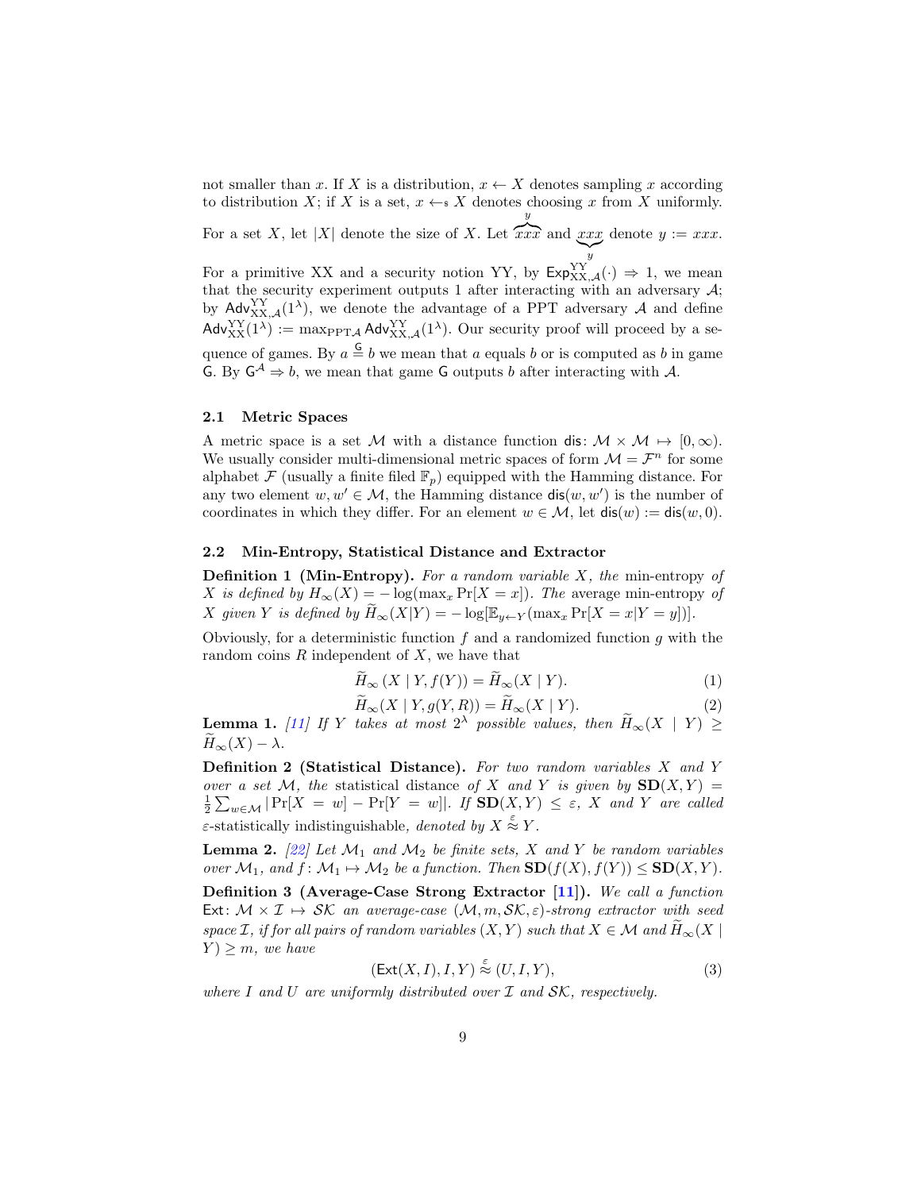not smaller than $x$. If $X$ is a distribution, $x \leftarrow X$ denotes sampling $x$ according to distribution $X$; if $X$ is a set, $x \leftarrow_{\$} X$ denotes choosing $x$ from $X$ uniformly. For a set $X$, let $|X|$ denote the size of $X$. Let $\overbrace{xxx}^{y}$ and $\underbrace{xxx}_{y}$ denote $y := xxx$. For a primitive XX and a security notion YY, by $\mathsf{Exp}^{\mathrm{YY}}_{\mathrm{XX},\mathcal{A}}(\cdot) \Rightarrow 1$, we mean that the security experiment outputs 1 after interacting with an adversary $\mathcal{A}$; by $\mathsf{Adv}^{\mathrm{YY}}_{\mathrm{XX},\mathcal{A}}(1^\lambda)$, we denote the advantage of a PPT adversary $\mathcal{A}$ and define $\mathsf{Adv}^{\mathrm{YY}}_{\mathrm{XX}}(1^\lambda) := \max_{\mathrm{PPT}\mathcal{A}} \mathsf{Adv}^{\mathrm{YY}}_{\mathrm{XX},\mathcal{A}}(1^\lambda)$. Our security proof will proceed by a sequence of games. By $a \overset{\mathsf{G}}{=} b$ we mean that $a$ equals $b$ or is computed as $b$ in game $\mathsf{G}$. By $\mathsf{G}^{\mathcal{A}} \Rightarrow b$, we mean that game $\mathsf{G}$ outputs $b$ after interacting with $\mathcal{A}$.

### 2.1 Metric Spaces

A metric space is a set $\mathcal{M}$ with a distance function $\mathsf{dis}\colon \mathcal{M} \times \mathcal{M} \mapsto [0, \infty)$. We usually consider multi-dimensional metric spaces of form $\mathcal{M} = \mathcal{F}^n$ for some alphabet $\mathcal{F}$ (usually a finite filed $\mathbb{F}_p$) equipped with the Hamming distance. For any two element $w, w' \in \mathcal{M}$, the Hamming distance $\mathsf{dis}(w, w')$ is the number of coordinates in which they differ. For an element $w \in \mathcal{M}$, let $\mathsf{dis}(w) := \mathsf{dis}(w, 0)$.

### 2.2 Min-Entropy, Statistical Distance and Extractor

**Definition 1 (Min-Entropy).** *For a random variable $X$, the* min-entropy *of $X$ is defined by $H_\infty(X) = -\log(\max_x \Pr[X = x])$. The* average min-entropy *of $X$ given $Y$ is defined by $\widetilde{H}_\infty(X|Y) = -\log[\mathbb{E}_{y \leftarrow Y}(\max_x \Pr[X = x|Y = y])]$.*

Obviously, for a deterministic function $f$ and a randomized function $g$ with the random coins $R$ independent of $X$, we have that

$$\widetilde{H}_\infty(X \mid Y, f(Y)) = \widetilde{H}_\infty(X \mid Y). \tag{1}$$

$$\widetilde{H}_\infty(X \mid Y, g(Y, R)) = \widetilde{H}_\infty(X \mid Y). \tag{2}$$

**Lemma 1.** *[11] If $Y$ takes at most $2^\lambda$ possible values, then $\widetilde{H}_\infty(X \mid Y) \geq \widetilde{H}_\infty(X) - \lambda$.*

**Definition 2 (Statistical Distance).** *For two random variables $X$ and $Y$ over a set $\mathcal{M}$, the* statistical distance *of $X$ and $Y$ is given by $\mathbf{SD}(X, Y) = \frac{1}{2}\sum_{w \in \mathcal{M}} |\Pr[X = w] - \Pr[Y = w]|$. If $\mathbf{SD}(X, Y) \leq \varepsilon$, $X$ and $Y$ are called $\varepsilon$-*statistically indistinguishable*, denoted by $X \overset{\varepsilon}{\approx} Y$.*

**Lemma 2.** *[22] Let $\mathcal{M}_1$ and $\mathcal{M}_2$ be finite sets, $X$ and $Y$ be random variables over $\mathcal{M}_1$, and $f\colon \mathcal{M}_1 \mapsto \mathcal{M}_2$ be a function. Then $\mathbf{SD}(f(X), f(Y)) \leq \mathbf{SD}(X, Y)$.*

**Definition 3 (Average-Case Strong Extractor [11]).** *We call a function $\mathsf{Ext}\colon \mathcal{M} \times \mathcal{I} \mapsto \mathcal{SK}$ an average-case $(\mathcal{M}, m, \mathcal{SK}, \varepsilon)$-strong extractor with seed space $\mathcal{I}$, if for all pairs of random variables $(X, Y)$ such that $X \in \mathcal{M}$ and $\widetilde{H}_\infty(X \mid Y) \geq m$, we have*

$$(\mathsf{Ext}(X, I), I, Y) \overset{\varepsilon}{\approx} (U, I, Y), \tag{3}$$

*where $I$ and $U$ are uniformly distributed over $\mathcal{I}$ and $\mathcal{SK}$, respectively.*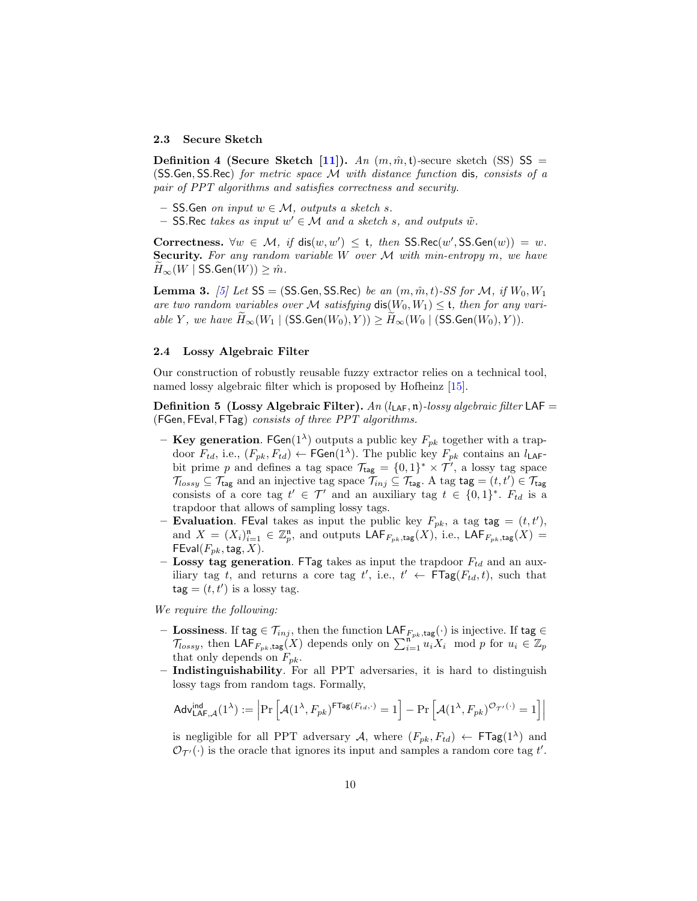### 2.3 Secure Sketch

**Definition 4 (Secure Sketch [11]).** *An $(m, \hat{m}, \mathfrak{t})$-secure sketch (SS) $\mathsf{SS} = (\mathsf{SS.Gen}, \mathsf{SS.Rec})$ for metric space $\mathcal{M}$ with distance function $\mathsf{dis}$, consists of a pair of PPT algorithms and satisfies correctness and security.*

- $\mathsf{SS.Gen}$ *on input $w \in \mathcal{M}$, outputs a sketch $s$.*
- $\mathsf{SS.Rec}$ *takes as input $w' \in \mathcal{M}$ and a sketch $s$, and outputs $\tilde{w}$.*

**Correctness.** *$\forall w \in \mathcal{M}$, if $\mathsf{dis}(w, w') \leq \mathfrak{t}$, then $\mathsf{SS.Rec}(w', \mathsf{SS.Gen}(w)) = w$.*
**Security.** *For any random variable $W$ over $\mathcal{M}$ with min-entropy $m$, we have $\widetilde{H}_\infty(W \mid \mathsf{SS.Gen}(W)) \geq \hat{m}$.*

**Lemma 3.** *[5] Let $\mathsf{SS} = (\mathsf{SS.Gen}, \mathsf{SS.Rec})$ be an $(m, \hat{m}, t)$-SS for $\mathcal{M}$, if $W_0, W_1$ are two random variables over $\mathcal{M}$ satisfying $\mathsf{dis}(W_0, W_1) \leq \mathfrak{t}$, then for any variable $Y$, we have $\widetilde{H}_\infty(W_1 \mid (\mathsf{SS.Gen}(W_0), Y)) \geq \widetilde{H}_\infty(W_0 \mid (\mathsf{SS.Gen}(W_0), Y))$.*

### 2.4 Lossy Algebraic Filter

Our construction of robustly reusable fuzzy extractor relies on a technical tool, named lossy algebraic filter which is proposed by Hofheinz [15].

**Definition 5 (Lossy Algebraic Filter).** *An $(l_{\mathsf{LAF}}, \mathfrak{n})$-lossy algebraic filter $\mathsf{LAF} = (\mathsf{FGen}, \mathsf{FEval}, \mathsf{FTag})$ consists of three PPT algorithms.*

- **Key generation**. $\mathsf{FGen}(1^\lambda)$ outputs a public key $F_{pk}$ together with a trapdoor $F_{td}$, i.e., $(F_{pk}, F_{td}) \leftarrow \mathsf{FGen}(1^\lambda)$. The public key $F_{pk}$ contains an $l_{\mathsf{LAF}}$-bit prime $p$ and defines a tag space $\mathcal{T}_{\mathsf{tag}} = \{0,1\}^* \times \mathcal{T}'$, a lossy tag space $\mathcal{T}_{lossy} \subseteq \mathcal{T}_{\mathsf{tag}}$ and an injective tag space $\mathcal{T}_{inj} \subseteq \mathcal{T}_{\mathsf{tag}}$. A tag $\mathsf{tag} = (t, t') \in \mathcal{T}_{\mathsf{tag}}$ consists of a core tag $t' \in \mathcal{T}'$ and an auxiliary tag $t \in \{0,1\}^*$. $F_{td}$ is a trapdoor that allows of sampling lossy tags.
- **Evaluation**. $\mathsf{FEval}$ takes as input the public key $F_{pk}$, a tag $\mathsf{tag} = (t, t')$, and $X = (X_i)_{i=1}^{\mathfrak{n}} \in \mathbb{Z}_p^{\mathfrak{n}}$, and outputs $\mathsf{LAF}_{F_{pk},\mathsf{tag}}(X)$, i.e., $\mathsf{LAF}_{F_{pk},\mathsf{tag}}(X) = \mathsf{FEval}(F_{pk}, \mathsf{tag}, X)$.
- **Lossy tag generation**. $\mathsf{FTag}$ takes as input the trapdoor $F_{td}$ and an auxiliary tag $t$, and returns a core tag $t'$, i.e., $t' \leftarrow \mathsf{FTag}(F_{td}, t)$, such that $\mathsf{tag} = (t, t')$ is a lossy tag.

*We require the following:*

- **Lossiness**. If $\mathsf{tag} \in \mathcal{T}_{inj}$, then the function $\mathsf{LAF}_{F_{pk},\mathsf{tag}}(\cdot)$ is injective. If $\mathsf{tag} \in \mathcal{T}_{lossy}$, then $\mathsf{LAF}_{F_{pk},\mathsf{tag}}(X)$ depends only on $\sum_{i=1}^{\mathfrak{n}} u_i X_i \mod p$ for $u_i \in \mathbb{Z}_p$ that only depends on $F_{pk}$.
- **Indistinguishability**. For all PPT adversaries, it is hard to distinguish lossy tags from random tags. Formally,

$$\mathsf{Adv}^{\mathsf{ind}}_{\mathsf{LAF},\mathcal{A}}(1^\lambda) := \left| \Pr\left[\mathcal{A}(1^\lambda, F_{pk})^{\mathsf{FTag}(F_{td},\cdot)} = 1\right] - \Pr\left[\mathcal{A}(1^\lambda, F_{pk})^{\mathcal{O}_{\mathcal{T}'}(\cdot)} = 1\right] \right|$$

is negligible for all PPT adversary $\mathcal{A}$, where $(F_{pk}, F_{td}) \leftarrow \mathsf{FTag}(1^\lambda)$ and $\mathcal{O}_{\mathcal{T}'}(\cdot)$ is the oracle that ignores its input and samples a random core tag $t'$.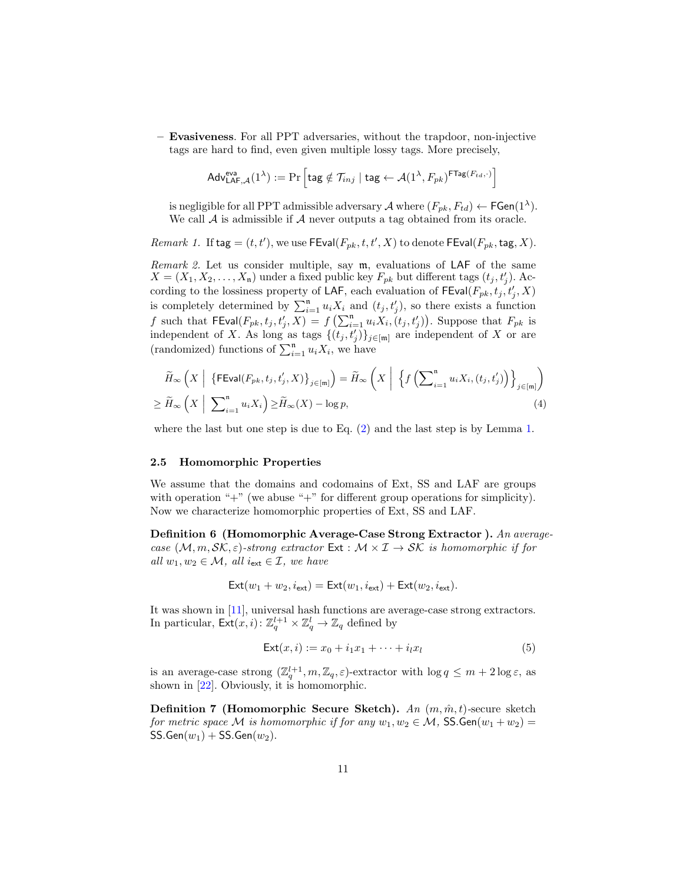– **Evasiveness**. For all PPT adversaries, without the trapdoor, non-injective tags are hard to find, even given multiple lossy tags. More precisely,

$$\mathsf{Adv}^{\mathsf{eva}}_{\mathsf{LAF},\mathcal{A}}(1^\lambda) := \Pr\left[\mathsf{tag} \notin \mathcal{T}_{inj} \mid \mathsf{tag} \leftarrow \mathcal{A}(1^\lambda, F_{pk})^{\mathsf{FTag}(F_{td},\cdot)}\right]$$

is negligible for all PPT admissible adversary $\mathcal{A}$ where $(F_{pk}, F_{td}) \leftarrow \mathsf{FGen}(1^\lambda)$. We call $\mathcal{A}$ is admissible if $\mathcal{A}$ never outputs a tag obtained from its oracle.

*Remark 1.* If $\mathsf{tag} = (t, t')$, we use $\mathsf{FEval}(F_{pk}, t, t', X)$ to denote $\mathsf{FEval}(F_{pk}, \mathsf{tag}, X)$.

*Remark 2.* Let us consider multiple, say $\mathfrak{m}$, evaluations of LAF of the same $X = (X_1, X_2, \ldots, X_\mathfrak{n})$ under a fixed public key $F_{pk}$ but different tags $(t_j, t'_j)$. According to the lossiness property of LAF, each evaluation of $\mathsf{FEval}(F_{pk}, t_j, t'_j, X)$ is completely determined by $\sum_{i=1}^{\mathfrak{n}} u_i X_i$ and $(t_j, t'_j)$, so there exists a function $f$ such that $\mathsf{FEval}(F_{pk}, t_j, t'_j, X) = f\left(\sum_{i=1}^{\mathfrak{n}} u_i X_i, (t_j, t'_j)\right)$. Suppose that $F_{pk}$ is independent of $X$. As long as tags $\{(t_j, t'_j)\}_{j\in[\mathfrak{m}]}$ are independent of $X$ or are (randomized) functions of $\sum_{i=1}^{\mathfrak{n}} u_i X_i$, we have

$$\begin{aligned}
&\widetilde{H}_\infty\left(X \;\middle|\; \left\{\mathsf{FEval}(F_{pk}, t_j, t'_j, X)\right\}_{j\in[\mathfrak{m}]}\right) = \widetilde{H}_\infty\left(X \;\middle|\; \left\{f\left(\textstyle\sum_{i=1}^{\mathfrak{n}} u_i X_i, (t_j, t'_j)\right)\right\}_{j\in[\mathfrak{m}]}\right) \\
&\geq \widetilde{H}_\infty\left(X \;\middle|\; \textstyle\sum_{i=1}^{\mathfrak{n}} u_i X_i\right) \geq \widetilde{H}_\infty(X) - \log p, \qquad (4)
\end{aligned}$$

where the last but one step is due to Eq. (2) and the last step is by Lemma 1.

### 2.5 Homomorphic Properties

We assume that the domains and codomains of Ext, SS and LAF are groups with operation "+" (we abuse "+" for different group operations for simplicity). Now we characterize homomorphic properties of Ext, SS and LAF.

**Definition 6 (Homomorphic Average-Case Strong Extractor ).** *An average-case $(\mathcal{M}, m, \mathcal{SK}, \varepsilon)$-strong extractor $\mathsf{Ext} : \mathcal{M} \times \mathcal{I} \to \mathcal{SK}$ is homomorphic if for all $w_1, w_2 \in \mathcal{M}$, all $i_{\mathsf{ext}} \in \mathcal{I}$, we have*

$$\mathsf{Ext}(w_1 + w_2, i_{\mathsf{ext}}) = \mathsf{Ext}(w_1, i_{\mathsf{ext}}) + \mathsf{Ext}(w_2, i_{\mathsf{ext}}).$$

It was shown in [11], universal hash functions are average-case strong extractors. In particular, $\mathsf{Ext}(x, i) \colon \mathbb{Z}_q^{l+1} \times \mathbb{Z}_q^l \to \mathbb{Z}_q$ defined by

$$\mathsf{Ext}(x, i) := x_0 + i_1 x_1 + \cdots + i_l x_l \qquad (5)$$

is an average-case strong $(\mathbb{Z}_q^{l+1}, m, \mathbb{Z}_q, \varepsilon)$-extractor with $\log q \leq m + 2\log\varepsilon$, as shown in [22]. Obviously, it is homomorphic.

**Definition 7 (Homomorphic Secure Sketch).** *An $(m, \hat{m}, t)$-secure sketch for metric space $\mathcal{M}$ is homomorphic if for any $w_1, w_2 \in \mathcal{M}$, $\mathsf{SS.Gen}(w_1 + w_2) = \mathsf{SS.Gen}(w_1) + \mathsf{SS.Gen}(w_2)$.*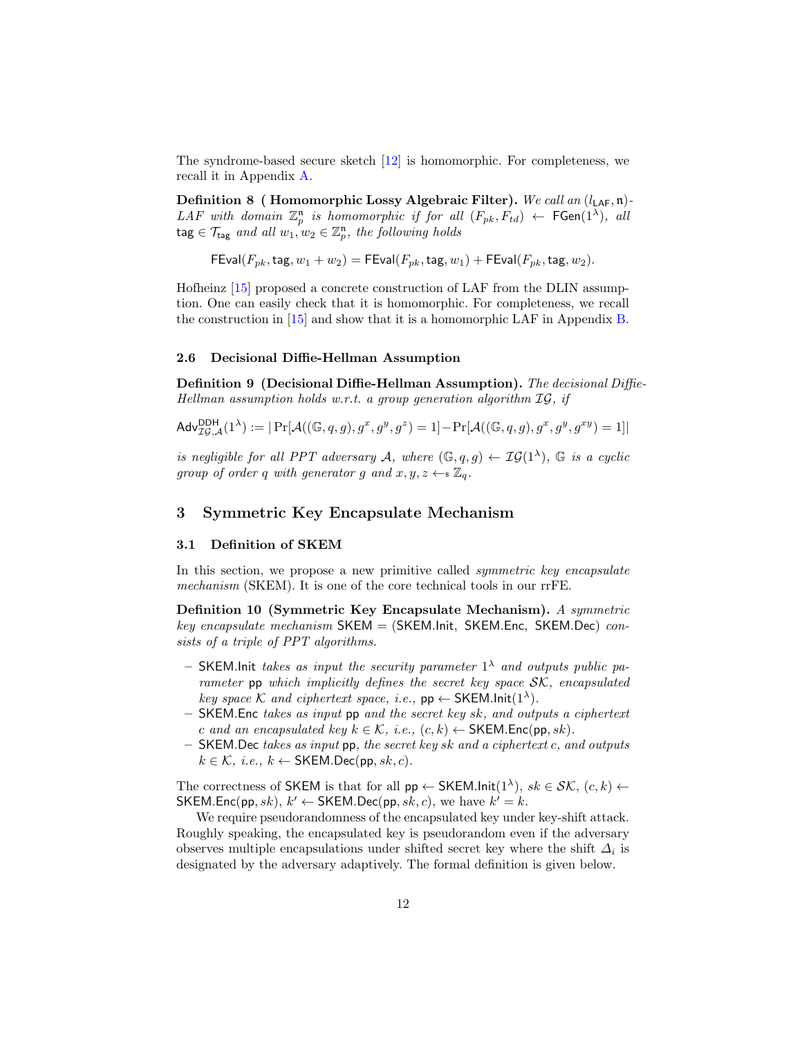The syndrome-based secure sketch [12] is homomorphic. For completeness, we recall it in Appendix A.

**Definition 8 ( Homomorphic Lossy Algebraic Filter).** *We call an* $(l_{\mathsf{LAF}}, \mathfrak{n})$*-LAF with domain* $\mathbb{Z}_p^{\mathfrak{n}}$ *is homomorphic if for all* $(F_{pk}, F_{td}) \leftarrow \mathsf{FGen}(1^\lambda)$*, all* $\mathsf{tag} \in \mathcal{T}_{\mathsf{tag}}$ *and all* $w_1, w_2 \in \mathbb{Z}_p^{\mathfrak{n}}$*, the following holds*

$$\mathsf{FEval}(F_{pk}, \mathsf{tag}, w_1 + w_2) = \mathsf{FEval}(F_{pk}, \mathsf{tag}, w_1) + \mathsf{FEval}(F_{pk}, \mathsf{tag}, w_2).$$

Hofheinz [15] proposed a concrete construction of LAF from the DLIN assumption. One can easily check that it is homomorphic. For completeness, we recall the construction in [15] and show that it is a homomorphic LAF in Appendix B.

### 2.6 Decisional Diffie-Hellman Assumption

**Definition 9 (Decisional Diffie-Hellman Assumption).** *The decisional Diffie-Hellman assumption holds w.r.t. a group generation algorithm* $\mathcal{IG}$*, if*

$$\mathsf{Adv}^{\mathsf{DDH}}_{\mathcal{IG},\mathcal{A}}(1^\lambda) := |\Pr[\mathcal{A}((\mathbb{G}, q, g), g^x, g^y, g^z) = 1] - \Pr[\mathcal{A}((\mathbb{G}, q, g), g^x, g^y, g^{xy}) = 1]|$$

*is negligible for all PPT adversary* $\mathcal{A}$*, where* $(\mathbb{G}, q, g) \leftarrow \mathcal{IG}(1^\lambda)$*,* $\mathbb{G}$ *is a cyclic group of order* $q$ *with generator* $g$ *and* $x, y, z \leftarrow_{\$} \mathbb{Z}_q$*.*

## 3 Symmetric Key Encapsulate Mechanism

### 3.1 Definition of SKEM

In this section, we propose a new primitive called *symmetric key encapsulate mechanism* (SKEM). It is one of the core technical tools in our rrFE.

**Definition 10 (Symmetric Key Encapsulate Mechanism).** *A symmetric key encapsulate mechanism* $\mathsf{SKEM} = (\mathsf{SKEM.Init}, \mathsf{SKEM.Enc}, \mathsf{SKEM.Dec})$ *consists of a triple of PPT algorithms.*

- $\mathsf{SKEM.Init}$ *takes as input the security parameter* $1^\lambda$ *and outputs public parameter* $\mathsf{pp}$ *which implicitly defines the secret key space* $\mathcal{SK}$*, encapsulated key space* $\mathcal{K}$ *and ciphertext space, i.e.,* $\mathsf{pp} \leftarrow \mathsf{SKEM.Init}(1^\lambda)$*.*
- $\mathsf{SKEM.Enc}$ *takes as input* $\mathsf{pp}$ *and the secret key* $sk$*, and outputs a ciphertext* $c$ *and an encapsulated key* $k \in \mathcal{K}$*, i.e.,* $(c, k) \leftarrow \mathsf{SKEM.Enc}(\mathsf{pp}, sk)$*.*
- $\mathsf{SKEM.Dec}$ *takes as input* $\mathsf{pp}$*, the secret key* $sk$ *and a ciphertext* $c$*, and outputs* $k \in \mathcal{K}$*, i.e.,* $k \leftarrow \mathsf{SKEM.Dec}(\mathsf{pp}, sk, c)$*.*

The correctness of $\mathsf{SKEM}$ is that for all $\mathsf{pp} \leftarrow \mathsf{SKEM.Init}(1^\lambda)$, $sk \in \mathcal{SK}$, $(c, k) \leftarrow \mathsf{SKEM.Enc}(\mathsf{pp}, sk)$, $k' \leftarrow \mathsf{SKEM.Dec}(\mathsf{pp}, sk, c)$, we have $k' = k$.

We require pseudorandomness of the encapsulated key under key-shift attack. Roughly speaking, the encapsulated key is pseudorandom even if the adversary observes multiple encapsulations under shifted secret key where the shift $\Delta_i$ is designated by the adversary adaptively. The formal definition is given below.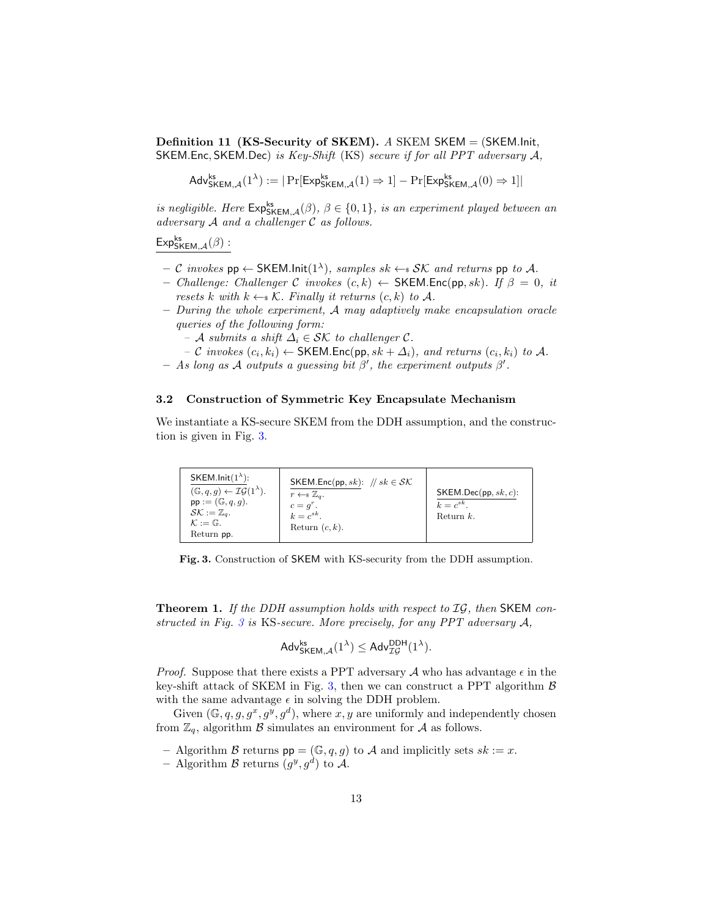**Definition 11 (KS-Security of SKEM).** *A* SKEM $\mathsf{SKEM} = (\mathsf{SKEM.Init}, \mathsf{SKEM.Enc}, \mathsf{SKEM.Dec})$ *is Key-Shift* (KS) *secure if for all PPT adversary* $\mathcal{A}$*,*

$$\mathsf{Adv}^{\mathsf{ks}}_{\mathsf{SKEM},\mathcal{A}}(1^\lambda) := |\Pr[\mathsf{Exp}^{\mathsf{ks}}_{\mathsf{SKEM},\mathcal{A}}(1) \Rightarrow 1] - \Pr[\mathsf{Exp}^{\mathsf{ks}}_{\mathsf{SKEM},\mathcal{A}}(0) \Rightarrow 1]|$$

*is negligible. Here* $\mathsf{Exp}^{\mathsf{ks}}_{\mathsf{SKEM},\mathcal{A}}(\beta)$*,* $\beta \in \{0,1\}$*, is an experiment played between an adversary* $\mathcal{A}$ *and a challenger* $\mathcal{C}$ *as follows.*

$\underline{\mathsf{Exp}^{\mathsf{ks}}_{\mathsf{SKEM},\mathcal{A}}(\beta):}$

- $\mathcal{C}$ *invokes* $\mathsf{pp} \leftarrow \mathsf{SKEM.Init}(1^\lambda)$*, samples* $sk \leftarrow_\$ \mathcal{SK}$ *and returns* $\mathsf{pp}$ *to* $\mathcal{A}$*.*
- *Challenge: Challenger* $\mathcal{C}$ *invokes* $(c, k) \leftarrow \mathsf{SKEM.Enc}(\mathsf{pp}, sk)$*. If* $\beta = 0$*, it resets* $k$ *with* $k \leftarrow_\$ \mathcal{K}$*. Finally it returns* $(c, k)$ *to* $\mathcal{A}$*.*
- *During the whole experiment,* $\mathcal{A}$ *may adaptively make encapsulation oracle queries of the following form:*
  - $\mathcal{A}$ *submits a shift* $\Delta_i \in \mathcal{SK}$ *to challenger* $\mathcal{C}$*.*
  - $\mathcal{C}$ *invokes* $(c_i, k_i) \leftarrow \mathsf{SKEM.Enc}(\mathsf{pp}, sk + \Delta_i)$*, and returns* $(c_i, k_i)$ *to* $\mathcal{A}$*.*
- *As long as* $\mathcal{A}$ *outputs a guessing bit* $\beta'$*, the experiment outputs* $\beta'$*.*

### 3.2 Construction of Symmetric Key Encapsulate Mechanism

We instantiate a KS-secure SKEM from the DDH assumption, and the construction is given in Fig. 3.

| $\underline{\mathsf{SKEM.Init}(1^\lambda)}$: | $\underline{\mathsf{SKEM.Enc}(\mathsf{pp}, sk)}$: // $sk \in \mathcal{SK}$ | $\underline{\mathsf{SKEM.Dec}(\mathsf{pp}, sk, c)}$: |
|---|---|---|
| $(\mathbb{G}, q, g) \leftarrow \mathcal{IG}(1^\lambda)$. | $r \leftarrow_\$ \mathbb{Z}_q$. | $k = c^{sk}$. |
| $\mathsf{pp} := (\mathbb{G}, q, g)$. | $c = g^r$. | Return $k$. |
| $\mathcal{SK} := \mathbb{Z}_q$. | $k = c^{sk}$. | |
| $\mathcal{K} := \mathbb{G}$. | Return $(c, k)$. | |
| Return $\mathsf{pp}$. | | |

**Fig. 3.** Construction of $\mathsf{SKEM}$ with KS-security from the DDH assumption.

**Theorem 1.** *If the DDH assumption holds with respect to* $\mathcal{IG}$*, then* $\mathsf{SKEM}$ *constructed in Fig. 3 is* KS*-secure. More precisely, for any PPT adversary* $\mathcal{A}$*,*

$$\mathsf{Adv}^{\mathsf{ks}}_{\mathsf{SKEM},\mathcal{A}}(1^\lambda) \leq \mathsf{Adv}^{\mathsf{DDH}}_{\mathcal{IG}}(1^\lambda).$$

*Proof.* Suppose that there exists a PPT adversary $\mathcal{A}$ who has advantage $\epsilon$ in the key-shift attack of SKEM in Fig. 3, then we can construct a PPT algorithm $\mathcal{B}$ with the same advantage $\epsilon$ in solving the DDH problem.

Given $(\mathbb{G}, q, g, g^x, g^y, g^d)$, where $x, y$ are uniformly and independently chosen from $\mathbb{Z}_q$, algorithm $\mathcal{B}$ simulates an environment for $\mathcal{A}$ as follows.

- Algorithm $\mathcal{B}$ returns $\mathsf{pp} = (\mathbb{G}, q, g)$ to $\mathcal{A}$ and implicitly sets $sk := x$.
- Algorithm $\mathcal{B}$ returns $(g^y, g^d)$ to $\mathcal{A}$.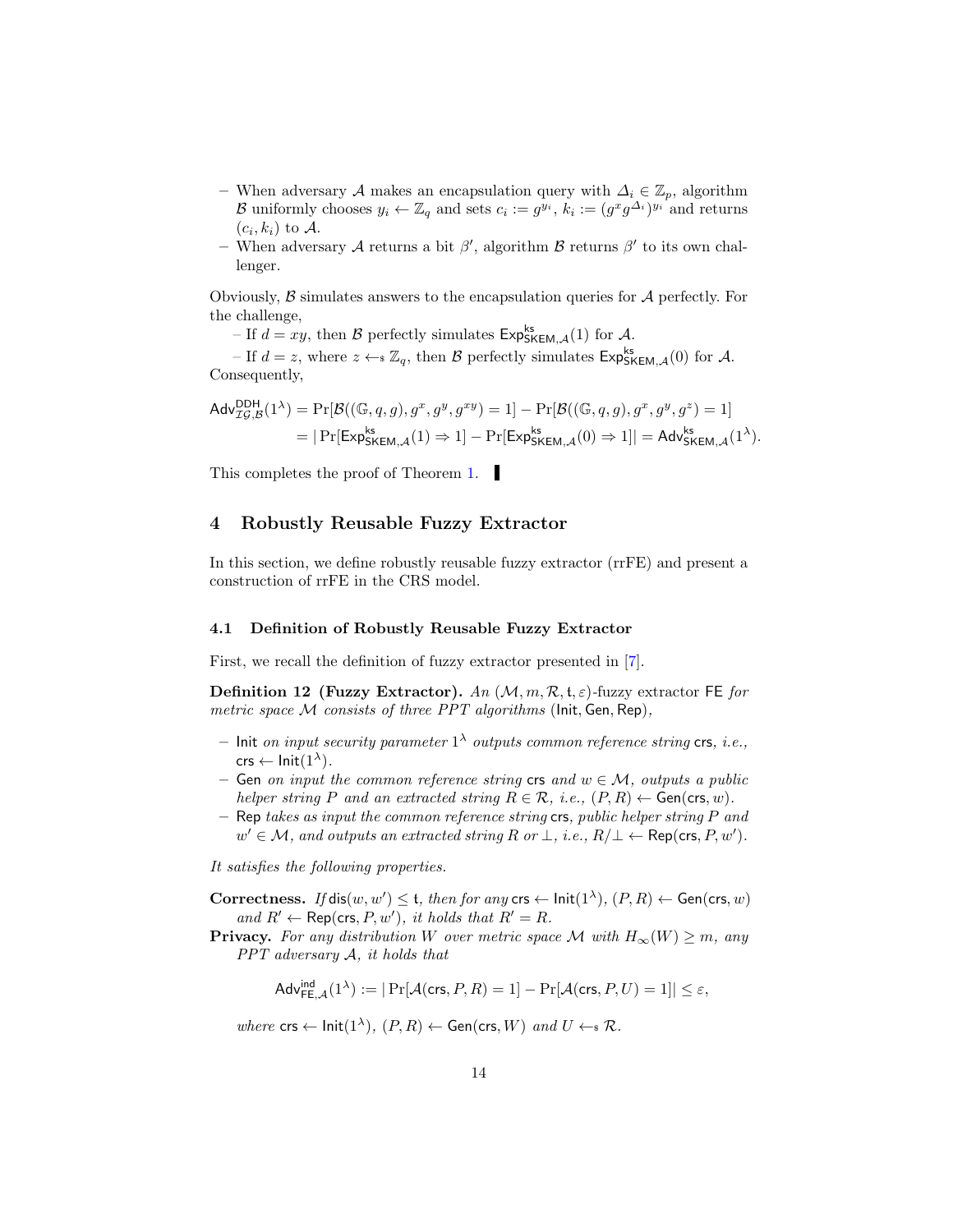– When adversary $\mathcal{A}$ makes an encapsulation query with $\Delta_i \in \mathbb{Z}_p$, algorithm $\mathcal{B}$ uniformly chooses $y_i \leftarrow \mathbb{Z}_q$ and sets $c_i := g^{y_i}$, $k_i := (g^x g^{\Delta_i})^{y_i}$ and returns $(c_i, k_i)$ to $\mathcal{A}$.
– When adversary $\mathcal{A}$ returns a bit $\beta'$, algorithm $\mathcal{B}$ returns $\beta'$ to its own challenger.

Obviously, $\mathcal{B}$ simulates answers to the encapsulation queries for $\mathcal{A}$ perfectly. For the challenge,

– If $d = xy$, then $\mathcal{B}$ perfectly simulates $\mathsf{Exp}^{\mathsf{ks}}_{\mathsf{SKEM},\mathcal{A}}(1)$ for $\mathcal{A}$.

– If $d = z$, where $z \leftarrow_{\$} \mathbb{Z}_q$, then $\mathcal{B}$ perfectly simulates $\mathsf{Exp}^{\mathsf{ks}}_{\mathsf{SKEM},\mathcal{A}}(0)$ for $\mathcal{A}$. Consequently,

$$
\begin{aligned}
\mathsf{Adv}^{\mathsf{DDH}}_{\mathcal{IG},\mathcal{B}}(1^\lambda) &= \Pr[\mathcal{B}((\mathbb{G}, q, g), g^x, g^y, g^{xy}) = 1] - \Pr[\mathcal{B}((\mathbb{G}, q, g), g^x, g^y, g^z) = 1] \\
&= |\Pr[\mathsf{Exp}^{\mathsf{ks}}_{\mathsf{SKEM},\mathcal{A}}(1) \Rightarrow 1] - \Pr[\mathsf{Exp}^{\mathsf{ks}}_{\mathsf{SKEM},\mathcal{A}}(0) \Rightarrow 1]| = \mathsf{Adv}^{\mathsf{ks}}_{\mathsf{SKEM},\mathcal{A}}(1^\lambda).
\end{aligned}
$$

This completes the proof of Theorem 1. ▮

## 4 Robustly Reusable Fuzzy Extractor

In this section, we define robustly reusable fuzzy extractor (rrFE) and present a construction of rrFE in the CRS model.

### 4.1 Definition of Robustly Reusable Fuzzy Extractor

First, we recall the definition of fuzzy extractor presented in [7].

**Definition 12 (Fuzzy Extractor).** *An $(\mathcal{M}, m, \mathcal{R}, \mathsf{t}, \varepsilon)$-fuzzy extractor $\mathsf{FE}$ for metric space $\mathcal{M}$ consists of three PPT algorithms $(\mathsf{Init}, \mathsf{Gen}, \mathsf{Rep})$,*

– $\mathsf{Init}$ *on input security parameter $1^\lambda$ outputs common reference string $\mathsf{crs}$, i.e., $\mathsf{crs} \leftarrow \mathsf{Init}(1^\lambda)$.*
– $\mathsf{Gen}$ *on input the common reference string $\mathsf{crs}$ and $w \in \mathcal{M}$, outputs a public helper string $P$ and an extracted string $R \in \mathcal{R}$, i.e., $(P, R) \leftarrow \mathsf{Gen}(\mathsf{crs}, w)$.*
– $\mathsf{Rep}$ *takes as input the common reference string $\mathsf{crs}$, public helper string $P$ and $w' \in \mathcal{M}$, and outputs an extracted string $R$ or $\perp$, i.e., $R/\perp \leftarrow \mathsf{Rep}(\mathsf{crs}, P, w')$.*

*It satisfies the following properties.*

**Correctness.** *If $\mathsf{dis}(w, w') \leq \mathsf{t}$, then for any $\mathsf{crs} \leftarrow \mathsf{Init}(1^\lambda)$, $(P, R) \leftarrow \mathsf{Gen}(\mathsf{crs}, w)$ and $R' \leftarrow \mathsf{Rep}(\mathsf{crs}, P, w')$, it holds that $R' = R$.*

**Privacy.** *For any distribution $W$ over metric space $\mathcal{M}$ with $H_\infty(W) \geq m$, any PPT adversary $\mathcal{A}$, it holds that*

$$
\mathsf{Adv}^{\mathsf{ind}}_{\mathsf{FE},\mathcal{A}}(1^\lambda) := |\Pr[\mathcal{A}(\mathsf{crs}, P, R) = 1] - \Pr[\mathcal{A}(\mathsf{crs}, P, U) = 1]| \leq \varepsilon,
$$

*where $\mathsf{crs} \leftarrow \mathsf{Init}(1^\lambda)$, $(P, R) \leftarrow \mathsf{Gen}(\mathsf{crs}, W)$ and $U \leftarrow_{\$} \mathcal{R}$.*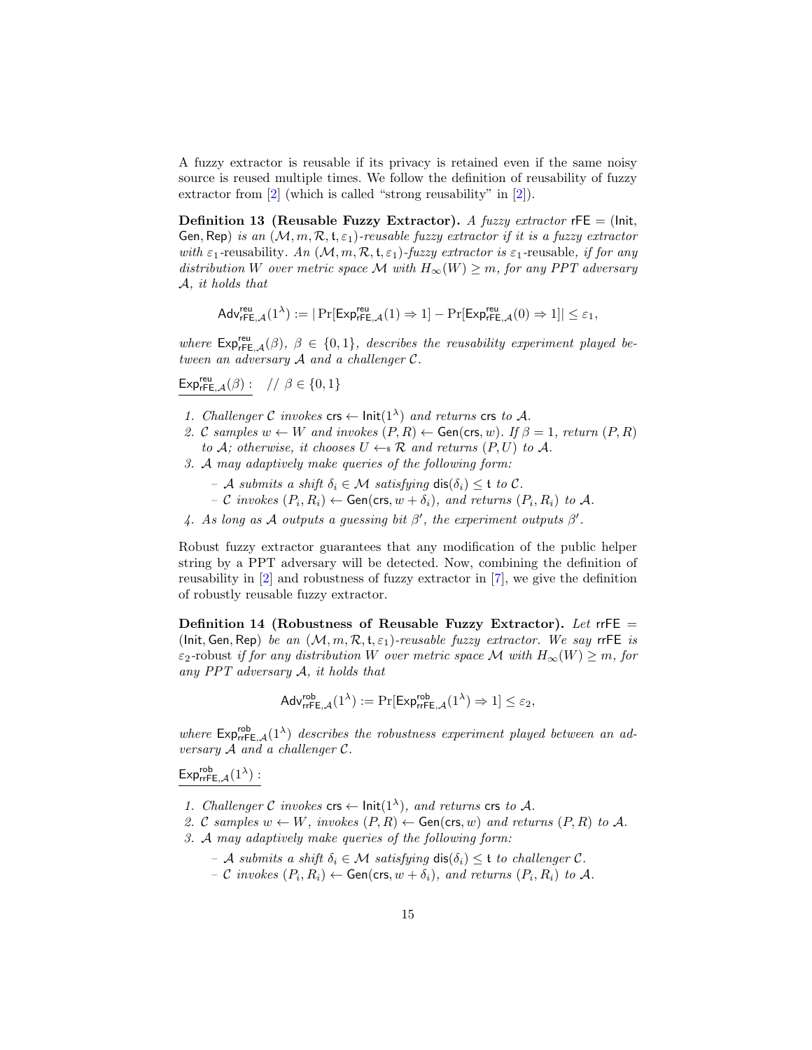A fuzzy extractor is reusable if its privacy is retained even if the same noisy source is reused multiple times. We follow the definition of reusability of fuzzy extractor from [2] (which is called "strong reusability" in [2]).

**Definition 13 (Reusable Fuzzy Extractor).** *A fuzzy extractor* $\mathsf{rFE} = (\mathsf{Init}, \mathsf{Gen}, \mathsf{Rep})$ *is an* $(\mathcal{M}, m, \mathcal{R}, \mathsf{t}, \varepsilon_1)$*-reusable fuzzy extractor if it is a fuzzy extractor with* $\varepsilon_1$*-reusability. An* $(\mathcal{M}, m, \mathcal{R}, \mathsf{t}, \varepsilon_1)$*-fuzzy extractor is* $\varepsilon_1$*-reusable, if for any distribution* $W$ *over metric space* $\mathcal{M}$ *with* $H_\infty(W) \geq m$*, for any PPT adversary* $\mathcal{A}$*, it holds that*

$$\mathsf{Adv}^{\mathsf{reu}}_{\mathsf{rFE},\mathcal{A}}(1^\lambda) := |\Pr[\mathsf{Exp}^{\mathsf{reu}}_{\mathsf{rFE},\mathcal{A}}(1) \Rightarrow 1] - \Pr[\mathsf{Exp}^{\mathsf{reu}}_{\mathsf{rFE},\mathcal{A}}(0) \Rightarrow 1]| \leq \varepsilon_1,$$

*where* $\mathsf{Exp}^{\mathsf{reu}}_{\mathsf{rFE},\mathcal{A}}(\beta)$*,* $\beta \in \{0,1\}$*, describes the reusability experiment played between an adversary* $\mathcal{A}$ *and a challenger* $\mathcal{C}$*.*

$\mathsf{Exp}^{\mathsf{reu}}_{\mathsf{rFE},\mathcal{A}}(\beta)$ : // $\beta \in \{0,1\}$

1. *Challenger* $\mathcal{C}$ *invokes* $\mathsf{crs} \leftarrow \mathsf{Init}(1^\lambda)$ *and returns* $\mathsf{crs}$ *to* $\mathcal{A}$*.*
2. $\mathcal{C}$ *samples* $w \leftarrow W$ *and invokes* $(P, R) \leftarrow \mathsf{Gen}(\mathsf{crs}, w)$*. If* $\beta = 1$*, return* $(P, R)$ *to* $\mathcal{A}$*; otherwise, it chooses* $U \leftarrow_{\$} \mathcal{R}$ *and returns* $(P, U)$ *to* $\mathcal{A}$*.*
3. $\mathcal{A}$ *may adaptively make queries of the following form:*
   - $\mathcal{A}$ *submits a shift* $\delta_i \in \mathcal{M}$ *satisfying* $\mathsf{dis}(\delta_i) \leq \mathsf{t}$ *to* $\mathcal{C}$*.*
   - $\mathcal{C}$ *invokes* $(P_i, R_i) \leftarrow \mathsf{Gen}(\mathsf{crs}, w + \delta_i)$*, and returns* $(P_i, R_i)$ *to* $\mathcal{A}$*.*
4. *As long as* $\mathcal{A}$ *outputs a guessing bit* $\beta'$*, the experiment outputs* $\beta'$*.*

Robust fuzzy extractor guarantees that any modification of the public helper string by a PPT adversary will be detected. Now, combining the definition of reusability in [2] and robustness of fuzzy extractor in [7], we give the definition of robustly reusable fuzzy extractor.

**Definition 14 (Robustness of Reusable Fuzzy Extractor).** *Let* $\mathsf{rrFE} = (\mathsf{Init}, \mathsf{Gen}, \mathsf{Rep})$ *be an* $(\mathcal{M}, m, \mathcal{R}, \mathsf{t}, \varepsilon_1)$*-reusable fuzzy extractor. We say* $\mathsf{rrFE}$ *is* $\varepsilon_2$*-robust if for any distribution* $W$ *over metric space* $\mathcal{M}$ *with* $H_\infty(W) \geq m$*, for any PPT adversary* $\mathcal{A}$*, it holds that*

$$\mathsf{Adv}^{\mathsf{rob}}_{\mathsf{rrFE},\mathcal{A}}(1^\lambda) := \Pr[\mathsf{Exp}^{\mathsf{rob}}_{\mathsf{rrFE},\mathcal{A}}(1^\lambda) \Rightarrow 1] \leq \varepsilon_2,$$

*where* $\mathsf{Exp}^{\mathsf{rob}}_{\mathsf{rrFE},\mathcal{A}}(1^\lambda)$ *describes the robustness experiment played between an adversary* $\mathcal{A}$ *and a challenger* $\mathcal{C}$*.*

$\mathsf{Exp}^{\mathsf{rob}}_{\mathsf{rrFE},\mathcal{A}}(1^\lambda)$ :

1. *Challenger* $\mathcal{C}$ *invokes* $\mathsf{crs} \leftarrow \mathsf{Init}(1^\lambda)$*, and returns* $\mathsf{crs}$ *to* $\mathcal{A}$*.*
2. $\mathcal{C}$ *samples* $w \leftarrow W$*, invokes* $(P, R) \leftarrow \mathsf{Gen}(\mathsf{crs}, w)$ *and returns* $(P, R)$ *to* $\mathcal{A}$*.*
3. $\mathcal{A}$ *may adaptively make queries of the following form:*
   - $\mathcal{A}$ *submits a shift* $\delta_i \in \mathcal{M}$ *satisfying* $\mathsf{dis}(\delta_i) \leq \mathsf{t}$ *to challenger* $\mathcal{C}$*.*
   - $\mathcal{C}$ *invokes* $(P_i, R_i) \leftarrow \mathsf{Gen}(\mathsf{crs}, w + \delta_i)$*, and returns* $(P_i, R_i)$ *to* $\mathcal{A}$*.*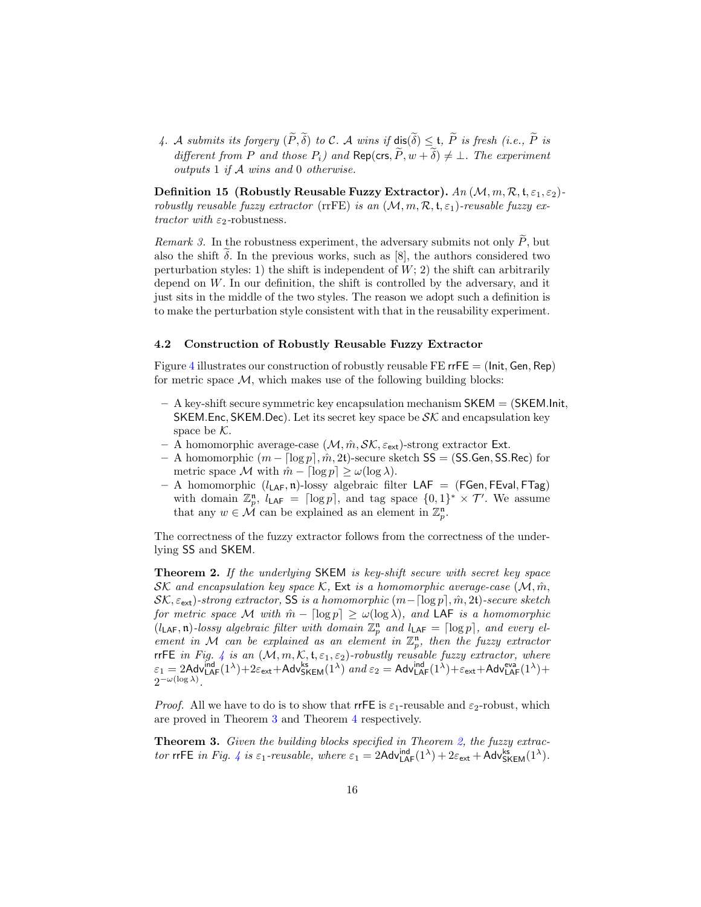4. $\mathcal{A}$ submits its forgery $(\widetilde{P}, \widetilde{\delta})$ to $\mathcal{C}$. $\mathcal{A}$ wins if $\mathsf{dis}(\widetilde{\delta}) \leq \mathsf{t}$, $\widetilde{P}$ is fresh (i.e., $\widetilde{P}$ is different from $P$ and those $P_i$) and $\mathsf{Rep}(\mathsf{crs}, \widetilde{P}, w + \widetilde{\delta}) \neq \bot$. The experiment outputs 1 if $\mathcal{A}$ wins and 0 otherwise.*

**Definition 15 (Robustly Reusable Fuzzy Extractor).** *An $(\mathcal{M}, m, \mathcal{R}, \mathsf{t}, \varepsilon_1, \varepsilon_2)$-robustly reusable fuzzy extractor (rrFE) is an $(\mathcal{M}, m, \mathcal{R}, \mathsf{t}, \varepsilon_1)$-reusable fuzzy extractor with $\varepsilon_2$-robustness.*

*Remark 3.* In the robustness experiment, the adversary submits not only $\widetilde{P}$, but also the shift $\widetilde{\delta}$. In the previous works, such as [8], the authors considered two perturbation styles: 1) the shift is independent of $W$; 2) the shift can arbitrarily depend on $W$. In our definition, the shift is controlled by the adversary, and it just sits in the middle of the two styles. The reason we adopt such a definition is to make the perturbation style consistent with that in the reusability experiment.

### 4.2 Construction of Robustly Reusable Fuzzy Extractor

Figure 4 illustrates our construction of robustly reusable FE $\mathsf{rrFE} = (\mathsf{Init}, \mathsf{Gen}, \mathsf{Rep})$ for metric space $\mathcal{M}$, which makes use of the following building blocks:

- A key-shift secure symmetric key encapsulation mechanism $\mathsf{SKEM} = (\mathsf{SKEM.Init}, \mathsf{SKEM.Enc}, \mathsf{SKEM.Dec})$. Let its secret key space be $\mathcal{SK}$ and encapsulation key space be $\mathcal{K}$.
- A homomorphic average-case $(\mathcal{M}, \hat{m}, \mathcal{SK}, \varepsilon_{\mathsf{ext}})$-strong extractor $\mathsf{Ext}$.
- A homomorphic $(m - \lceil \log p \rceil, \hat{m}, 2\mathsf{t})$-secure sketch $\mathsf{SS} = (\mathsf{SS.Gen}, \mathsf{SS.Rec})$ for metric space $\mathcal{M}$ with $\hat{m} - \lceil \log p \rceil \geq \omega(\log \lambda)$.
- A homomorphic $(l_{\mathsf{LAF}}, \mathfrak{n})$-lossy algebraic filter $\mathsf{LAF} = (\mathsf{FGen}, \mathsf{FEval}, \mathsf{FTag})$ with domain $\mathbb{Z}_p^{\mathfrak{n}}$, $l_{\mathsf{LAF}} = \lceil \log p \rceil$, and tag space $\{0,1\}^* \times \mathcal{T}'$. We assume that any $w \in \mathcal{M}$ can be explained as an element in $\mathbb{Z}_p^{\mathfrak{n}}$.

The correctness of the fuzzy extractor follows from the correctness of the underlying $\mathsf{SS}$ and $\mathsf{SKEM}$.

**Theorem 2.** *If the underlying $\mathsf{SKEM}$ is key-shift secure with secret key space $\mathcal{SK}$ and encapsulation key space $\mathcal{K}$, $\mathsf{Ext}$ is a homomorphic average-case $(\mathcal{M}, \hat{m}, \mathcal{SK}, \varepsilon_{\mathsf{ext}})$-strong extractor, $\mathsf{SS}$ is a homomorphic $(m - \lceil \log p \rceil, \hat{m}, 2\mathsf{t})$-secure sketch for metric space $\mathcal{M}$ with $\hat{m} - \lceil \log p \rceil \geq \omega(\log \lambda)$, and $\mathsf{LAF}$ is a homomorphic $(l_{\mathsf{LAF}}, \mathfrak{n})$-lossy algebraic filter with domain $\mathbb{Z}_p^{\mathfrak{n}}$ and $l_{\mathsf{LAF}} = \lceil \log p \rceil$, and every element in $\mathcal{M}$ can be explained as an element in $\mathbb{Z}_p^{\mathfrak{n}}$, then the fuzzy extractor $\mathsf{rrFE}$ in Fig. 4 is an $(\mathcal{M}, m, \mathcal{K}, \mathsf{t}, \varepsilon_1, \varepsilon_2)$-robustly reusable fuzzy extractor, where $\varepsilon_1 = 2\mathsf{Adv}^{\mathsf{ind}}_{\mathsf{LAF}}(1^\lambda) + 2\varepsilon_{\mathsf{ext}} + \mathsf{Adv}^{\mathsf{ks}}_{\mathsf{SKEM}}(1^\lambda)$ and $\varepsilon_2 = \mathsf{Adv}^{\mathsf{ind}}_{\mathsf{LAF}}(1^\lambda) + \varepsilon_{\mathsf{ext}} + \mathsf{Adv}^{\mathsf{eva}}_{\mathsf{LAF}}(1^\lambda) + 2^{-\omega(\log \lambda)}$.*

*Proof.* All we have to do is to show that $\mathsf{rrFE}$ is $\varepsilon_1$-reusable and $\varepsilon_2$-robust, which are proved in Theorem 3 and Theorem 4 respectively.

**Theorem 3.** *Given the building blocks specified in Theorem 2, the fuzzy extractor $\mathsf{rrFE}$ in Fig. 4 is $\varepsilon_1$-reusable, where $\varepsilon_1 = 2\mathsf{Adv}^{\mathsf{ind}}_{\mathsf{LAF}}(1^\lambda) + 2\varepsilon_{\mathsf{ext}} + \mathsf{Adv}^{\mathsf{ks}}_{\mathsf{SKEM}}(1^\lambda)$.*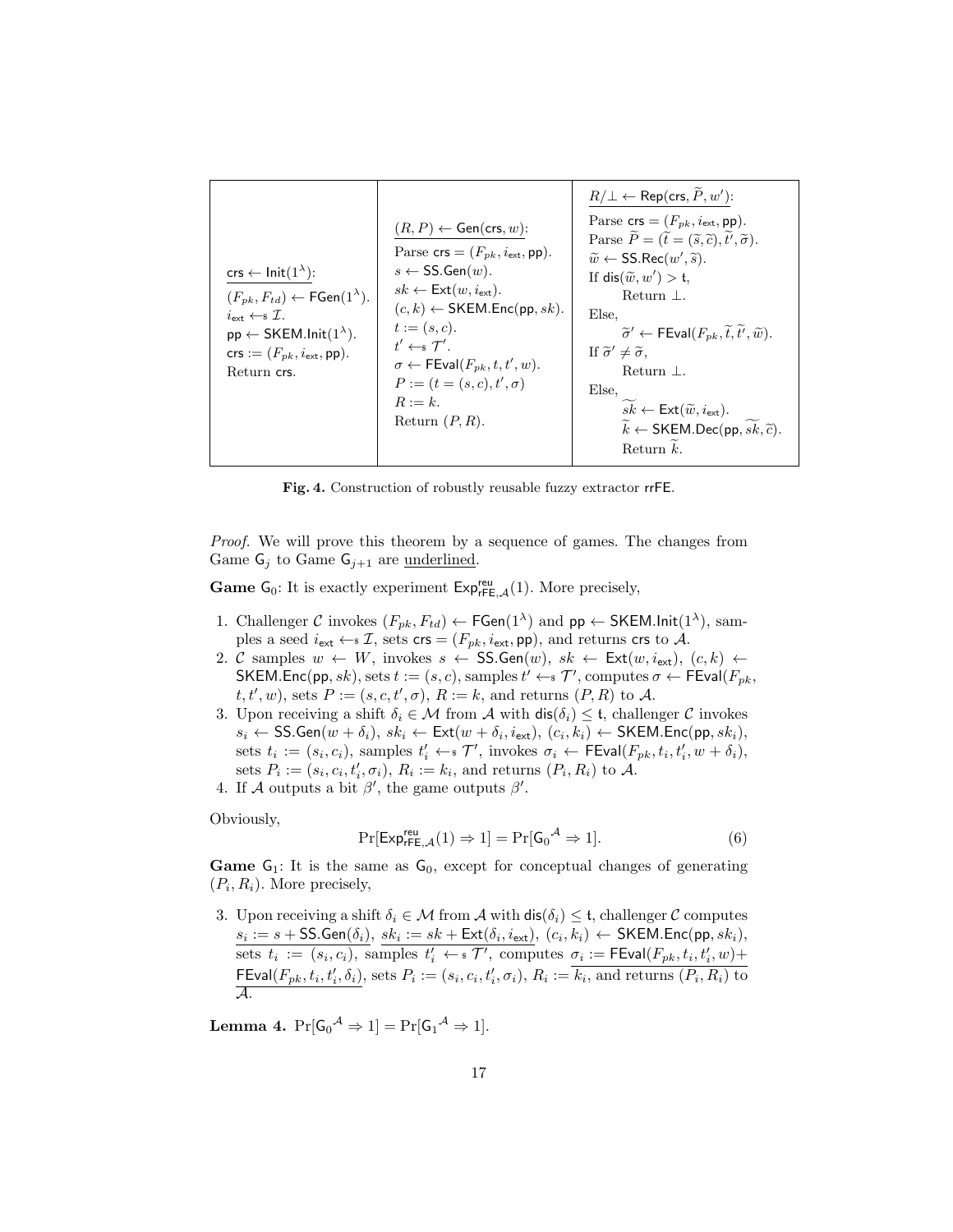| $\underline{\mathsf{crs} \leftarrow \mathsf{Init}(1^\lambda)}$: <br> $(F_{pk}, F_{td}) \leftarrow \mathsf{FGen}(1^\lambda)$. <br> $i_{\mathsf{ext}} \leftarrow_{\$} \mathcal{I}$. <br> $\mathsf{pp} \leftarrow \mathsf{SKEM.Init}(1^\lambda)$. <br> $\mathsf{crs} := (F_{pk}, i_{\mathsf{ext}}, \mathsf{pp})$. <br> Return $\mathsf{crs}$. | $\underline{(R, P) \leftarrow \mathsf{Gen}(\mathsf{crs}, w)}$: <br> Parse $\mathsf{crs} = (F_{pk}, i_{\mathsf{ext}}, \mathsf{pp})$. <br> $s \leftarrow \mathsf{SS.Gen}(w)$. <br> $sk \leftarrow \mathsf{Ext}(w, i_{\mathsf{ext}})$. <br> $(c, k) \leftarrow \mathsf{SKEM.Enc}(\mathsf{pp}, sk)$. <br> $t := (s, c)$. <br> $t' \leftarrow_{\$} \mathcal{T}'$. <br> $\sigma \leftarrow \mathsf{FEval}(F_{pk}, t, t', w)$. <br> $P := (t = (s, c), t', \sigma)$ <br> $R := k$. <br> Return $(P, R)$. | $\underline{R/\perp \leftarrow \mathsf{Rep}(\mathsf{crs}, \widetilde{P}, w')}$: <br> Parse $\mathsf{crs} = (F_{pk}, i_{\mathsf{ext}}, \mathsf{pp})$. <br> Parse $\widetilde{P} = (\widetilde{t} = (\widetilde{s}, \widetilde{c}), \widetilde{t}', \widetilde{\sigma})$. <br> $\widetilde{w} \leftarrow \mathsf{SS.Rec}(w', \widetilde{s})$. <br> If $\mathsf{dis}(\widetilde{w}, w') > \mathsf{t}$, <br> Return $\perp$. <br> Else, <br> $\widetilde{\sigma}' \leftarrow \mathsf{FEval}(F_{pk}, \widetilde{t}, \widetilde{t}', \widetilde{w})$. <br> If $\widetilde{\sigma}' \neq \widetilde{\sigma}$, <br> Return $\perp$. <br> Else, <br> $\widetilde{sk} \leftarrow \mathsf{Ext}(\widetilde{w}, i_{\mathsf{ext}})$. <br> $\widetilde{k} \leftarrow \mathsf{SKEM.Dec}(\mathsf{pp}, \widetilde{sk}, \widetilde{c})$. <br> Return $\widetilde{k}$. |
|---|---|---|

**Fig. 4.** Construction of robustly reusable fuzzy extractor rrFE.

*Proof.* We will prove this theorem by a sequence of games. The changes from Game $\mathsf{G}_j$ to Game $\mathsf{G}_{j+1}$ are underlined.

**Game** $\mathsf{G}_0$: It is exactly experiment $\mathsf{Exp}^{\mathsf{reu}}_{\mathsf{rFE},\mathcal{A}}(1)$. More precisely,

1. Challenger $\mathcal{C}$ invokes $(F_{pk}, F_{td}) \leftarrow \mathsf{FGen}(1^\lambda)$ and $\mathsf{pp} \leftarrow \mathsf{SKEM.Init}(1^\lambda)$, samples a seed $i_{\mathsf{ext}} \leftarrow_{\$} \mathcal{I}$, sets $\mathsf{crs} = (F_{pk}, i_{\mathsf{ext}}, \mathsf{pp})$, and returns $\mathsf{crs}$ to $\mathcal{A}$.
2. $\mathcal{C}$ samples $w \leftarrow W$, invokes $s \leftarrow \mathsf{SS.Gen}(w)$, $sk \leftarrow \mathsf{Ext}(w, i_{\mathsf{ext}})$, $(c, k) \leftarrow \mathsf{SKEM.Enc}(\mathsf{pp}, sk)$, sets $t := (s, c)$, samples $t' \leftarrow_{\$} \mathcal{T}'$, computes $\sigma \leftarrow \mathsf{FEval}(F_{pk}, t, t', w)$, sets $P := (s, c, t', \sigma)$, $R := k$, and returns $(P, R)$ to $\mathcal{A}$.
3. Upon receiving a shift $\delta_i \in \mathcal{M}$ from $\mathcal{A}$ with $\mathsf{dis}(\delta_i) \leq \mathsf{t}$, challenger $\mathcal{C}$ invokes $s_i \leftarrow \mathsf{SS.Gen}(w + \delta_i)$, $sk_i \leftarrow \mathsf{Ext}(w + \delta_i, i_{\mathsf{ext}})$, $(c_i, k_i) \leftarrow \mathsf{SKEM.Enc}(\mathsf{pp}, sk_i)$, sets $t_i := (s_i, c_i)$, samples $t'_i \leftarrow_{\$} \mathcal{T}'$, invokes $\sigma_i \leftarrow \mathsf{FEval}(F_{pk}, t_i, t'_i, w + \delta_i)$, sets $P_i := (s_i, c_i, t'_i, \sigma_i)$, $R_i := k_i$, and returns $(P_i, R_i)$ to $\mathcal{A}$.
4. If $\mathcal{A}$ outputs a bit $\beta'$, the game outputs $\beta'$.

Obviously,

$$\Pr[\mathsf{Exp}^{\mathsf{reu}}_{\mathsf{rFE},\mathcal{A}}(1) \Rightarrow 1] = \Pr[\mathsf{G}_0{}^{\mathcal{A}} \Rightarrow 1]. \tag{6}$$

**Game** $\mathsf{G}_1$: It is the same as $\mathsf{G}_0$, except for conceptual changes of generating $(P_i, R_i)$. More precisely,

3. Upon receiving a shift $\delta_i \in \mathcal{M}$ from $\mathcal{A}$ with $\mathsf{dis}(\delta_i) \leq \mathsf{t}$, challenger $\mathcal{C}$ computes $\underline{s_i := s + \mathsf{SS.Gen}(\delta_i)}$, $\underline{sk_i := sk + \mathsf{Ext}(\delta_i, i_{\mathsf{ext}})}$, $(c_i, k_i) \leftarrow \mathsf{SKEM.Enc}(\mathsf{pp}, sk_i)$, sets $t_i := (s_i, c_i)$, samples $t'_i \leftarrow_{\$} \mathcal{T}'$, computes $\underline{\sigma_i := \mathsf{FEval}(F_{pk}, t_i, t'_i, w) + \mathsf{FEval}(F_{pk}, t_i, t'_i, \delta_i)}$, sets $P_i := (s_i, c_i, t'_i, \sigma_i)$, $R_i := k_i$, and returns $(P_i, R_i)$ to $\mathcal{A}$.

**Lemma 4.** $\Pr[\mathsf{G}_0{}^{\mathcal{A}} \Rightarrow 1] = \Pr[\mathsf{G}_1{}^{\mathcal{A}} \Rightarrow 1]$.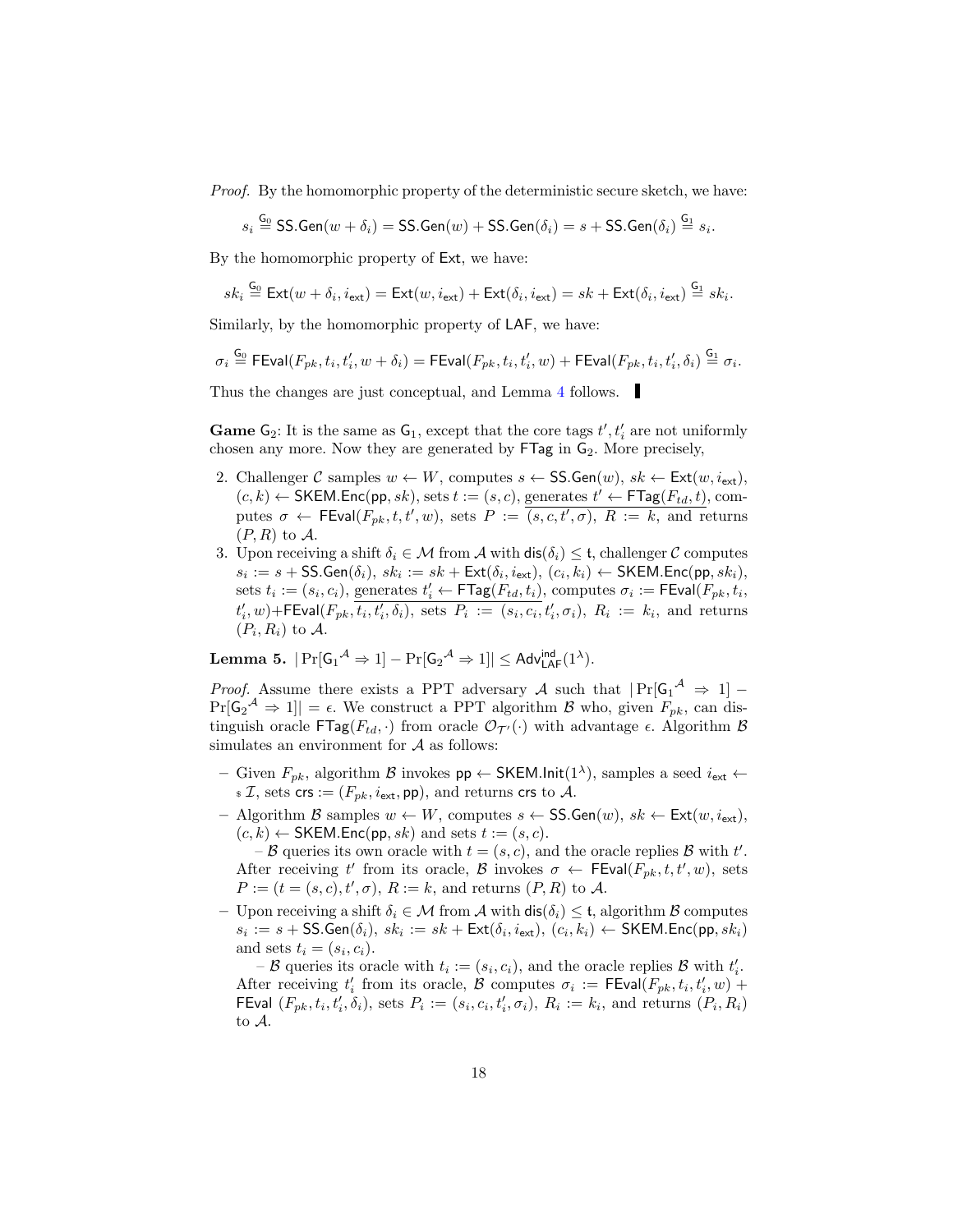*Proof.* By the homomorphic property of the deterministic secure sketch, we have:

$$s_i \overset{\mathsf{G}_0}{=} \mathsf{SS.Gen}(w + \delta_i) = \mathsf{SS.Gen}(w) + \mathsf{SS.Gen}(\delta_i) = s + \mathsf{SS.Gen}(\delta_i) \overset{\mathsf{G}_1}{=} s_i.$$

By the homomorphic property of $\mathsf{Ext}$, we have:

$$sk_i \overset{\mathsf{G}_0}{=} \mathsf{Ext}(w + \delta_i, i_{\mathsf{ext}}) = \mathsf{Ext}(w, i_{\mathsf{ext}}) + \mathsf{Ext}(\delta_i, i_{\mathsf{ext}}) = sk + \mathsf{Ext}(\delta_i, i_{\mathsf{ext}}) \overset{\mathsf{G}_1}{=} sk_i.$$

Similarly, by the homomorphic property of $\mathsf{LAF}$, we have:

$$\sigma_i \overset{\mathsf{G}_0}{=} \mathsf{FEval}(F_{pk}, t_i, t'_i, w + \delta_i) = \mathsf{FEval}(F_{pk}, t_i, t'_i, w) + \mathsf{FEval}(F_{pk}, t_i, t'_i, \delta_i) \overset{\mathsf{G}_1}{=} \sigma_i.$$

Thus the changes are just conceptual, and Lemma 4 follows. ∎

**Game** $\mathsf{G}_2$: It is the same as $\mathsf{G}_1$, except that the core tags $t', t'_i$ are not uniformly chosen any more. Now they are generated by $\mathsf{FTag}$ in $\mathsf{G}_2$. More precisely,

2. Challenger $\mathcal{C}$ samples $w \leftarrow W$, computes $s \leftarrow \mathsf{SS.Gen}(w)$, $sk \leftarrow \mathsf{Ext}(w, i_{\mathsf{ext}})$, $(c, k) \leftarrow \mathsf{SKEM.Enc}(\mathsf{pp}, sk)$, sets $t := (s, c)$, <u>generates $t' \leftarrow \mathsf{FTag}(F_{td}, t)$</u>, computes $\sigma \leftarrow \mathsf{FEval}(F_{pk}, t, t', w)$, sets $P := \underline{(s, c, t', \sigma)}$, $R := k$, and returns $(P, R)$ to $\mathcal{A}$.
3. Upon receiving a shift $\delta_i \in \mathcal{M}$ from $\mathcal{A}$ with $\mathsf{dis}(\delta_i) \leq \mathsf{t}$, challenger $\mathcal{C}$ computes $s_i := s + \mathsf{SS.Gen}(\delta_i)$, $sk_i := sk + \mathsf{Ext}(\delta_i, i_{\mathsf{ext}})$, $(c_i, k_i) \leftarrow \mathsf{SKEM.Enc}(\mathsf{pp}, sk_i)$, sets $t_i := (s_i, c_i)$, <u>generates $t'_i \leftarrow \mathsf{FTag}(F_{td}, t_i)$</u>, computes $\sigma_i := \mathsf{FEval}(F_{pk}, t_i, t'_i, w) + \mathsf{FEval}(F_{pk}, \underline{t_i, t'_i, \delta_i})$, sets $P_i := (s_i, c_i, t'_i, \sigma_i)$, $R_i := k_i$, and returns $(P_i, R_i)$ to $\mathcal{A}$.

**Lemma 5.** $|\Pr[\mathsf{G}_1{}^{\mathcal{A}} \Rightarrow 1] - \Pr[\mathsf{G}_2{}^{\mathcal{A}} \Rightarrow 1]| \leq \mathsf{Adv}^{\mathsf{ind}}_{\mathsf{LAF}}(1^\lambda)$.

*Proof.* Assume there exists a PPT adversary $\mathcal{A}$ such that $|\Pr[\mathsf{G}_1{}^{\mathcal{A}} \Rightarrow 1] - \Pr[\mathsf{G}_2{}^{\mathcal{A}} \Rightarrow 1]| = \epsilon$. We construct a PPT algorithm $\mathcal{B}$ who, given $F_{pk}$, can distinguish oracle $\mathsf{FTag}(F_{td}, \cdot)$ from oracle $\mathcal{O}_{\mathcal{T}'}(\cdot)$ with advantage $\epsilon$. Algorithm $\mathcal{B}$ simulates an environment for $\mathcal{A}$ as follows:

- Given $F_{pk}$, algorithm $\mathcal{B}$ invokes $\mathsf{pp} \leftarrow \mathsf{SKEM.Init}(1^\lambda)$, samples a seed $i_{\mathsf{ext}} \leftarrow_\$ \mathcal{I}$, sets $\mathsf{crs} := (F_{pk}, i_{\mathsf{ext}}, \mathsf{pp})$, and returns $\mathsf{crs}$ to $\mathcal{A}$.
- Algorithm $\mathcal{B}$ samples $w \leftarrow W$, computes $s \leftarrow \mathsf{SS.Gen}(w)$, $sk \leftarrow \mathsf{Ext}(w, i_{\mathsf{ext}})$, $(c, k) \leftarrow \mathsf{SKEM.Enc}(\mathsf{pp}, sk)$ and sets $t := (s, c)$.
  – $\mathcal{B}$ queries its own oracle with $t = (s, c)$, and the oracle replies $\mathcal{B}$ with $t'$. After receiving $t'$ from its oracle, $\mathcal{B}$ invokes $\sigma \leftarrow \mathsf{FEval}(F_{pk}, t, t', w)$, sets $P := (t = (s, c), t', \sigma)$, $R := k$, and returns $(P, R)$ to $\mathcal{A}$.
- Upon receiving a shift $\delta_i \in \mathcal{M}$ from $\mathcal{A}$ with $\mathsf{dis}(\delta_i) \leq \mathsf{t}$, algorithm $\mathcal{B}$ computes $s_i := s + \mathsf{SS.Gen}(\delta_i)$, $sk_i := sk + \mathsf{Ext}(\delta_i, i_{\mathsf{ext}})$, $(c_i, k_i) \leftarrow \mathsf{SKEM.Enc}(\mathsf{pp}, sk_i)$ and sets $t_i = (s_i, c_i)$.
  – $\mathcal{B}$ queries its oracle with $t_i := (s_i, c_i)$, and the oracle replies $\mathcal{B}$ with $t'_i$. After receiving $t'_i$ from its oracle, $\mathcal{B}$ computes $\sigma_i := \mathsf{FEval}(F_{pk}, t_i, t'_i, w) + \mathsf{FEval}\ (F_{pk}, t_i, t'_i, \delta_i)$, sets $P_i := (s_i, c_i, t'_i, \sigma_i)$, $R_i := k_i$, and returns $(P_i, R_i)$ to $\mathcal{A}$.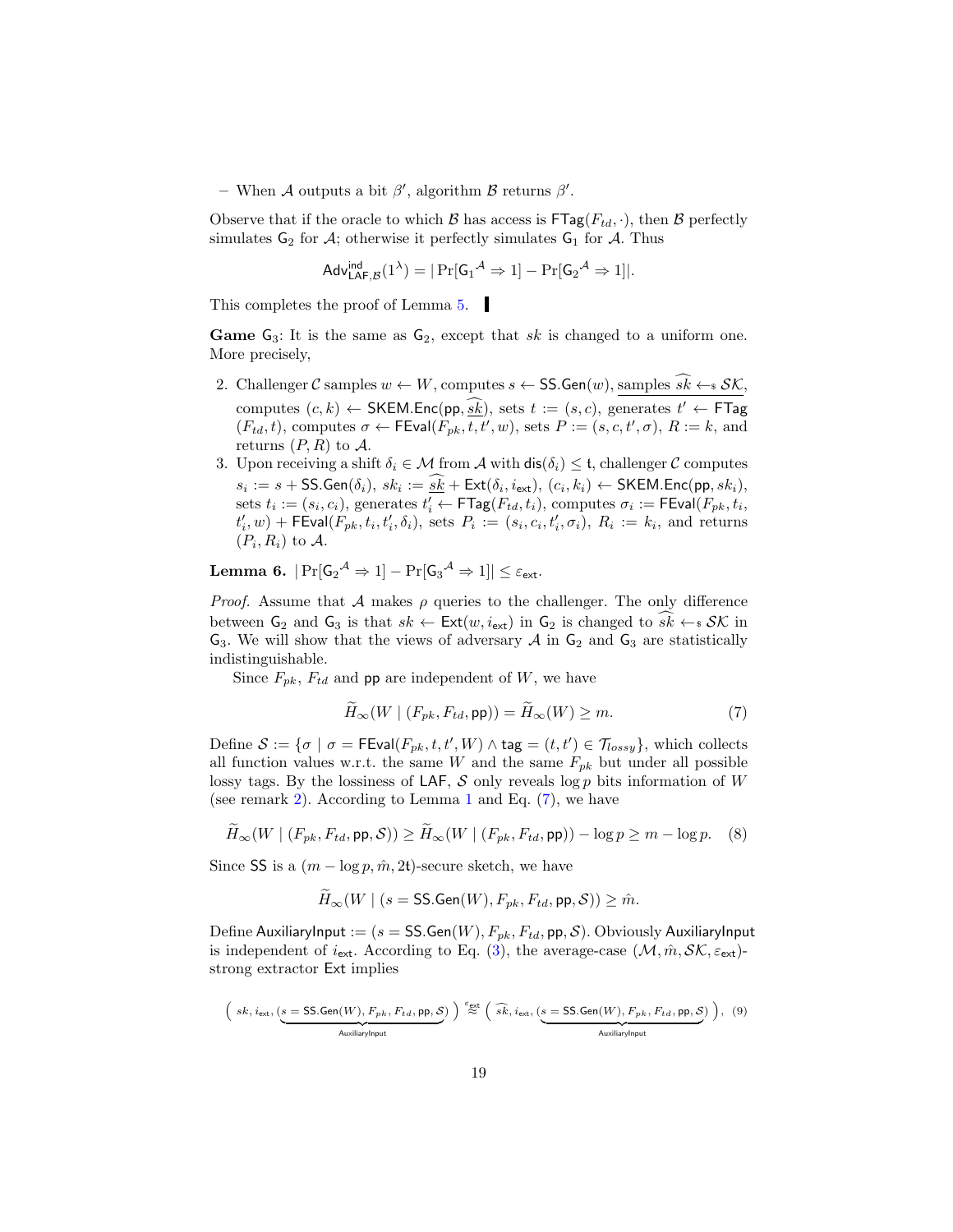– When $\mathcal{A}$ outputs a bit $\beta'$, algorithm $\mathcal{B}$ returns $\beta'$.

Observe that if the oracle to which $\mathcal{B}$ has access is $\mathsf{FTag}(F_{td}, \cdot)$, then $\mathcal{B}$ perfectly simulates $\mathsf{G}_2$ for $\mathcal{A}$; otherwise it perfectly simulates $\mathsf{G}_1$ for $\mathcal{A}$. Thus

$$\mathsf{Adv}^{\mathsf{ind}}_{\mathsf{LAF},\mathcal{B}}(1^\lambda) = |\Pr[{\mathsf{G}_1}^{\mathcal{A}} \Rightarrow 1] - \Pr[{\mathsf{G}_2}^{\mathcal{A}} \Rightarrow 1]|.$$

This completes the proof of Lemma 5. ▌

**Game** $\mathsf{G}_3$: It is the same as $\mathsf{G}_2$, except that $sk$ is changed to a uniform one. More precisely,

2. Challenger $\mathcal{C}$ samples $w \leftarrow W$, computes $s \leftarrow \mathsf{SS.Gen}(w)$, $\underline{\text{samples } \widehat{sk} \leftarrow_\$ \mathcal{SK}}$, computes $(c, k) \leftarrow \mathsf{SKEM.Enc}(\mathsf{pp}, \underline{\widehat{sk}})$, sets $t := (s, c)$, generates $t' \leftarrow \mathsf{FTag}(F_{td}, t)$, computes $\sigma \leftarrow \mathsf{FEval}(F_{pk}, t, t', w)$, sets $P := (s, c, t', \sigma)$, $R := k$, and returns $(P, R)$ to $\mathcal{A}$.
3. Upon receiving a shift $\delta_i \in \mathcal{M}$ from $\mathcal{A}$ with $\mathsf{dis}(\delta_i) \leq \mathsf{t}$, challenger $\mathcal{C}$ computes $s_i := s + \mathsf{SS.Gen}(\delta_i)$, $sk_i := \underline{\widehat{sk}} + \mathsf{Ext}(\delta_i, i_{\mathsf{ext}})$, $(c_i, k_i) \leftarrow \mathsf{SKEM.Enc}(\mathsf{pp}, sk_i)$, sets $t_i := (s_i, c_i)$, generates $t'_i \leftarrow \mathsf{FTag}(F_{td}, t_i)$, computes $\sigma_i := \mathsf{FEval}(F_{pk}, t_i, t'_i, w) + \mathsf{FEval}(F_{pk}, t_i, t'_i, \delta_i)$, sets $P_i := (s_i, c_i, t'_i, \sigma_i)$, $R_i := k_i$, and returns $(P_i, R_i)$ to $\mathcal{A}$.

**Lemma 6.** $|\Pr[{\mathsf{G}_2}^{\mathcal{A}} \Rightarrow 1] - \Pr[{\mathsf{G}_3}^{\mathcal{A}} \Rightarrow 1]| \leq \varepsilon_{\mathsf{ext}}$.

*Proof.* Assume that $\mathcal{A}$ makes $\rho$ queries to the challenger. The only difference between $\mathsf{G}_2$ and $\mathsf{G}_3$ is that $sk \leftarrow \mathsf{Ext}(w, i_{\mathsf{ext}})$ in $\mathsf{G}_2$ is changed to $\widehat{sk} \leftarrow_\$ \mathcal{SK}$ in $\mathsf{G}_3$. We will show that the views of adversary $\mathcal{A}$ in $\mathsf{G}_2$ and $\mathsf{G}_3$ are statistically indistinguishable.

Since $F_{pk}$, $F_{td}$ and $\mathsf{pp}$ are independent of $W$, we have

$$\widetilde{H}_\infty(W \mid (F_{pk}, F_{td}, \mathsf{pp})) = \widetilde{H}_\infty(W) \geq m. \tag{7}$$

Define $\mathcal{S} := \{\sigma \mid \sigma = \mathsf{FEval}(F_{pk}, t, t', W) \wedge \mathsf{tag} = (t, t') \in \mathcal{T}_{lossy}\}$, which collects all function values w.r.t. the same $W$ and the same $F_{pk}$ but under all possible lossy tags. By the lossiness of $\mathsf{LAF}$, $\mathcal{S}$ only reveals $\log p$ bits information of $W$ (see remark 2). According to Lemma 1 and Eq. (7), we have

$$\widetilde{H}_\infty(W \mid (F_{pk}, F_{td}, \mathsf{pp}, \mathcal{S})) \geq \widetilde{H}_\infty(W \mid (F_{pk}, F_{td}, \mathsf{pp})) - \log p \geq m - \log p. \tag{8}$$

Since $\mathsf{SS}$ is a $(m - \log p, \hat{m}, 2\mathsf{t})$-secure sketch, we have

$$\widetilde{H}_\infty(W \mid (s = \mathsf{SS.Gen}(W), F_{pk}, F_{td}, \mathsf{pp}, \mathcal{S})) \geq \hat{m}.$$

Define $\mathsf{AuxiliaryInput} := (s = \mathsf{SS.Gen}(W), F_{pk}, F_{td}, \mathsf{pp}, \mathcal{S})$. Obviously $\mathsf{AuxiliaryInput}$ is independent of $i_{\mathsf{ext}}$. According to Eq. (3), the average-case $(\mathcal{M}, \hat{m}, \mathcal{SK}, \varepsilon_{\mathsf{ext}})$-strong extractor $\mathsf{Ext}$ implies

$$\Big(\, sk, i_{\mathsf{ext}}, \underbrace{(s = \mathsf{SS.Gen}(W), F_{pk}, F_{td}, \mathsf{pp}, \mathcal{S})}_{\mathsf{AuxiliaryInput}} \,\Big) \overset{\varepsilon_{\mathsf{ext}}}{\approx} \Big(\, \widehat{sk}, i_{\mathsf{ext}}, \underbrace{(s = \mathsf{SS.Gen}(W), F_{pk}, F_{td}, \mathsf{pp}, \mathcal{S})}_{\mathsf{AuxiliaryInput}} \,\Big), \tag{9}$$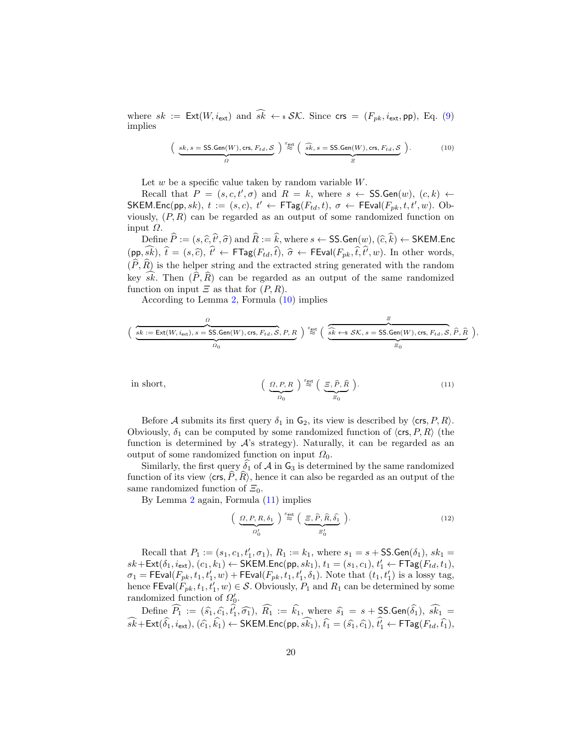where $sk := \mathsf{Ext}(W, i_{\mathsf{ext}})$ and $\widehat{sk} \leftarrow_{\$} \mathcal{SK}$. Since $\mathsf{crs} = (F_{pk}, i_{\mathsf{ext}}, \mathsf{pp})$, Eq. (9) implies

$$\big(\underbrace{sk, s = \mathsf{SS.Gen}(W), \mathsf{crs}, F_{td}, \mathcal{S}}_{\Omega}\big) \overset{\varepsilon_{\mathsf{ext}}}{\approx} \big(\underbrace{\widehat{sk}, s = \mathsf{SS.Gen}(W), \mathsf{crs}, F_{td}, \mathcal{S}}_{\Xi}\big). \tag{10}$$

Let $w$ be a specific value taken by random variable $W$.

Recall that $P = (s, c, t', \sigma)$ and $R = k$, where $s \leftarrow \mathsf{SS.Gen}(w)$, $(c, k) \leftarrow \mathsf{SKEM.Enc}(\mathsf{pp}, sk)$, $t := (s, c)$, $t' \leftarrow \mathsf{FTag}(F_{td}, t)$, $\sigma \leftarrow \mathsf{FEval}(F_{pk}, t, t', w)$. Obviously, $(P, R)$ can be regarded as an output of some randomized function on input $\Omega$.

Define $\widehat{P} := (s, \widehat{c}, \widehat{t}', \widehat{\sigma})$ and $\widehat{R} := \widehat{k}$, where $s \leftarrow \mathsf{SS.Gen}(w)$, $(\widehat{c}, \widehat{k}) \leftarrow \mathsf{SKEM.Enc}(\mathsf{pp}, \widehat{sk})$, $\widehat{t} = (s, \widehat{c})$, $\widehat{t}' \leftarrow \mathsf{FTag}(F_{td}, \widehat{t})$, $\widehat{\sigma} \leftarrow \mathsf{FEval}(F_{pk}, \widehat{t}, \widehat{t}', w)$. In other words, $(\widehat{P}, \widehat{R})$ is the helper string and the extracted string generated with the random key $\widehat{sk}$. Then $(\widehat{P}, \widehat{R})$ can be regarded as an output of the same randomized function on input $\Xi$ as that for $(P, R)$.

According to Lemma 2, Formula (10) implies

$$\big(\underbrace{\overbrace{sk := \mathsf{Ext}(W, i_{\mathsf{ext}}), s = \mathsf{SS.Gen}(W), \mathsf{crs}, F_{td}, \mathcal{S}}^{\Omega}, P, R}_{\Omega_0}\big) \overset{\varepsilon_{\mathsf{ext}}}{\approx} \big(\underbrace{\overbrace{\widehat{sk} \leftarrow_{\$} \mathcal{SK}, s = \mathsf{SS.Gen}(W), \mathsf{crs}, F_{td}, \mathcal{S}}^{\Xi}, \widehat{P}, \widehat{R}}_{\Xi_0}\big),$$

in short,

$$\big(\underbrace{\Omega, P, R}_{\Omega_0}\big) \overset{\varepsilon_{\mathsf{ext}}}{\approx} \big(\underbrace{\Xi, \widehat{P}, \widehat{R}}_{\Xi_0}\big). \tag{11}$$

Before $\mathcal{A}$ submits its first query $\delta_1$ in $\mathsf{G}_2$, its view is described by $\langle \mathsf{crs}, P, R\rangle$. Obviously, $\delta_1$ can be computed by some randomized function of $\langle \mathsf{crs}, P, R\rangle$ (the function is determined by $\mathcal{A}$'s strategy). Naturally, it can be regarded as an output of some randomized function on input $\Omega_0$.

Similarly, the first query $\widehat{\delta}_1$ of $\mathcal{A}$ in $\mathsf{G}_3$ is determined by the same randomized function of its view $\langle \mathsf{crs}, \widehat{P}, \widehat{R}\rangle$, hence it can also be regarded as an output of the same randomized function of $\Xi_0$.

By Lemma 2 again, Formula (11) implies

$$\big(\underbrace{\Omega, P, R, \delta_1}_{\Omega_0'}\big) \overset{\varepsilon_{\mathsf{ext}}}{\approx} \big(\underbrace{\Xi, \widehat{P}, \widehat{R}, \widehat{\delta}_1}_{\Xi_0'}\big). \tag{12}$$

Recall that $P_1 := (s_1, c_1, t_1', \sigma_1)$, $R_1 := k_1$, where $s_1 = s + \mathsf{SS.Gen}(\delta_1)$, $sk_1 = sk + \mathsf{Ext}(\delta_1, i_{\mathsf{ext}})$, $(c_1, k_1) \leftarrow \mathsf{SKEM.Enc}(\mathsf{pp}, sk_1)$, $t_1 = (s_1, c_1)$, $t_1' \leftarrow \mathsf{FTag}(F_{td}, t_1)$, $\sigma_1 = \mathsf{FEval}(F_{pk}, t_1, t_1', w) + \mathsf{FEval}(F_{pk}, t_1, t_1', \delta_1)$. Note that $(t_1, t_1')$ is a lossy tag, hence $\mathsf{FEval}(F_{pk}, t_1, t_1', w) \in \mathcal{S}$. Obviously, $P_1$ and $R_1$ can be determined by some randomized function of $\Omega_0'$.

Define $\widehat{P_1} := (\widehat{s}_1, \widehat{c}_1, \widehat{t}_1', \widehat{\sigma_1})$, $\widehat{R_1} := \widehat{k}_1$, where $\widehat{s}_1 = s + \mathsf{SS.Gen}(\widehat{\delta}_1)$, $\widehat{sk_1} = \widehat{sk} + \mathsf{Ext}(\widehat{\delta}_1, i_{\mathsf{ext}})$, $(\widehat{c}_1, \widehat{k}_1) \leftarrow \mathsf{SKEM.Enc}(\mathsf{pp}, \widehat{sk_1})$, $\widehat{t}_1 = (\widehat{s}_1, \widehat{c}_1)$, $\widehat{t}_1' \leftarrow \mathsf{FTag}(F_{td}, \widehat{t}_1)$,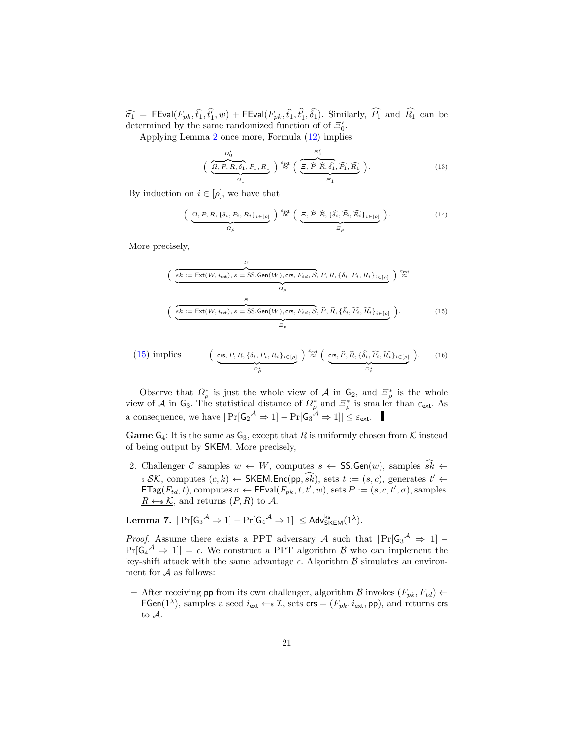$\widehat{\sigma_1} = \mathsf{FEval}(F_{pk}, \widehat{t_1}, \widehat{t_1'}, w) + \mathsf{FEval}(F_{pk}, \widehat{t_1}, \widehat{t_1'}, \widehat{\delta_1})$. Similarly, $\widehat{P_1}$ and $\widehat{R_1}$ can be determined by the same randomized function of of $\Xi_0'$.

Applying Lemma 2 once more, Formula (12) implies

$$\big(\ \underbrace{\overbrace{\Omega, P, R, \delta_1}^{\Omega_0'}, P_1, R_1}_{\Omega_1}\ \big) \overset{\varepsilon_{\mathsf{ext}}}{\approx} \big(\ \underbrace{\overbrace{\Xi, \widehat{P}, \widehat{R}, \widehat{\delta_1}}^{\Xi_0'}, \widehat{P_1}, \widehat{R_1}}_{\Xi_1}\ \big). \tag{13}$$

By induction on $i \in [\rho]$, we have that

$$\big(\ \underbrace{\Omega, P, R, \{\delta_i, P_i, R_i\}_{i\in[\rho]}}_{\Omega_\rho}\ \big) \overset{\varepsilon_{\mathsf{ext}}}{\approx} \big(\ \underbrace{\Xi, \widehat{P}, \widehat{R}, \{\widehat{\delta_i}, \widehat{P_i}, \widehat{R_i}\}_{i\in[\rho]}}_{\Xi_\rho}\ \big). \tag{14}$$

More precisely,

$$\big(\ \underbrace{\overbrace{sk := \mathsf{Ext}(W, i_{\mathsf{ext}}), s = \mathsf{SS.Gen}(W), \mathsf{crs}, F_{td}, \mathcal{S}}^{\Omega}, P, R, \{\delta_i, P_i, R_i\}_{i\in[\rho]}}_{\Omega_\rho}\ \big) \overset{\varepsilon_{\mathsf{ext}}}{\approx}$$

$$\big(\ \underbrace{\overbrace{sk := \mathsf{Ext}(W, i_{\mathsf{ext}}), s = \mathsf{SS.Gen}(W), \mathsf{crs}, F_{td}, \mathcal{S}}^{\Xi}, \widehat{P}, \widehat{R}, \{\widehat{\delta_i}, \widehat{P_i}, \widehat{R_i}\}_{i\in[\rho]}}_{\Xi_\rho}\ \big). \tag{15}$$

(15) implies
$$\big(\ \underbrace{\mathsf{crs}, P, R, \{\delta_i, P_i, R_i\}_{i\in[\rho]}}_{\Omega_\rho^*}\ \big) \overset{\varepsilon_{\mathsf{ext}}}{\approx} \big(\ \underbrace{\mathsf{crs}, \widehat{P}, \widehat{R}, \{\widehat{\delta_i}, \widehat{P_i}, \widehat{R_i}\}_{i\in[\rho]}}_{\Xi_\rho^*}\ \big). \tag{16}$$

Observe that $\Omega_\rho^*$ is just the whole view of $\mathcal{A}$ in $\mathsf{G}_2$, and $\Xi_\rho^*$ is the whole view of $\mathcal{A}$ in $\mathsf{G}_3$. The statistical distance of $\Omega_\rho^*$ and $\Xi_\rho^*$ is smaller than $\varepsilon_{\mathsf{ext}}$. As a consequence, we have $|\Pr[\mathsf{G}_2^{\mathcal{A}} \Rightarrow 1] - \Pr[\mathsf{G}_3^{\mathcal{A}} \Rightarrow 1]| \le \varepsilon_{\mathsf{ext}}$. ∎

**Game** $\mathsf{G}_4$: It is the same as $\mathsf{G}_3$, except that $R$ is uniformly chosen from $\mathcal{K}$ instead of being output by $\mathsf{SKEM}$. More precisely,

2. Challenger $\mathcal{C}$ samples $w \leftarrow W$, computes $s \leftarrow \mathsf{SS.Gen}(w)$, samples $\widehat{sk} \leftarrow_\$ \mathcal{SK}$, computes $(c, k) \leftarrow \mathsf{SKEM.Enc}(\mathsf{pp}, \widehat{sk})$, sets $t := (s, c)$, generates $t' \leftarrow \mathsf{FTag}(F_{td}, t)$, computes $\sigma \leftarrow \mathsf{FEval}(F_{pk}, t, t', w)$, sets $P := (s, c, t', \sigma)$, <u>samples $R \leftarrow_\$ \mathcal{K}$, and returns $(P, R)$ to $\mathcal{A}$.</u>

**Lemma 7.** $|\Pr[\mathsf{G}_3^{\mathcal{A}} \Rightarrow 1] - \Pr[\mathsf{G}_4^{\mathcal{A}} \Rightarrow 1]| \le \mathsf{Adv}^{\mathsf{ks}}_{\mathsf{SKEM}}(1^\lambda)$.

*Proof.* Assume there exists a PPT adversary $\mathcal{A}$ such that $|\Pr[\mathsf{G}_3^{\mathcal{A}} \Rightarrow 1] - \Pr[\mathsf{G}_4^{\mathcal{A}} \Rightarrow 1]| = \epsilon$. We construct a PPT algorithm $\mathcal{B}$ who can implement the key-shift attack with the same advantage $\epsilon$. Algorithm $\mathcal{B}$ simulates an environment for $\mathcal{A}$ as follows:

– After receiving $\mathsf{pp}$ from its own challenger, algorithm $\mathcal{B}$ invokes $(F_{pk}, F_{td}) \leftarrow \mathsf{FGen}(1^\lambda)$, samples a seed $i_{\mathsf{ext}} \leftarrow_\$ \mathcal{I}$, sets $\mathsf{crs} = (F_{pk}, i_{\mathsf{ext}}, \mathsf{pp})$, and returns $\mathsf{crs}$ to $\mathcal{A}$.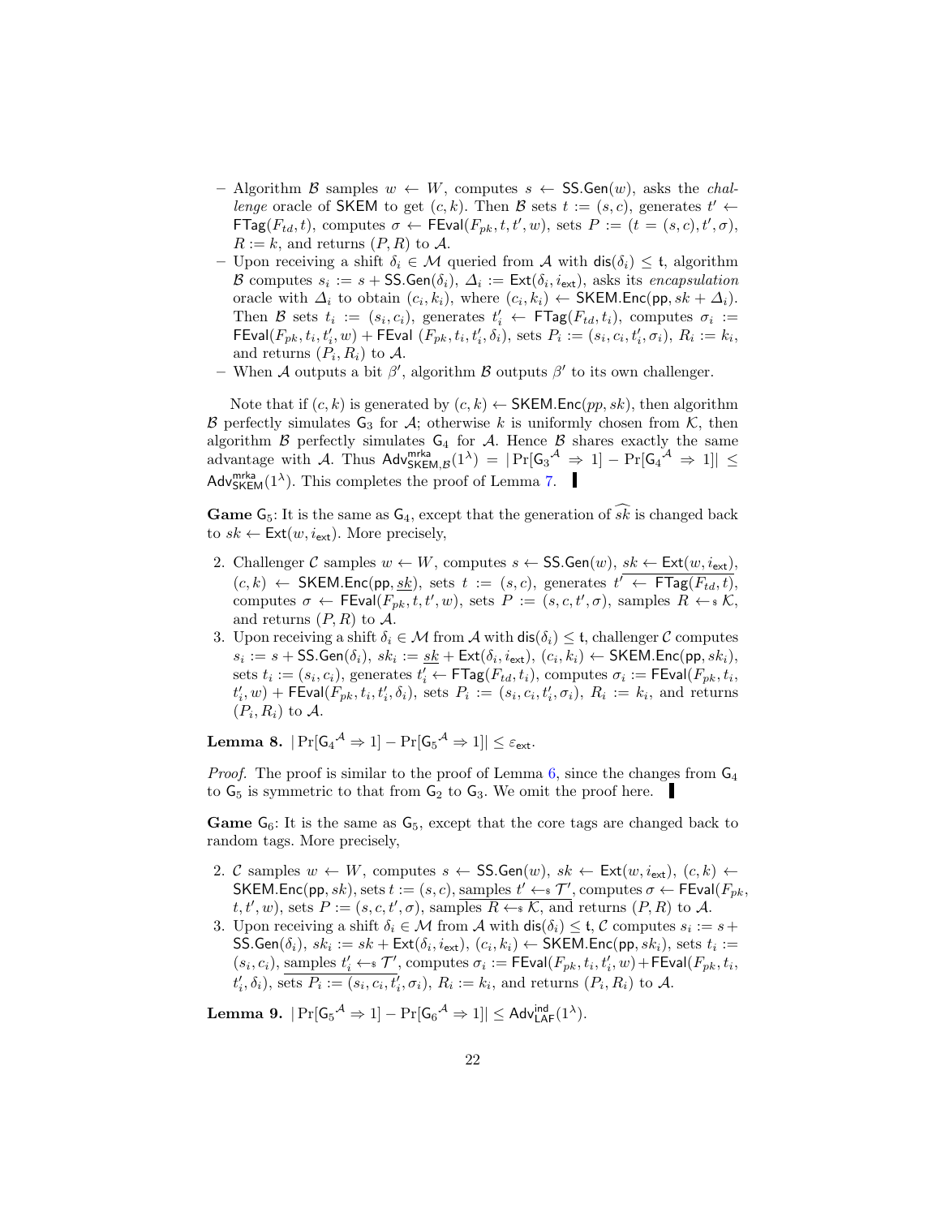– Algorithm $\mathcal{B}$ samples $w \leftarrow W$, computes $s \leftarrow \mathsf{SS.Gen}(w)$, asks the *challenge* oracle of $\mathsf{SKEM}$ to get $(c, k)$. Then $\mathcal{B}$ sets $t := (s, c)$, generates $t' \leftarrow \mathsf{FTag}(F_{td}, t)$, computes $\sigma \leftarrow \mathsf{FEval}(F_{pk}, t, t', w)$, sets $P := (t = (s, c), t', \sigma)$, $R := k$, and returns $(P, R)$ to $\mathcal{A}$.
– Upon receiving a shift $\delta_i \in \mathcal{M}$ queried from $\mathcal{A}$ with $\mathsf{dis}(\delta_i) \leq \mathsf{t}$, algorithm $\mathcal{B}$ computes $s_i := s + \mathsf{SS.Gen}(\delta_i)$, $\Delta_i := \mathsf{Ext}(\delta_i, i_{\mathsf{ext}})$, asks its *encapsulation* oracle with $\Delta_i$ to obtain $(c_i, k_i)$, where $(c_i, k_i) \leftarrow \mathsf{SKEM.Enc}(\mathsf{pp}, sk + \Delta_i)$. Then $\mathcal{B}$ sets $t_i := (s_i, c_i)$, generates $t'_i \leftarrow \mathsf{FTag}(F_{td}, t_i)$, computes $\sigma_i := \mathsf{FEval}(F_{pk}, t_i, t'_i, w) + \mathsf{FEval}\ (F_{pk}, t_i, t'_i, \delta_i)$, sets $P_i := (s_i, c_i, t'_i, \sigma_i)$, $R_i := k_i$, and returns $(P_i, R_i)$ to $\mathcal{A}$.
– When $\mathcal{A}$ outputs a bit $\beta'$, algorithm $\mathcal{B}$ outputs $\beta'$ to its own challenger.

Note that if $(c, k)$ is generated by $(c, k) \leftarrow \mathsf{SKEM.Enc}(pp, sk)$, then algorithm $\mathcal{B}$ perfectly simulates $\mathsf{G}_3$ for $\mathcal{A}$; otherwise $k$ is uniformly chosen from $\mathcal{K}$, then algorithm $\mathcal{B}$ perfectly simulates $\mathsf{G}_4$ for $\mathcal{A}$. Hence $\mathcal{B}$ shares exactly the same advantage with $\mathcal{A}$. Thus $\mathsf{Adv}^{\mathsf{mrka}}_{\mathsf{SKEM},\mathcal{B}}(1^\lambda) = |\Pr[{\mathsf{G}_3}^{\mathcal{A}} \Rightarrow 1] - \Pr[{\mathsf{G}_4}^{\mathcal{A}} \Rightarrow 1]| \leq \mathsf{Adv}^{\mathsf{mrka}}_{\mathsf{SKEM}}(1^\lambda)$. This completes the proof of Lemma 7. ▌

**Game** $\mathsf{G}_5$: It is the same as $\mathsf{G}_4$, except that the generation of $\widehat{sk}$ is changed back to $sk \leftarrow \mathsf{Ext}(w, i_{\mathsf{ext}})$. More precisely,

2. Challenger $\mathcal{C}$ samples $w \leftarrow W$, computes $s \leftarrow \mathsf{SS.Gen}(w)$, $\overline{sk \leftarrow \mathsf{Ext}(w, i_{\mathsf{ext}})}$, $(c, k) \leftarrow \mathsf{SKEM.Enc}(\mathsf{pp}, \underline{sk})$, sets $t := (s, c)$, generates $t' \leftarrow \mathsf{FTag}(F_{td}, t)$, computes $\sigma \leftarrow \mathsf{FEval}(F_{pk}, t, t', w)$, sets $P := (s, c, t', \sigma)$, samples $R \leftarrow_{\$} \mathcal{K}$, and returns $(P, R)$ to $\mathcal{A}$.
3. Upon receiving a shift $\delta_i \in \mathcal{M}$ from $\mathcal{A}$ with $\mathsf{dis}(\delta_i) \leq \mathsf{t}$, challenger $\mathcal{C}$ computes $s_i := s + \mathsf{SS.Gen}(\delta_i)$, $sk_i := \underline{sk} + \mathsf{Ext}(\delta_i, i_{\mathsf{ext}})$, $(c_i, k_i) \leftarrow \mathsf{SKEM.Enc}(\mathsf{pp}, sk_i)$, sets $t_i := (s_i, c_i)$, generates $t'_i \leftarrow \mathsf{FTag}(F_{td}, t_i)$, computes $\sigma_i := \mathsf{FEval}(F_{pk}, t_i, t'_i, w) + \mathsf{FEval}(F_{pk}, t_i, t'_i, \delta_i)$, sets $P_i := (s_i, c_i, t'_i, \sigma_i)$, $R_i := k_i$, and returns $(P_i, R_i)$ to $\mathcal{A}$.

**Lemma 8.** $|\Pr[{\mathsf{G}_4}^{\mathcal{A}} \Rightarrow 1] - \Pr[{\mathsf{G}_5}^{\mathcal{A}} \Rightarrow 1]| \leq \varepsilon_{\mathsf{ext}}$.

*Proof.* The proof is similar to the proof of Lemma 6, since the changes from $\mathsf{G}_4$ to $\mathsf{G}_5$ is symmetric to that from $\mathsf{G}_2$ to $\mathsf{G}_3$. We omit the proof here. ▌

**Game** $\mathsf{G}_6$: It is the same as $\mathsf{G}_5$, except that the core tags are changed back to random tags. More precisely,

2. $\mathcal{C}$ samples $w \leftarrow W$, computes $s \leftarrow \mathsf{SS.Gen}(w)$, $sk \leftarrow \mathsf{Ext}(w, i_{\mathsf{ext}})$, $(c, k) \leftarrow \mathsf{SKEM.Enc}(\mathsf{pp}, sk)$, sets $t := (s, c)$, $\underline{\text{samples } t' \leftarrow_{\$} \mathcal{T}'}$, computes $\sigma \leftarrow \mathsf{FEval}(F_{pk}, t, t', w)$, sets $P := (s, c, t', \sigma)$, samples $R \leftarrow_{\$} \mathcal{K}$, and returns $(P, R)$ to $\mathcal{A}$.
3. Upon receiving a shift $\delta_i \in \mathcal{M}$ from $\mathcal{A}$ with $\mathsf{dis}(\delta_i) \leq \mathsf{t}$, $\mathcal{C}$ computes $s_i := s + \mathsf{SS.Gen}(\delta_i)$, $sk_i := sk + \mathsf{Ext}(\delta_i, i_{\mathsf{ext}})$, $(c_i, k_i) \leftarrow \mathsf{SKEM.Enc}(\mathsf{pp}, sk_i)$, sets $t_i := (s_i, c_i)$, $\underline{\text{samples } t'_i \leftarrow_{\$} \mathcal{T}'}$, computes $\sigma_i := \mathsf{FEval}(F_{pk}, t_i, t'_i, w) + \mathsf{FEval}(F_{pk}, t_i, t'_i, \delta_i)$, sets $P_i := (s_i, c_i, t'_i, \sigma_i)$, $R_i := k_i$, and returns $(P_i, R_i)$ to $\mathcal{A}$.

**Lemma 9.** $|\Pr[{\mathsf{G}_5}^{\mathcal{A}} \Rightarrow 1] - \Pr[{\mathsf{G}_6}^{\mathcal{A}} \Rightarrow 1]| \leq \mathsf{Adv}^{\mathsf{ind}}_{\mathsf{LAF}}(1^\lambda)$.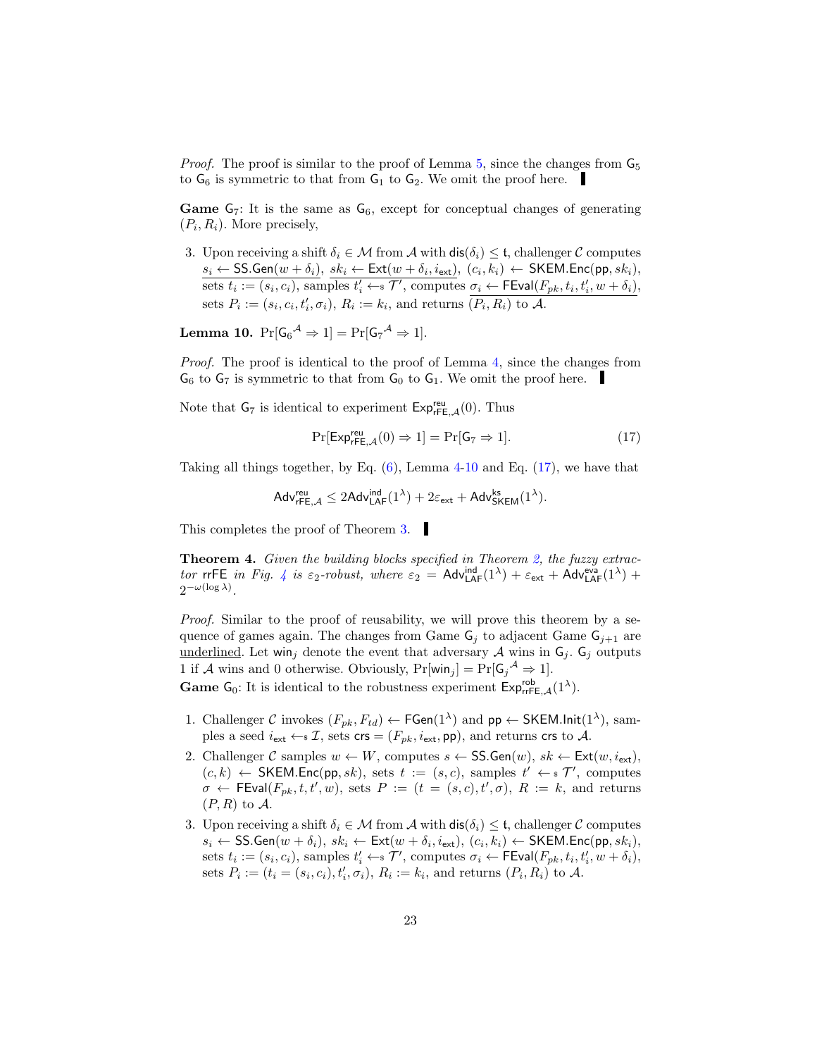*Proof.* The proof is similar to the proof of Lemma 5, since the changes from $\mathsf{G}_5$ to $\mathsf{G}_6$ is symmetric to that from $\mathsf{G}_1$ to $\mathsf{G}_2$. We omit the proof here. ∎

**Game** $\mathsf{G}_7$: It is the same as $\mathsf{G}_6$, except for conceptual changes of generating $(P_i, R_i)$. More precisely,

3. Upon receiving a shift $\delta_i \in \mathcal{M}$ from $\mathcal{A}$ with $\mathsf{dis}(\delta_i) \leq \mathfrak{t}$, challenger $\mathcal{C}$ computes $\underline{s_i \leftarrow \mathsf{SS.Gen}(w + \delta_i)}$, $\underline{sk_i \leftarrow \mathsf{Ext}(w + \delta_i, i_{\mathsf{ext}})}$, $(c_i, k_i) \leftarrow \mathsf{SKEM.Enc}(\mathsf{pp}, sk_i)$, sets $t_i := (s_i, c_i)$, samples $t'_i \leftarrow_{\$} \mathcal{T}'$, computes $\underline{\sigma_i \leftarrow \mathsf{FEval}(F_{pk}, t_i, t'_i, w + \delta_i)}$, sets $P_i := (s_i, c_i, t'_i, \sigma_i)$, $R_i := k_i$, and returns $(P_i, R_i)$ to $\mathcal{A}$.

**Lemma 10.** $\Pr[{\mathsf{G}_6}^{\mathcal{A}} \Rightarrow 1] = \Pr[{\mathsf{G}_7}^{\mathcal{A}} \Rightarrow 1]$.

*Proof.* The proof is identical to the proof of Lemma 4, since the changes from $\mathsf{G}_6$ to $\mathsf{G}_7$ is symmetric to that from $\mathsf{G}_0$ to $\mathsf{G}_1$. We omit the proof here. ∎

Note that $\mathsf{G}_7$ is identical to experiment $\mathsf{Exp}^{\mathsf{reu}}_{\mathsf{rFE},\mathcal{A}}(0)$. Thus

$$\Pr[\mathsf{Exp}^{\mathsf{reu}}_{\mathsf{rFE},\mathcal{A}}(0) \Rightarrow 1] = \Pr[\mathsf{G}_7 \Rightarrow 1]. \tag{17}$$

Taking all things together, by Eq. (6), Lemma 4-10 and Eq. (17), we have that

$$\mathsf{Adv}^{\mathsf{reu}}_{\mathsf{rFE},\mathcal{A}} \leq 2\mathsf{Adv}^{\mathsf{ind}}_{\mathsf{LAF}}(1^\lambda) + 2\varepsilon_{\mathsf{ext}} + \mathsf{Adv}^{\mathsf{ks}}_{\mathsf{SKEM}}(1^\lambda).$$

This completes the proof of Theorem 3. ∎

**Theorem 4.** *Given the building blocks specified in Theorem 2, the fuzzy extractor* $\mathsf{rrFE}$ *in Fig. 4 is* $\varepsilon_2$*-robust, where* $\varepsilon_2 = \mathsf{Adv}^{\mathsf{ind}}_{\mathsf{LAF}}(1^\lambda) + \varepsilon_{\mathsf{ext}} + \mathsf{Adv}^{\mathsf{eva}}_{\mathsf{LAF}}(1^\lambda) + 2^{-\omega(\log \lambda)}$.

*Proof.* Similar to the proof of reusability, we will prove this theorem by a sequence of games again. The changes from Game $\mathsf{G}_j$ to adjacent Game $\mathsf{G}_{j+1}$ are underlined. Let $\mathsf{win}_j$ denote the event that adversary $\mathcal{A}$ wins in $\mathsf{G}_j$. $\mathsf{G}_j$ outputs 1 if $\mathcal{A}$ wins and 0 otherwise. Obviously, $\Pr[\mathsf{win}_j] = \Pr[{\mathsf{G}_j}^{\mathcal{A}} \Rightarrow 1]$.

**Game** $\mathsf{G}_0$: It is identical to the robustness experiment $\mathsf{Exp}^{\mathsf{rob}}_{\mathsf{rrFE},\mathcal{A}}(1^\lambda)$.

1. Challenger $\mathcal{C}$ invokes $(F_{pk}, F_{td}) \leftarrow \mathsf{FGen}(1^\lambda)$ and $\mathsf{pp} \leftarrow \mathsf{SKEM.Init}(1^\lambda)$, samples a seed $i_{\mathsf{ext}} \leftarrow_{\$} \mathcal{I}$, sets $\mathsf{crs} = (F_{pk}, i_{\mathsf{ext}}, \mathsf{pp})$, and returns $\mathsf{crs}$ to $\mathcal{A}$.
2. Challenger $\mathcal{C}$ samples $w \leftarrow W$, computes $s \leftarrow \mathsf{SS.Gen}(w)$, $sk \leftarrow \mathsf{Ext}(w, i_{\mathsf{ext}})$, $(c, k) \leftarrow \mathsf{SKEM.Enc}(\mathsf{pp}, sk)$, sets $t := (s, c)$, samples $t' \leftarrow_{\$} \mathcal{T}'$, computes $\sigma \leftarrow \mathsf{FEval}(F_{pk}, t, t', w)$, sets $P := (t = (s, c), t', \sigma)$, $R := k$, and returns $(P, R)$ to $\mathcal{A}$.
3. Upon receiving a shift $\delta_i \in \mathcal{M}$ from $\mathcal{A}$ with $\mathsf{dis}(\delta_i) \leq \mathfrak{t}$, challenger $\mathcal{C}$ computes $s_i \leftarrow \mathsf{SS.Gen}(w + \delta_i)$, $sk_i \leftarrow \mathsf{Ext}(w + \delta_i, i_{\mathsf{ext}})$, $(c_i, k_i) \leftarrow \mathsf{SKEM.Enc}(\mathsf{pp}, sk_i)$, sets $t_i := (s_i, c_i)$, samples $t'_i \leftarrow_{\$} \mathcal{T}'$, computes $\sigma_i \leftarrow \mathsf{FEval}(F_{pk}, t_i, t'_i, w + \delta_i)$, sets $P_i := (t_i = (s_i, c_i), t'_i, \sigma_i)$, $R_i := k_i$, and returns $(P_i, R_i)$ to $\mathcal{A}$.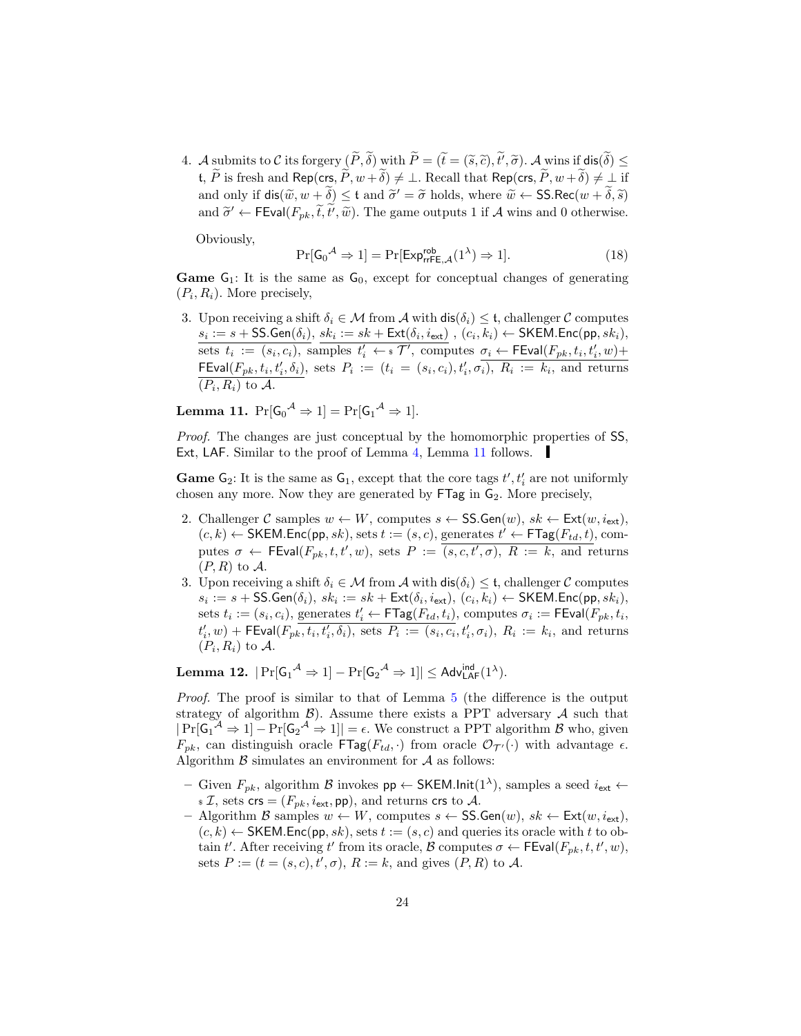4. $\mathcal{A}$ submits to $\mathcal{C}$ its forgery $(\widetilde{P}, \widetilde{\delta})$ with $\widetilde{P} = (\widetilde{t} = (\widetilde{s}, \widetilde{c}), \widetilde{t}', \widetilde{\sigma})$. $\mathcal{A}$ wins if $\mathsf{dis}(\widetilde{\delta}) \leq \mathfrak{t}$, $\widetilde{P}$ is fresh and $\mathsf{Rep}(\mathsf{crs}, \widetilde{P}, w + \widetilde{\delta}) \neq \perp$. Recall that $\mathsf{Rep}(\mathsf{crs}, \widetilde{P}, w + \widetilde{\delta}) \neq \perp$ if and only if $\mathsf{dis}(\widetilde{w}, w + \widetilde{\delta}) \leq \mathfrak{t}$ and $\widetilde{\sigma}' = \widetilde{\sigma}$ holds, where $\widetilde{w} \leftarrow \mathsf{SS.Rec}(w + \widetilde{\delta}, \widetilde{s})$ and $\widetilde{\sigma}' \leftarrow \mathsf{FEval}(F_{pk}, \widetilde{t}, \widetilde{t}', \widetilde{w})$. The game outputs 1 if $\mathcal{A}$ wins and 0 otherwise.

Obviously,

$$\Pr[\mathsf{G_0}^{\mathcal{A}} \Rightarrow 1] = \Pr[\mathsf{Exp}^{\mathsf{rob}}_{\mathsf{rrFE}, \mathcal{A}}(1^\lambda) \Rightarrow 1]. \tag{18}$$

**Game $\mathsf{G}_1$:** It is the same as $\mathsf{G}_0$, except for conceptual changes of generating $(P_i, R_i)$. More precisely,

3. Upon receiving a shift $\delta_i \in \mathcal{M}$ from $\mathcal{A}$ with $\mathsf{dis}(\delta_i) \leq \mathfrak{t}$, challenger $\mathcal{C}$ computes $\underline{s_i := s + \mathsf{SS.Gen}(\delta_i)}$, $\underline{sk_i := sk + \mathsf{Ext}(\delta_i, i_{\mathsf{ext}})}$, $(c_i, k_i) \leftarrow \mathsf{SKEM.Enc}(\mathsf{pp}, sk_i)$, sets $t_i := (s_i, c_i)$, samples $t'_i \leftarrow_\$ \mathcal{T}'$, computes $\underline{\sigma_i \leftarrow \mathsf{FEval}(F_{pk}, t_i, t'_i, w) + \mathsf{FEval}(F_{pk}, t_i, t'_i, \delta_i)}$, sets $P_i := (t_i = (s_i, c_i), t'_i, \sigma_i)$, $R_i := k_i$, and returns $(P_i, R_i)$ to $\mathcal{A}$.

**Lemma 11.** $\Pr[\mathsf{G_0}^{\mathcal{A}} \Rightarrow 1] = \Pr[\mathsf{G_1}^{\mathcal{A}} \Rightarrow 1]$.

*Proof.* The changes are just conceptual by the homomorphic properties of $\mathsf{SS}$, $\mathsf{Ext}$, $\mathsf{LAF}$. Similar to the proof of Lemma 4, Lemma 11 follows. ∎

**Game $\mathsf{G}_2$:** It is the same as $\mathsf{G}_1$, except that the core tags $t', t'_i$ are not uniformly chosen any more. Now they are generated by $\mathsf{FTag}$ in $\mathsf{G}_2$. More precisely,

2. Challenger $\mathcal{C}$ samples $w \leftarrow W$, computes $s \leftarrow \mathsf{SS.Gen}(w)$, $sk \leftarrow \mathsf{Ext}(w, i_{\mathsf{ext}})$, $(c, k) \leftarrow \mathsf{SKEM.Enc}(\mathsf{pp}, sk)$, sets $t := (s, c)$, $\underline{\text{generates } t' \leftarrow \mathsf{FTag}(F_{td}, t)}$, computes $\sigma \leftarrow \mathsf{FEval}(F_{pk}, t, t', w)$, sets $P := \overline{(s, c, t', \sigma)}$, $R := k$, and returns $(P, R)$ to $\mathcal{A}$.
3. Upon receiving a shift $\delta_i \in \mathcal{M}$ from $\mathcal{A}$ with $\mathsf{dis}(\delta_i) \leq \mathfrak{t}$, challenger $\mathcal{C}$ computes $s_i := s + \mathsf{SS.Gen}(\delta_i)$, $sk_i := sk + \mathsf{Ext}(\delta_i, i_{\mathsf{ext}})$, $(c_i, k_i) \leftarrow \mathsf{SKEM.Enc}(\mathsf{pp}, sk_i)$, sets $t_i := (s_i, c_i)$, $\underline{\text{generates } t'_i \leftarrow \mathsf{FTag}(F_{td}, t_i)}$, computes $\sigma_i := \mathsf{FEval}(F_{pk}, t_i, t'_i, w) + \mathsf{FEval}(F_{pk}, t_i, t'_i, \delta_i)$, sets $P_i := (s_i, c_i, t'_i, \sigma_i)$, $R_i := k_i$, and returns $(P_i, R_i)$ to $\mathcal{A}$.

**Lemma 12.** $|\Pr[\mathsf{G_1}^{\mathcal{A}} \Rightarrow 1] - \Pr[\mathsf{G_2}^{\mathcal{A}} \Rightarrow 1]| \leq \mathsf{Adv}^{\mathsf{ind}}_{\mathsf{LAF}}(1^\lambda)$.

*Proof.* The proof is similar to that of Lemma 5 (the difference is the output strategy of algorithm $\mathcal{B}$). Assume there exists a PPT adversary $\mathcal{A}$ such that $|\Pr[\mathsf{G_1}^{\mathcal{A}} \Rightarrow 1] - \Pr[\mathsf{G_2}^{\mathcal{A}} \Rightarrow 1]| = \epsilon$. We construct a PPT algorithm $\mathcal{B}$ who, given $F_{pk}$, can distinguish oracle $\mathsf{FTag}(F_{td}, \cdot)$ from oracle $\mathcal{O}_{\mathcal{T}'}(\cdot)$ with advantage $\epsilon$. Algorithm $\mathcal{B}$ simulates an environment for $\mathcal{A}$ as follows:

- Given $F_{pk}$, algorithm $\mathcal{B}$ invokes $\mathsf{pp} \leftarrow \mathsf{SKEM.Init}(1^\lambda)$, samples a seed $i_{\mathsf{ext}} \leftarrow_\$ \mathcal{I}$, sets $\mathsf{crs} = (F_{pk}, i_{\mathsf{ext}}, \mathsf{pp})$, and returns $\mathsf{crs}$ to $\mathcal{A}$.
- Algorithm $\mathcal{B}$ samples $w \leftarrow W$, computes $s \leftarrow \mathsf{SS.Gen}(w)$, $sk \leftarrow \mathsf{Ext}(w, i_{\mathsf{ext}})$, $(c, k) \leftarrow \mathsf{SKEM.Enc}(\mathsf{pp}, sk)$, sets $t := (s, c)$ and queries its oracle with $t$ to obtain $t'$. After receiving $t'$ from its oracle, $\mathcal{B}$ computes $\sigma \leftarrow \mathsf{FEval}(F_{pk}, t, t', w)$, sets $P := (t = (s, c), t', \sigma)$, $R := k$, and gives $(P, R)$ to $\mathcal{A}$.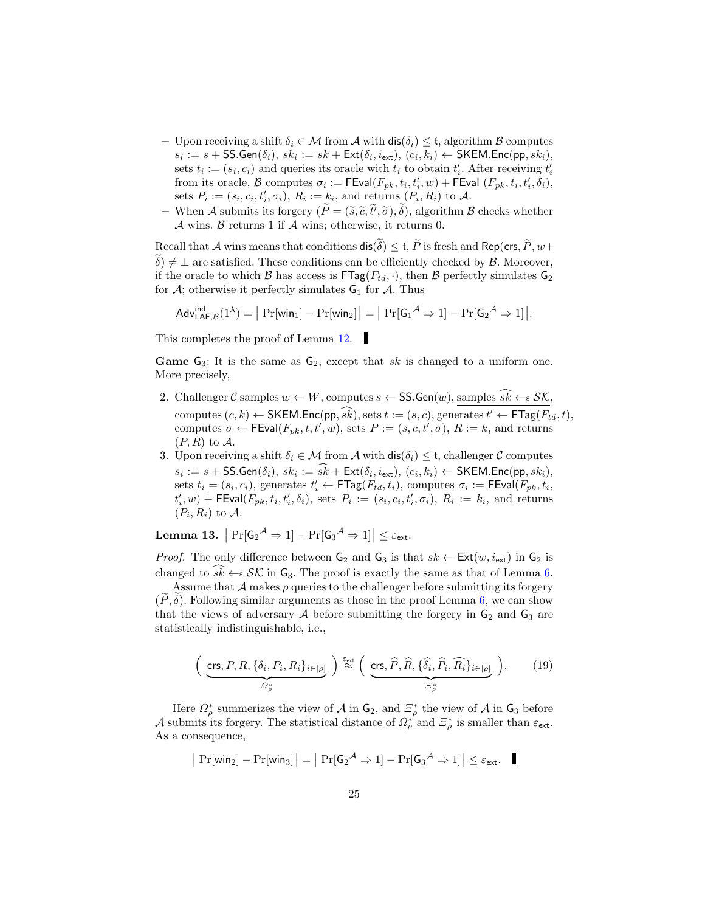– Upon receiving a shift $\delta_i \in \mathcal{M}$ from $\mathcal{A}$ with $\mathsf{dis}(\delta_i) \le \mathsf{t}$, algorithm $\mathcal{B}$ computes $s_i := s + \mathsf{SS.Gen}(\delta_i)$, $sk_i := sk + \mathsf{Ext}(\delta_i, i_{\mathsf{ext}})$, $(c_i, k_i) \leftarrow \mathsf{SKEM.Enc}(\mathsf{pp}, sk_i)$, sets $t_i := (s_i, c_i)$ and queries its oracle with $t_i$ to obtain $t_i'$. After receiving $t_i'$ from its oracle, $\mathcal{B}$ computes $\sigma_i := \mathsf{FEval}(F_{pk}, t_i, t_i', w) + \mathsf{FEval}\ (F_{pk}, t_i, t_i', \delta_i)$, sets $P_i := (s_i, c_i, t_i', \sigma_i)$, $R_i := k_i$, and returns $(P_i, R_i)$ to $\mathcal{A}$.

– When $\mathcal{A}$ submits its forgery $(\widetilde{P} = (\widetilde{s}, \widetilde{c}, \widetilde{t'}, \widetilde{\sigma}), \widetilde{\delta})$, algorithm $\mathcal{B}$ checks whether $\mathcal{A}$ wins. $\mathcal{B}$ returns 1 if $\mathcal{A}$ wins; otherwise, it returns 0.

Recall that $\mathcal{A}$ wins means that conditions $\mathsf{dis}(\widetilde{\delta}) \le \mathsf{t}$, $\widetilde{P}$ is fresh and $\mathsf{Rep}(\mathsf{crs}, \widetilde{P}, w + \widetilde{\delta}) \ne \perp$ are satisfied. These conditions can be efficiently checked by $\mathcal{B}$. Moreover, if the oracle to which $\mathcal{B}$ has access is $\mathsf{FTag}(F_{td}, \cdot)$, then $\mathcal{B}$ perfectly simulates $\mathsf{G}_2$ for $\mathcal{A}$; otherwise it perfectly simulates $\mathsf{G}_1$ for $\mathcal{A}$. Thus

$$\mathsf{Adv}^{\mathsf{ind}}_{\mathsf{LAF},\mathcal{B}}(1^\lambda) = \big|\ \Pr[\mathsf{win}_1] - \Pr[\mathsf{win}_2]\big| = \big|\ \Pr[{\mathsf{G}_1}^{\mathcal{A}} \Rightarrow 1] - \Pr[{\mathsf{G}_2}^{\mathcal{A}} \Rightarrow 1]\big|.$$

This completes the proof of Lemma 12. ∎

**Game $\mathsf{G}_3$:** It is the same as $\mathsf{G}_2$, except that $sk$ is changed to a uniform one. More precisely,

2. Challenger $\mathcal{C}$ samples $w \leftarrow W$, computes $s \leftarrow \mathsf{SS.Gen}(w)$, $\underline{\text{samples } \widehat{sk} \leftarrow_\$ \mathcal{SK}}$, computes $(c, k) \leftarrow \mathsf{SKEM.Enc}(\mathsf{pp}, \underline{\widehat{sk}})$, sets $t := (s, c)$, generates $t' \leftarrow \mathsf{FTag}(F_{td}, t)$, computes $\sigma \leftarrow \mathsf{FEval}(F_{pk}, t, t', w)$, sets $P := (s, c, t', \sigma)$, $R := k$, and returns $(P, R)$ to $\mathcal{A}$.
3. Upon receiving a shift $\delta_i \in \mathcal{M}$ from $\mathcal{A}$ with $\mathsf{dis}(\delta_i) \le \mathsf{t}$, challenger $\mathcal{C}$ computes $s_i := s + \mathsf{SS.Gen}(\delta_i)$, $sk_i := \underline{\widehat{sk}} + \mathsf{Ext}(\delta_i, i_{\mathsf{ext}})$, $(c_i, k_i) \leftarrow \mathsf{SKEM.Enc}(\mathsf{pp}, sk_i)$, sets $t_i = (s_i, c_i)$, generates $t_i' \leftarrow \mathsf{FTag}(F_{td}, t_i)$, computes $\sigma_i := \mathsf{FEval}(F_{pk}, t_i, t_i', w) + \mathsf{FEval}(F_{pk}, t_i, t_i', \delta_i)$, sets $P_i := (s_i, c_i, t_i', \sigma_i)$, $R_i := k_i$, and returns $(P_i, R_i)$ to $\mathcal{A}$.

**Lemma 13.** $\big|\ \Pr[{\mathsf{G}_2}^{\mathcal{A}} \Rightarrow 1] - \Pr[{\mathsf{G}_3}^{\mathcal{A}} \Rightarrow 1]\big| \le \varepsilon_{\mathsf{ext}}$.

*Proof.* The only difference between $\mathsf{G}_2$ and $\mathsf{G}_3$ is that $sk \leftarrow \mathsf{Ext}(w, i_{\mathsf{ext}})$ in $\mathsf{G}_2$ is changed to $\widehat{sk} \leftarrow_\$ \mathcal{SK}$ in $\mathsf{G}_3$. The proof is exactly the same as that of Lemma 6.

Assume that $\mathcal{A}$ makes $\rho$ queries to the challenger before submitting its forgery $(\widetilde{P}, \widetilde{\delta})$. Following similar arguments as those in the proof Lemma 6, we can show that the views of adversary $\mathcal{A}$ before submitting the forgery in $\mathsf{G}_2$ and $\mathsf{G}_3$ are statistically indistinguishable, i.e.,

$$\Big(\ \underbrace{\mathsf{crs}, P, R, \{\delta_i, P_i, R_i\}_{i\in[\rho]}}_{\Omega^*_\rho}\ \Big) \overset{\varepsilon_{\mathsf{ext}}}{\approx} \Big(\ \underbrace{\mathsf{crs}, \widehat{P}, \widehat{R}, \{\widehat{\delta}_i, \widehat{P}_i, \widehat{R}_i\}_{i\in[\rho]}}_{\Xi^*_\rho}\ \Big). \tag{19}$$

Here $\Omega^*_\rho$ summerizes the view of $\mathcal{A}$ in $\mathsf{G}_2$, and $\Xi^*_\rho$ the view of $\mathcal{A}$ in $\mathsf{G}_3$ before $\mathcal{A}$ submits its forgery. The statistical distance of $\Omega^*_\rho$ and $\Xi^*_\rho$ is smaller than $\varepsilon_{\mathsf{ext}}$. As a consequence,

$$\big|\ \Pr[\mathsf{win}_2] - \Pr[\mathsf{win}_3]\big| = \big|\ \Pr[{\mathsf{G}_2}^{\mathcal{A}} \Rightarrow 1] - \Pr[{\mathsf{G}_3}^{\mathcal{A}} \Rightarrow 1]\big| \le \varepsilon_{\mathsf{ext}}.\ \blacksquare$$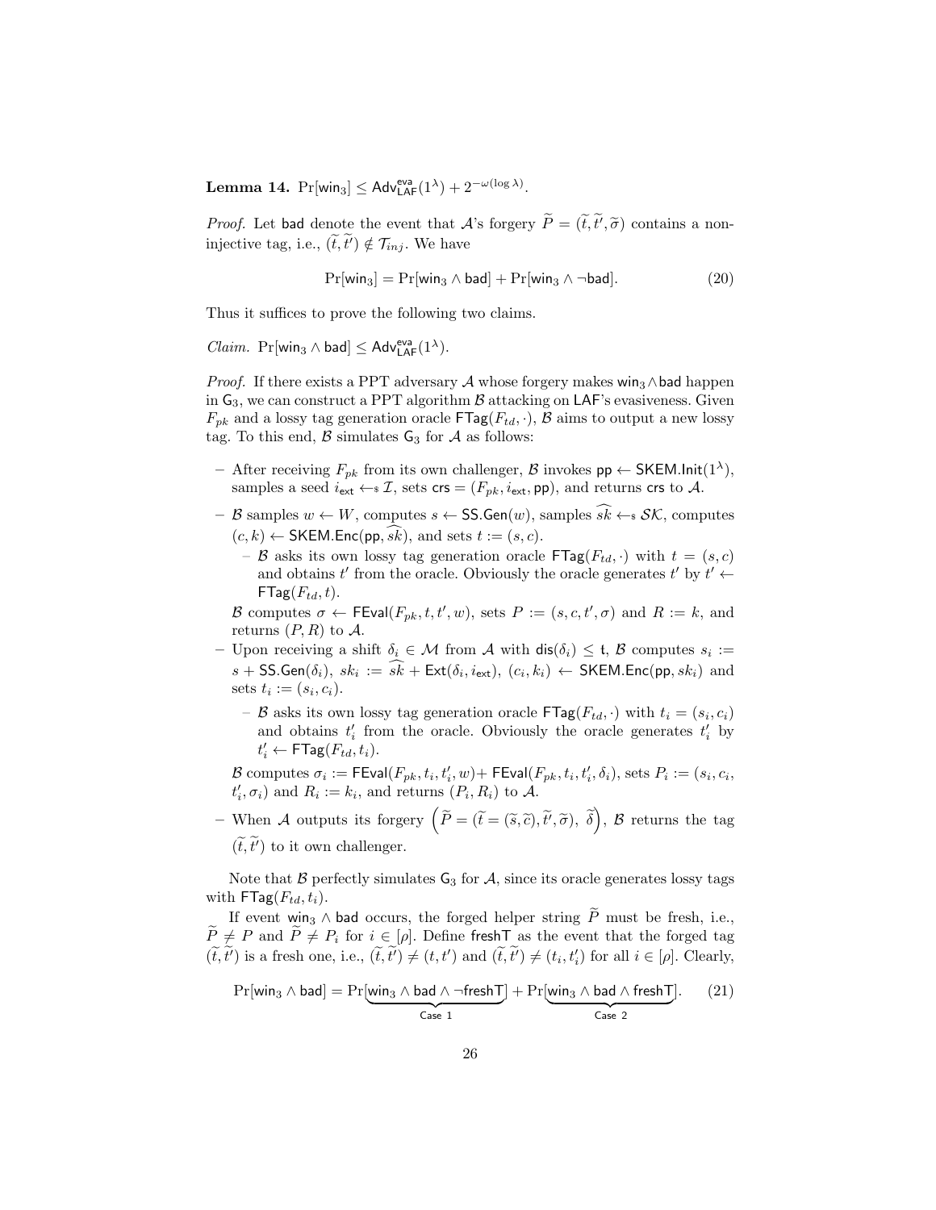**Lemma 14.** $\Pr[\mathsf{win}_3] \leq \mathsf{Adv}^{\mathsf{eva}}_{\mathsf{LAF}}(1^\lambda) + 2^{-\omega(\log \lambda)}$.

*Proof.* Let $\mathsf{bad}$ denote the event that $\mathcal{A}$'s forgery $\widetilde{P} = (\widetilde{t}, \widetilde{t'}, \widetilde{\sigma})$ contains a non-injective tag, i.e., $(\widetilde{t}, \widetilde{t'}) \notin \mathcal{T}_{inj}$. We have

$$\Pr[\mathsf{win}_3] = \Pr[\mathsf{win}_3 \wedge \mathsf{bad}] + \Pr[\mathsf{win}_3 \wedge \neg\mathsf{bad}]. \tag{20}$$

Thus it suffices to prove the following two claims.

*Claim.* $\Pr[\mathsf{win}_3 \wedge \mathsf{bad}] \leq \mathsf{Adv}^{\mathsf{eva}}_{\mathsf{LAF}}(1^\lambda)$.

*Proof.* If there exists a PPT adversary $\mathcal{A}$ whose forgery makes $\mathsf{win}_3 \wedge \mathsf{bad}$ happen in $\mathsf{G}_3$, we can construct a PPT algorithm $\mathcal{B}$ attacking on $\mathsf{LAF}$'s evasiveness. Given $F_{pk}$ and a lossy tag generation oracle $\mathsf{FTag}(F_{td}, \cdot)$, $\mathcal{B}$ aims to output a new lossy tag. To this end, $\mathcal{B}$ simulates $\mathsf{G}_3$ for $\mathcal{A}$ as follows:

- After receiving $F_{pk}$ from its own challenger, $\mathcal{B}$ invokes $\mathsf{pp} \leftarrow \mathsf{SKEM.Init}(1^\lambda)$, samples a seed $i_{\mathsf{ext}} \leftarrow_{\$} \mathcal{I}$, sets $\mathsf{crs} = (F_{pk}, i_{\mathsf{ext}}, \mathsf{pp})$, and returns $\mathsf{crs}$ to $\mathcal{A}$.
- $\mathcal{B}$ samples $w \leftarrow W$, computes $s \leftarrow \mathsf{SS.Gen}(w)$, samples $\widehat{sk} \leftarrow_{\$} \mathcal{SK}$, computes $(c, k) \leftarrow \mathsf{SKEM.Enc}(\mathsf{pp}, \widehat{sk})$, and sets $t := (s, c)$.
  - $\mathcal{B}$ asks its own lossy tag generation oracle $\mathsf{FTag}(F_{td}, \cdot)$ with $t = (s, c)$ and obtains $t'$ from the oracle. Obviously the oracle generates $t'$ by $t' \leftarrow \mathsf{FTag}(F_{td}, t)$.

  $\mathcal{B}$ computes $\sigma \leftarrow \mathsf{FEval}(F_{pk}, t, t', w)$, sets $P := (s, c, t', \sigma)$ and $R := k$, and returns $(P, R)$ to $\mathcal{A}$.
- Upon receiving a shift $\delta_i \in \mathcal{M}$ from $\mathcal{A}$ with $\mathsf{dis}(\delta_i) \leq \mathsf{t}$, $\mathcal{B}$ computes $s_i := s + \mathsf{SS.Gen}(\delta_i)$, $sk_i := \widehat{sk} + \mathsf{Ext}(\delta_i, i_{\mathsf{ext}})$, $(c_i, k_i) \leftarrow \mathsf{SKEM.Enc}(\mathsf{pp}, sk_i)$ and sets $t_i := (s_i, c_i)$.
  - $\mathcal{B}$ asks its own lossy tag generation oracle $\mathsf{FTag}(F_{td}, \cdot)$ with $t_i = (s_i, c_i)$ and obtains $t'_i$ from the oracle. Obviously the oracle generates $t'_i$ by $t'_i \leftarrow \mathsf{FTag}(F_{td}, t_i)$.

  $\mathcal{B}$ computes $\sigma_i := \mathsf{FEval}(F_{pk}, t_i, t'_i, w) + \mathsf{FEval}(F_{pk}, t_i, t'_i, \delta_i)$, sets $P_i := (s_i, c_i, t'_i, \sigma_i)$ and $R_i := k_i$, and returns $(P_i, R_i)$ to $\mathcal{A}$.
- When $\mathcal{A}$ outputs its forgery $\left(\widetilde{P} = (\widetilde{t} = (\widetilde{s}, \widetilde{c}), \widetilde{t'}, \widetilde{\sigma}),\ \widetilde{\delta}\right)$, $\mathcal{B}$ returns the tag $(\widetilde{t}, \widetilde{t'})$ to it own challenger.

Note that $\mathcal{B}$ perfectly simulates $\mathsf{G}_3$ for $\mathcal{A}$, since its oracle generates lossy tags with $\mathsf{FTag}(F_{td}, t_i)$.

If event $\mathsf{win}_3 \wedge \mathsf{bad}$ occurs, the forged helper string $\widetilde{P}$ must be fresh, i.e., $\widetilde{P} \neq P$ and $\widetilde{P} \neq P_i$ for $i \in [\rho]$. Define $\mathsf{freshT}$ as the event that the forged tag $(\widetilde{t}, \widetilde{t'})$ is a fresh one, i.e., $(\widetilde{t}, \widetilde{t'}) \neq (t, t')$ and $(\widetilde{t}, \widetilde{t'}) \neq (t_i, t'_i)$ for all $i \in [\rho]$. Clearly,

$$\Pr[\mathsf{win}_3 \wedge \mathsf{bad}] = \Pr[\underbrace{\mathsf{win}_3 \wedge \mathsf{bad} \wedge \neg\mathsf{freshT}}_{\text{Case 1}}] + \Pr[\underbrace{\mathsf{win}_3 \wedge \mathsf{bad} \wedge \mathsf{freshT}}_{\text{Case 2}}]. \tag{21}$$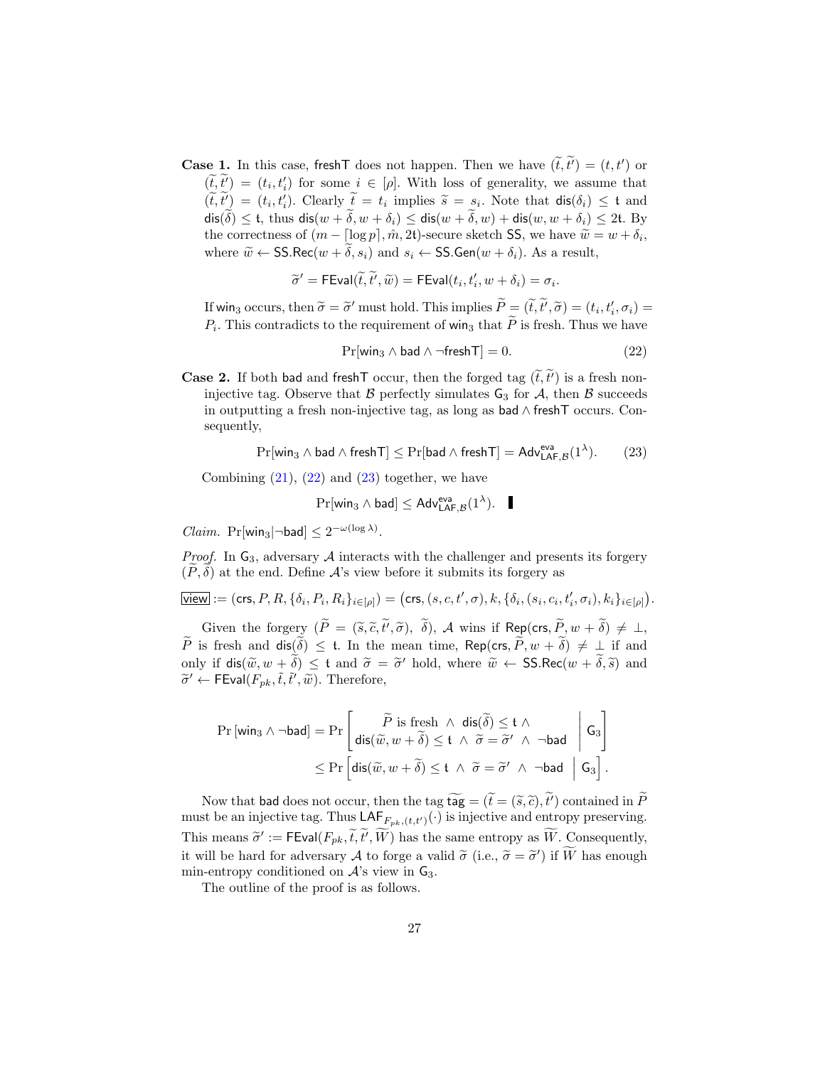**Case 1.** In this case, $\mathsf{freshT}$ does not happen. Then we have $(\widetilde{t}, \widetilde{t'}) = (t, t')$ or $(\widetilde{t}, \widetilde{t'}) = (t_i, t'_i)$ for some $i \in [\rho]$. With loss of generality, we assume that $(\widetilde{t}, \widetilde{t'}) = (t_i, t'_i)$. Clearly $\widetilde{t} = t_i$ implies $\widetilde{s} = s_i$. Note that $\mathsf{dis}(\delta_i) \leq \mathfrak{t}$ and $\mathsf{dis}(\widetilde{\delta}) \leq \mathfrak{t}$, thus $\mathsf{dis}(w + \widetilde{\delta}, w + \delta_i) \leq \mathsf{dis}(w + \widetilde{\delta}, w) + \mathsf{dis}(w, w + \delta_i) \leq 2\mathfrak{t}$. By the correctness of $(m - \lceil \log p \rceil, \hat{m}, 2\mathfrak{t})$-secure sketch $\mathsf{SS}$, we have $\widetilde{w} = w + \delta_i$, where $\widetilde{w} \leftarrow \mathsf{SS.Rec}(w + \widetilde{\delta}, s_i)$ and $s_i \leftarrow \mathsf{SS.Gen}(w + \delta_i)$. As a result,

$$\widetilde{\sigma}' = \mathsf{FEval}(\widetilde{t}, \widetilde{t'}, \widetilde{w}) = \mathsf{FEval}(t_i, t'_i, w + \delta_i) = \sigma_i.$$

If $\mathsf{win}_3$ occurs, then $\widetilde{\sigma} = \widetilde{\sigma}'$ must hold. This implies $\widetilde{P} = (\widetilde{t}, \widetilde{t'}, \widetilde{\sigma}) = (t_i, t'_i, \sigma_i) = P_i$. This contradicts to the requirement of $\mathsf{win}_3$ that $\widetilde{P}$ is fresh. Thus we have

$$\Pr[\mathsf{win}_3 \wedge \mathsf{bad} \wedge \neg \mathsf{freshT}] = 0. \tag{22}$$

**Case 2.** If both $\mathsf{bad}$ and $\mathsf{freshT}$ occur, then the forged tag $(\widetilde{t}, \widetilde{t'})$ is a fresh non-injective tag. Observe that $\mathcal{B}$ perfectly simulates $\mathsf{G}_3$ for $\mathcal{A}$, then $\mathcal{B}$ succeeds in outputting a fresh non-injective tag, as long as $\mathsf{bad} \wedge \mathsf{freshT}$ occurs. Consequently,

$$\Pr[\mathsf{win}_3 \wedge \mathsf{bad} \wedge \mathsf{freshT}] \leq \Pr[\mathsf{bad} \wedge \mathsf{freshT}] = \mathsf{Adv}^{\mathsf{eva}}_{\mathsf{LAF}, \mathcal{B}}(1^\lambda). \tag{23}$$

Combining (21), (22) and (23) together, we have

$$\Pr[\mathsf{win}_3 \wedge \mathsf{bad}] \leq \mathsf{Adv}^{\mathsf{eva}}_{\mathsf{LAF}, \mathcal{B}}(1^\lambda). \quad \blacksquare$$

*Claim.* $\Pr[\mathsf{win}_3 | \neg \mathsf{bad}] \leq 2^{-\omega(\log \lambda)}$.

*Proof.* In $\mathsf{G}_3$, adversary $\mathcal{A}$ interacts with the challenger and presents its forgery $(\widetilde{P}, \widetilde{\delta})$ at the end. Define $\mathcal{A}$'s view before it submits its forgery as

$$\boxed{\mathsf{view}} := (\mathsf{crs}, P, R, \{\delta_i, P_i, R_i\}_{i \in [\rho]}) = \big(\mathsf{crs}, (s, c, t', \sigma), k, \{\delta_i, (s_i, c_i, t'_i, \sigma_i), k_i\}_{i \in [\rho]}\big).$$

Given the forgery $(\widetilde{P} = (\widetilde{s}, \widetilde{c}, \widetilde{t'}, \widetilde{\sigma}),\ \widetilde{\delta})$, $\mathcal{A}$ wins if $\mathsf{Rep}(\mathsf{crs}, \widetilde{P}, w + \widetilde{\delta}) \neq \perp$, $\widetilde{P}$ is fresh and $\mathsf{dis}(\widetilde{\delta}) \leq \mathfrak{t}$. In the mean time, $\mathsf{Rep}(\mathsf{crs}, \widetilde{P}, w + \widetilde{\delta}) \neq \perp$ if and only if $\mathsf{dis}(\widetilde{w}, w + \widetilde{\delta}) \leq \mathfrak{t}$ and $\widetilde{\sigma} = \widetilde{\sigma}'$ hold, where $\widetilde{w} \leftarrow \mathsf{SS.Rec}(w + \widetilde{\delta}, \widetilde{s})$ and $\widetilde{\sigma}' \leftarrow \mathsf{FEval}(F_{pk}, \tilde{t}, \tilde{t}', \widetilde{w})$. Therefore,

$$\begin{aligned}
\Pr[\mathsf{win}_3 \wedge \neg \mathsf{bad}] &= \Pr\left[\begin{array}{c} \widetilde{P} \text{ is fresh } \wedge \ \mathsf{dis}(\widetilde{\delta}) \leq \mathfrak{t} \ \wedge \\ \mathsf{dis}(\widetilde{w}, w + \widetilde{\delta}) \leq \mathfrak{t} \ \wedge \ \widetilde{\sigma} = \widetilde{\sigma}' \ \wedge \ \neg \mathsf{bad} \end{array} \ \middle| \ \mathsf{G}_3 \right] \\
&\leq \Pr\left[\mathsf{dis}(\widetilde{w}, w + \widetilde{\delta}) \leq \mathfrak{t} \ \wedge \ \widetilde{\sigma} = \widetilde{\sigma}' \ \wedge \ \neg \mathsf{bad} \ \middle| \ \mathsf{G}_3 \right].
\end{aligned}$$

Now that $\mathsf{bad}$ does not occur, then the tag $\widetilde{\mathsf{tag}} = (\widetilde{t} = (\widetilde{s}, \widetilde{c}), \widetilde{t'})$ contained in $\widetilde{P}$ must be an injective tag. Thus $\mathsf{LAF}_{F_{pk}, (t, t')}(\cdot)$ is injective and entropy preserving. This means $\widetilde{\sigma}' := \mathsf{FEval}(F_{pk}, \widetilde{t}, \widetilde{t'}, \widetilde{W})$ has the same entropy as $\widetilde{W}$. Consequently, it will be hard for adversary $\mathcal{A}$ to forge a valid $\widetilde{\sigma}$ (i.e., $\widetilde{\sigma} = \widetilde{\sigma}'$) if $\widetilde{W}$ has enough min-entropy conditioned on $\mathcal{A}$'s view in $\mathsf{G}_3$.

The outline of the proof is as follows.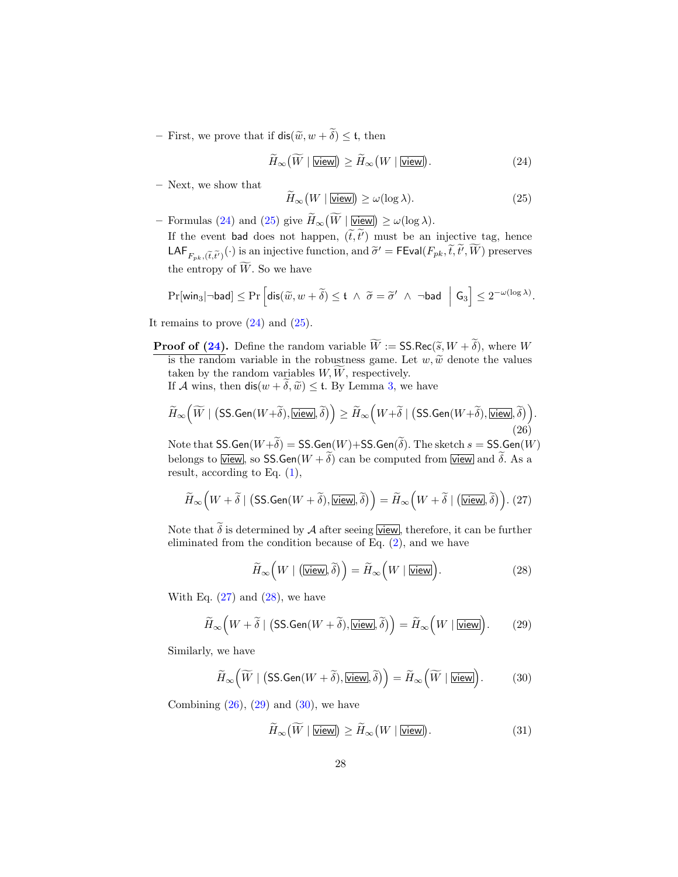– First, we prove that if $\mathsf{dis}(\widetilde{w}, w+\widetilde{\delta}) \le \mathfrak{t}$, then

$$\widetilde{H}_\infty(\widetilde{W} \mid \boxed{\mathsf{view}}) \ge \widetilde{H}_\infty(W \mid \boxed{\mathsf{view}}). \tag{24}$$

– Next, we show that

$$\widetilde{H}_\infty(W \mid \boxed{\mathsf{view}}) \ge \omega(\log \lambda). \tag{25}$$

– Formulas (24) and (25) give $\widetilde{H}_\infty(\widetilde{W} \mid \boxed{\mathsf{view}}) \ge \omega(\log \lambda)$.
  If the event $\mathsf{bad}$ does not happen, $(\widetilde{t}, \widetilde{t'})$ must be an injective tag, hence $\mathsf{LAF}_{F_{pk},(\widetilde{t},\widetilde{t'})}(\cdot)$ is an injective function, and $\widetilde{\sigma}' = \mathsf{FEval}(F_{pk}, \widetilde{t}, \widetilde{t'}, \widetilde{W})$ preserves the entropy of $\widetilde{W}$. So we have

$$\Pr[\mathsf{win}_3 \mid \neg\mathsf{bad}] \le \Pr\Big[\mathsf{dis}(\widetilde{w}, w+\widetilde{\delta}) \le \mathfrak{t} \ \wedge\ \widetilde{\sigma} = \widetilde{\sigma}' \ \wedge\ \neg\mathsf{bad} \ \Big|\ \mathsf{G}_3\Big] \le 2^{-\omega(\log \lambda)}.$$

It remains to prove (24) and (25).

**Proof of (24).** Define the random variable $\widetilde{W} := \mathsf{SS.Rec}(\widetilde{s}, W+\widetilde{\delta})$, where $W$ is the random variable in the robustness game. Let $w, \widetilde{w}$ denote the values taken by the random variables $W, \widetilde{W}$, respectively.
If $\mathcal{A}$ wins, then $\mathsf{dis}(w+\widetilde{\delta}, \widetilde{w}) \le \mathfrak{t}$. By Lemma 3, we have

$$\widetilde{H}_\infty\Big(\widetilde{W} \mid \big(\mathsf{SS.Gen}(W+\widetilde{\delta}), \boxed{\mathsf{view}}, \widetilde{\delta}\big)\Big) \ge \widetilde{H}_\infty\Big(W+\widetilde{\delta} \mid \big(\mathsf{SS.Gen}(W+\widetilde{\delta}), \boxed{\mathsf{view}}, \widetilde{\delta}\big)\Big). \tag{26}$$

Note that $\mathsf{SS.Gen}(W+\widetilde{\delta}) = \mathsf{SS.Gen}(W) + \mathsf{SS.Gen}(\widetilde{\delta})$. The sketch $s = \mathsf{SS.Gen}(W)$ belongs to $\boxed{\mathsf{view}}$, so $\mathsf{SS.Gen}(W+\widetilde{\delta})$ can be computed from $\boxed{\mathsf{view}}$ and $\widetilde{\delta}$. As a result, according to Eq. (1),

$$\widetilde{H}_\infty\Big(W+\widetilde{\delta} \mid \big(\mathsf{SS.Gen}(W+\widetilde{\delta}), \boxed{\mathsf{view}}, \widetilde{\delta}\big)\Big) = \widetilde{H}_\infty\Big(W+\widetilde{\delta} \mid \big(\boxed{\mathsf{view}}, \widetilde{\delta}\big)\Big). \tag{27}$$

Note that $\widetilde{\delta}$ is determined by $\mathcal{A}$ after seeing $\boxed{\mathsf{view}}$, therefore, it can be further eliminated from the condition because of Eq. (2), and we have

$$\widetilde{H}_\infty\Big(W \mid \big(\boxed{\mathsf{view}}, \widetilde{\delta}\big)\Big) = \widetilde{H}_\infty\Big(W \mid \boxed{\mathsf{view}}\Big). \tag{28}$$

With Eq. (27) and (28), we have

$$\widetilde{H}_\infty\Big(W+\widetilde{\delta} \mid \big(\mathsf{SS.Gen}(W+\widetilde{\delta}), \boxed{\mathsf{view}}, \widetilde{\delta}\big)\Big) = \widetilde{H}_\infty\Big(W \mid \boxed{\mathsf{view}}\Big). \tag{29}$$

Similarly, we have

$$\widetilde{H}_\infty\Big(\widetilde{W} \mid \big(\mathsf{SS.Gen}(W+\widetilde{\delta}), \boxed{\mathsf{view}}, \widetilde{\delta}\big)\Big) = \widetilde{H}_\infty\Big(\widetilde{W} \mid \boxed{\mathsf{view}}\Big). \tag{30}$$

Combining (26), (29) and (30), we have

$$\widetilde{H}_\infty(\widetilde{W} \mid \boxed{\mathsf{view}}) \ge \widetilde{H}_\infty(W \mid \boxed{\mathsf{view}}). \tag{31}$$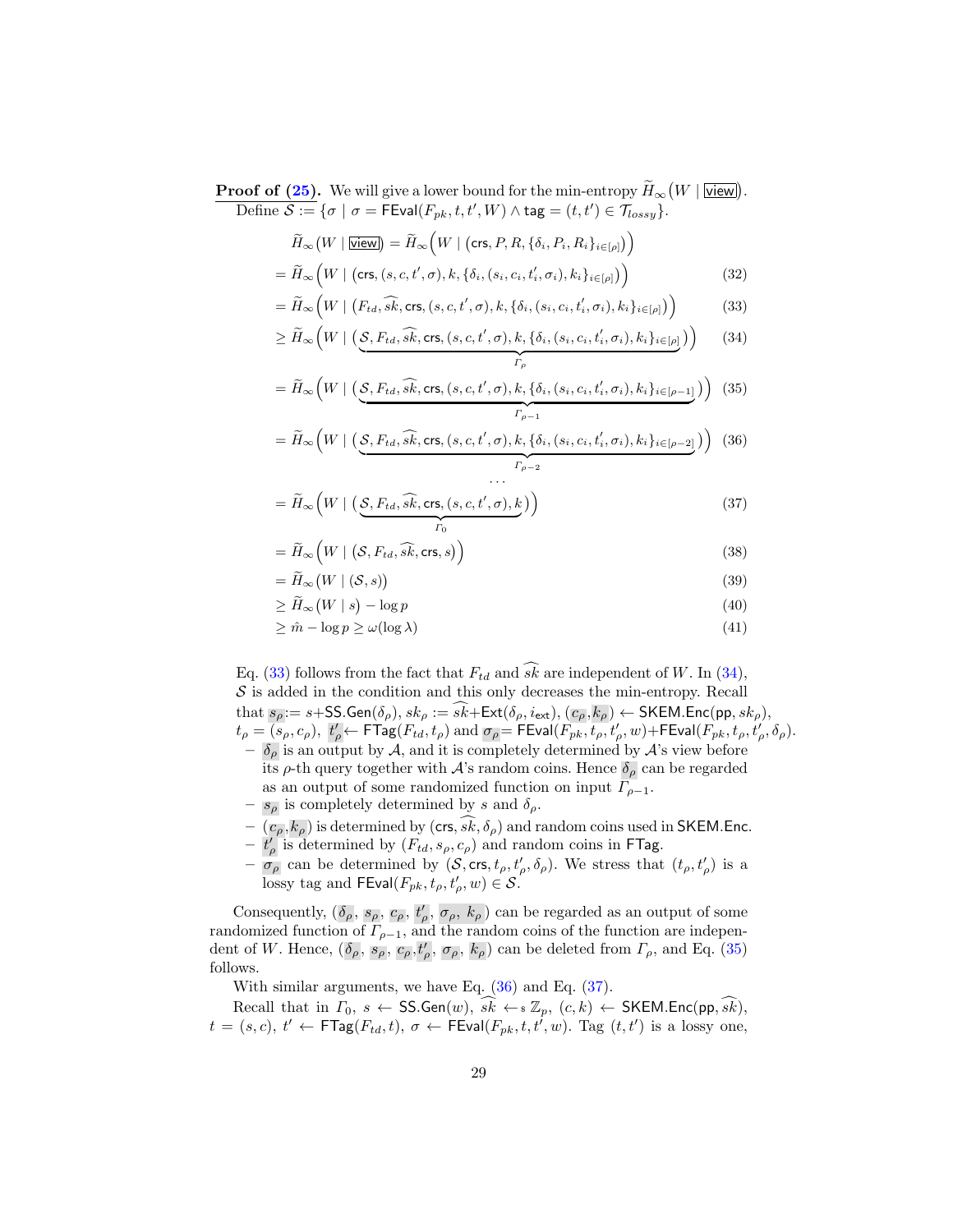**Proof of (25).** We will give a lower bound for the min-entropy $\widetilde{H}_\infty(W \mid \boxed{\mathsf{view}})$. Define $\mathcal{S} := \{\sigma \mid \sigma = \mathsf{FEval}(F_{pk}, t, t', W) \wedge \mathsf{tag} = (t, t') \in \mathcal{T}_{lossy}\}$.

$$
\begin{aligned}
&\widetilde{H}_\infty(W \mid \boxed{\mathsf{view}}) = \widetilde{H}_\infty\Big(W \mid \big(\mathsf{crs}, P, R, \{\delta_i, P_i, R_i\}_{i\in[\rho]}\big)\Big) \\
&= \widetilde{H}_\infty\Big(W \mid \big(\mathsf{crs}, (s, c, t', \sigma), k, \{\delta_i, (s_i, c_i, t_i', \sigma_i), k_i\}_{i\in[\rho]}\big)\Big) \quad (32)\\
&= \widetilde{H}_\infty\Big(W \mid \big(F_{td}, \widehat{sk}, \mathsf{crs}, (s, c, t', \sigma), k, \{\delta_i, (s_i, c_i, t_i', \sigma_i), k_i\}_{i\in[\rho]}\big)\Big) \quad (33)\\
&\geq \widetilde{H}_\infty\Big(W \mid \big(\underbrace{\mathcal{S}, F_{td}, \widehat{sk}, \mathsf{crs}, (s, c, t', \sigma), k, \{\delta_i, (s_i, c_i, t_i', \sigma_i), k_i\}_{i\in[\rho]}}_{\Gamma_\rho}\big)\Big) \quad (34)\\
&= \widetilde{H}_\infty\Big(W \mid \big(\underbrace{\mathcal{S}, F_{td}, \widehat{sk}, \mathsf{crs}, (s, c, t', \sigma), k, \{\delta_i, (s_i, c_i, t_i', \sigma_i), k_i\}_{i\in[\rho-1]}}_{\Gamma_{\rho-1}}\big)\Big) \quad (35)\\
&= \widetilde{H}_\infty\Big(W \mid \big(\underbrace{\mathcal{S}, F_{td}, \widehat{sk}, \mathsf{crs}, (s, c, t', \sigma), k, \{\delta_i, (s_i, c_i, t_i', \sigma_i), k_i\}_{i\in[\rho-2]}}_{\Gamma_{\rho-2}}\big)\Big) \quad (36)\\
&\cdots\\
&= \widetilde{H}_\infty\Big(W \mid \big(\underbrace{\mathcal{S}, F_{td}, \widehat{sk}, \mathsf{crs}, (s, c, t', \sigma), k}_{\Gamma_0}\big)\Big) \quad (37)\\
&= \widetilde{H}_\infty\Big(W \mid \big(\mathcal{S}, F_{td}, \widehat{sk}, \mathsf{crs}, s\big)\Big) \quad (38)\\
&= \widetilde{H}_\infty(W \mid (\mathcal{S}, s)) \quad (39)\\
&\geq \widetilde{H}_\infty(W \mid s) - \log p \quad (40)\\
&\geq \hat{m} - \log p \geq \omega(\log \lambda) \quad (41)
\end{aligned}
$$

Eq. (33) follows from the fact that $F_{td}$ and $\widehat{sk}$ are independent of $W$. In (34), $\mathcal{S}$ is added in the condition and this only decreases the min-entropy. Recall that $s_\rho := s + \mathsf{SS.Gen}(\delta_\rho)$, $sk_\rho := \widehat{sk} + \mathsf{Ext}(\delta_\rho, i_{\mathsf{ext}})$, $(c_\rho, k_\rho) \leftarrow \mathsf{SKEM.Enc}(\mathsf{pp}, sk_\rho)$, $t_\rho = (s_\rho, c_\rho)$, $t_\rho' \leftarrow \mathsf{FTag}(F_{td}, t_\rho)$ and $\sigma_\rho = \mathsf{FEval}(F_{pk}, t_\rho, t_\rho', w) + \mathsf{FEval}(F_{pk}, t_\rho, t_\rho', \delta_\rho)$.

- $\delta_\rho$ is an output by $\mathcal{A}$, and it is completely determined by $\mathcal{A}$'s view before its $\rho$-th query together with $\mathcal{A}$'s random coins. Hence $\delta_\rho$ can be regarded as an output of some randomized function on input $\Gamma_{\rho-1}$.
- $s_\rho$ is completely determined by $s$ and $\delta_\rho$.
- $(c_\rho, k_\rho)$ is determined by $(\mathsf{crs}, \widehat{sk}, \delta_\rho)$ and random coins used in $\mathsf{SKEM.Enc}$.
- $t_\rho'$ is determined by $(F_{td}, s_\rho, c_\rho)$ and random coins in $\mathsf{FTag}$.
- $\sigma_\rho$ can be determined by $(\mathcal{S}, \mathsf{crs}, t_\rho, t_\rho', \delta_\rho)$. We stress that $(t_\rho, t_\rho')$ is a lossy tag and $\mathsf{FEval}(F_{pk}, t_\rho, t_\rho', w) \in \mathcal{S}$.

Consequently, $(\delta_\rho, s_\rho, c_\rho, t_\rho', \sigma_\rho, k_\rho)$ can be regarded as an output of some randomized function of $\Gamma_{\rho-1}$, and the random coins of the function are independent of $W$. Hence, $(\delta_\rho, s_\rho, c_\rho, t_\rho', \sigma_\rho, k_\rho)$ can be deleted from $\Gamma_\rho$, and Eq. (35) follows.

With similar arguments, we have Eq. (36) and Eq. (37).

Recall that in $\Gamma_0$, $s \leftarrow \mathsf{SS.Gen}(w)$, $\widehat{sk} \leftarrow_\$ \mathbb{Z}_p$, $(c, k) \leftarrow \mathsf{SKEM.Enc}(\mathsf{pp}, \widehat{sk})$, $t = (s, c)$, $t' \leftarrow \mathsf{FTag}(F_{td}, t)$, $\sigma \leftarrow \mathsf{FEval}(F_{pk}, t, t', w)$. Tag $(t, t')$ is a lossy one,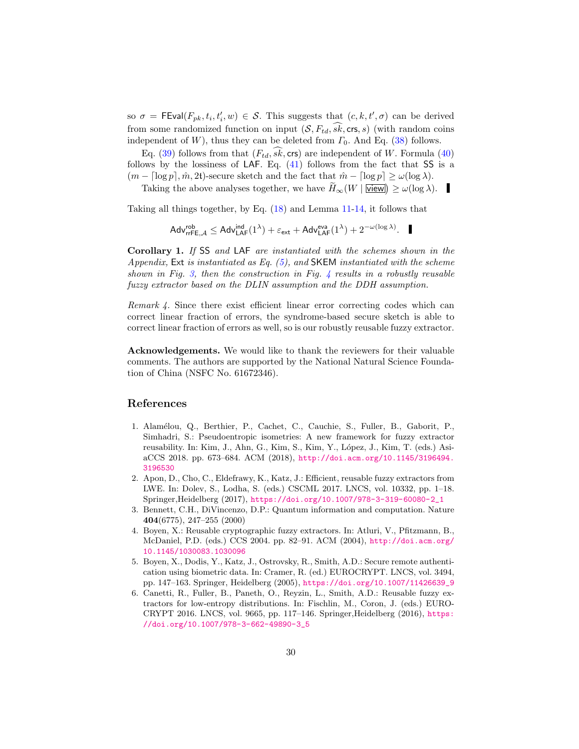so $\sigma = \mathsf{FEval}(F_{pk}, t_i, t'_i, w) \in \mathcal{S}$. This suggests that $(c, k, t', \sigma)$ can be derived from some randomized function on input $(\mathcal{S}, F_{td}, \widehat{sk}, \mathsf{crs}, s)$ (with random coins independent of $W$), thus they can be deleted from $\Gamma_0$. And Eq. (38) follows.

Eq. (39) follows from that $(F_{td}, \widehat{sk}, \mathsf{crs})$ are independent of $W$. Formula (40) follows by the lossiness of LAF. Eq. (41) follows from the fact that SS is a $(m - \lceil \log p \rceil, \hat{m}, 2\mathfrak{t})$-secure sketch and the fact that $\hat{m} - \lceil \log p \rceil \geq \omega(\log \lambda)$.

Taking the above analyses together, we have $\widetilde{H}_\infty(W \mid \boxed{\mathsf{view}}) \geq \omega(\log \lambda)$. ∎

Taking all things together, by Eq. (18) and Lemma 11-14, it follows that

$$\mathsf{Adv}^{\mathsf{rob}}_{\mathsf{rrFE},\mathcal{A}} \leq \mathsf{Adv}^{\mathsf{ind}}_{\mathsf{LAF}}(1^\lambda) + \varepsilon_{\mathsf{ext}} + \mathsf{Adv}^{\mathsf{eva}}_{\mathsf{LAF}}(1^\lambda) + 2^{-\omega(\log \lambda)}. \quad ∎$$

**Corollary 1.** *If* SS *and* LAF *are instantiated with the schemes shown in the Appendix,* Ext *is instantiated as Eq. (5), and* SKEM *instantiated with the scheme shown in Fig. 3, then the construction in Fig. 4 results in a robustly reusable fuzzy extractor based on the DLIN assumption and the DDH assumption.*

*Remark 4.* Since there exist efficient linear error correcting codes which can correct linear fraction of errors, the syndrome-based secure sketch is able to correct linear fraction of errors as well, so is our robustly reusable fuzzy extractor.

**Acknowledgements.** We would like to thank the reviewers for their valuable comments. The authors are supported by the National Natural Science Foundation of China (NSFC No. 61672346).

## References

1. Alamélou, Q., Berthier, P., Cachet, C., Cauchie, S., Fuller, B., Gaborit, P., Simhadri, S.: Pseudoentropic isometries: A new framework for fuzzy extractor reusability. In: Kim, J., Ahn, G., Kim, S., Kim, Y., López, J., Kim, T. (eds.) AsiaCCS 2018. pp. 673–684. ACM (2018), http://doi.acm.org/10.1145/3196494.3196530
2. Apon, D., Cho, C., Eldefrawy, K., Katz, J.: Efficient, reusable fuzzy extractors from LWE. In: Dolev, S., Lodha, S. (eds.) CSCML 2017. LNCS, vol. 10332, pp. 1–18. Springer,Heidelberg (2017), https://doi.org/10.1007/978-3-319-60080-2_1
3. Bennett, C.H., DiVincenzo, D.P.: Quantum information and computation. Nature **404**(6775), 247–255 (2000)
4. Boyen, X.: Reusable cryptographic fuzzy extractors. In: Atluri, V., Pfitzmann, B., McDaniel, P.D. (eds.) CCS 2004. pp. 82–91. ACM (2004), http://doi.acm.org/10.1145/1030083.1030096
5. Boyen, X., Dodis, Y., Katz, J., Ostrovsky, R., Smith, A.D.: Secure remote authentication using biometric data. In: Cramer, R. (ed.) EUROCRYPT. LNCS, vol. 3494, pp. 147–163. Springer, Heidelberg (2005), https://doi.org/10.1007/11426639_9
6. Canetti, R., Fuller, B., Paneth, O., Reyzin, L., Smith, A.D.: Reusable fuzzy extractors for low-entropy distributions. In: Fischlin, M., Coron, J. (eds.) EUROCRYPT 2016. LNCS, vol. 9665, pp. 117–146. Springer,Heidelberg (2016), https://doi.org/10.1007/978-3-662-49890-3_5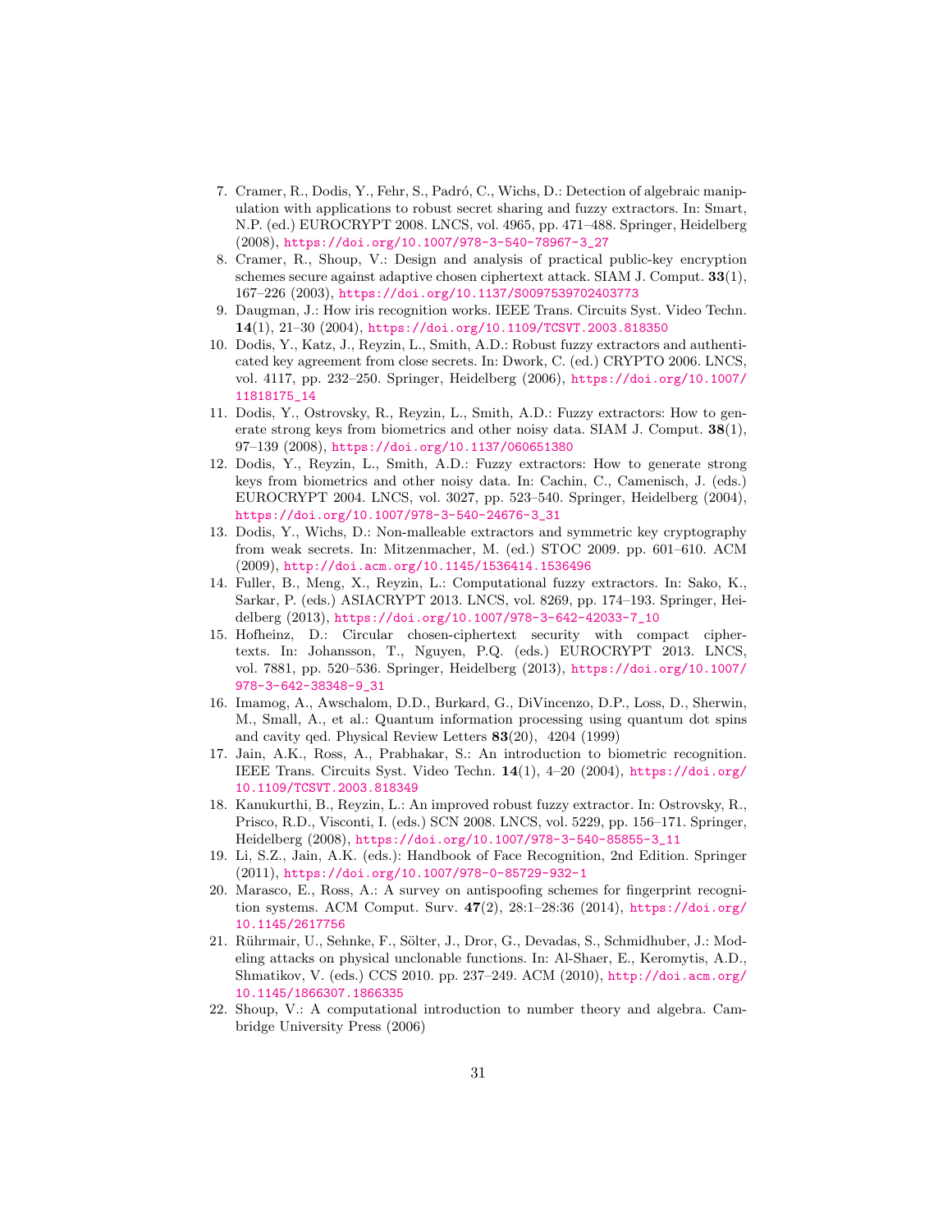7. Cramer, R., Dodis, Y., Fehr, S., Padró, C., Wichs, D.: Detection of algebraic manipulation with applications to robust secret sharing and fuzzy extractors. In: Smart, N.P. (ed.) EUROCRYPT 2008. LNCS, vol. 4965, pp. 471–488. Springer, Heidelberg (2008), https://doi.org/10.1007/978-3-540-78967-3_27
8. Cramer, R., Shoup, V.: Design and analysis of practical public-key encryption schemes secure against adaptive chosen ciphertext attack. SIAM J. Comput. **33**(1), 167–226 (2003), https://doi.org/10.1137/S0097539702403773
9. Daugman, J.: How iris recognition works. IEEE Trans. Circuits Syst. Video Techn. **14**(1), 21–30 (2004), https://doi.org/10.1109/TCSVT.2003.818350
10. Dodis, Y., Katz, J., Reyzin, L., Smith, A.D.: Robust fuzzy extractors and authenticated key agreement from close secrets. In: Dwork, C. (ed.) CRYPTO 2006. LNCS, vol. 4117, pp. 232–250. Springer, Heidelberg (2006), https://doi.org/10.1007/11818175_14
11. Dodis, Y., Ostrovsky, R., Reyzin, L., Smith, A.D.: Fuzzy extractors: How to generate strong keys from biometrics and other noisy data. SIAM J. Comput. **38**(1), 97–139 (2008), https://doi.org/10.1137/060651380
12. Dodis, Y., Reyzin, L., Smith, A.D.: Fuzzy extractors: How to generate strong keys from biometrics and other noisy data. In: Cachin, C., Camenisch, J. (eds.) EUROCRYPT 2004. LNCS, vol. 3027, pp. 523–540. Springer, Heidelberg (2004), https://doi.org/10.1007/978-3-540-24676-3_31
13. Dodis, Y., Wichs, D.: Non-malleable extractors and symmetric key cryptography from weak secrets. In: Mitzenmacher, M. (ed.) STOC 2009. pp. 601–610. ACM (2009), http://doi.acm.org/10.1145/1536414.1536496
14. Fuller, B., Meng, X., Reyzin, L.: Computational fuzzy extractors. In: Sako, K., Sarkar, P. (eds.) ASIACRYPT 2013. LNCS, vol. 8269, pp. 174–193. Springer, Heidelberg (2013), https://doi.org/10.1007/978-3-642-42033-7_10
15. Hofheinz, D.: Circular chosen-ciphertext security with compact ciphertexts. In: Johansson, T., Nguyen, P.Q. (eds.) EUROCRYPT 2013. LNCS, vol. 7881, pp. 520–536. Springer, Heidelberg (2013), https://doi.org/10.1007/978-3-642-38348-9_31
16. Imamog, A., Awschalom, D.D., Burkard, G., DiVincenzo, D.P., Loss, D., Sherwin, M., Small, A., et al.: Quantum information processing using quantum dot spins and cavity qed. Physical Review Letters **83**(20), 4204 (1999)
17. Jain, A.K., Ross, A., Prabhakar, S.: An introduction to biometric recognition. IEEE Trans. Circuits Syst. Video Techn. **14**(1), 4–20 (2004), https://doi.org/10.1109/TCSVT.2003.818349
18. Kanukurthi, B., Reyzin, L.: An improved robust fuzzy extractor. In: Ostrovsky, R., Prisco, R.D., Visconti, I. (eds.) SCN 2008. LNCS, vol. 5229, pp. 156–171. Springer, Heidelberg (2008), https://doi.org/10.1007/978-3-540-85855-3_11
19. Li, S.Z., Jain, A.K. (eds.): Handbook of Face Recognition, 2nd Edition. Springer (2011), https://doi.org/10.1007/978-0-85729-932-1
20. Marasco, E., Ross, A.: A survey on antispoofing schemes for fingerprint recognition systems. ACM Comput. Surv. **47**(2), 28:1–28:36 (2014), https://doi.org/10.1145/2617756
21. Rührmair, U., Sehnke, F., Sölter, J., Dror, G., Devadas, S., Schmidhuber, J.: Modeling attacks on physical unclonable functions. In: Al-Shaer, E., Keromytis, A.D., Shmatikov, V. (eds.) CCS 2010. pp. 237–249. ACM (2010), http://doi.acm.org/10.1145/1866307.1866335
22. Shoup, V.: A computational introduction to number theory and algebra. Cambridge University Press (2006)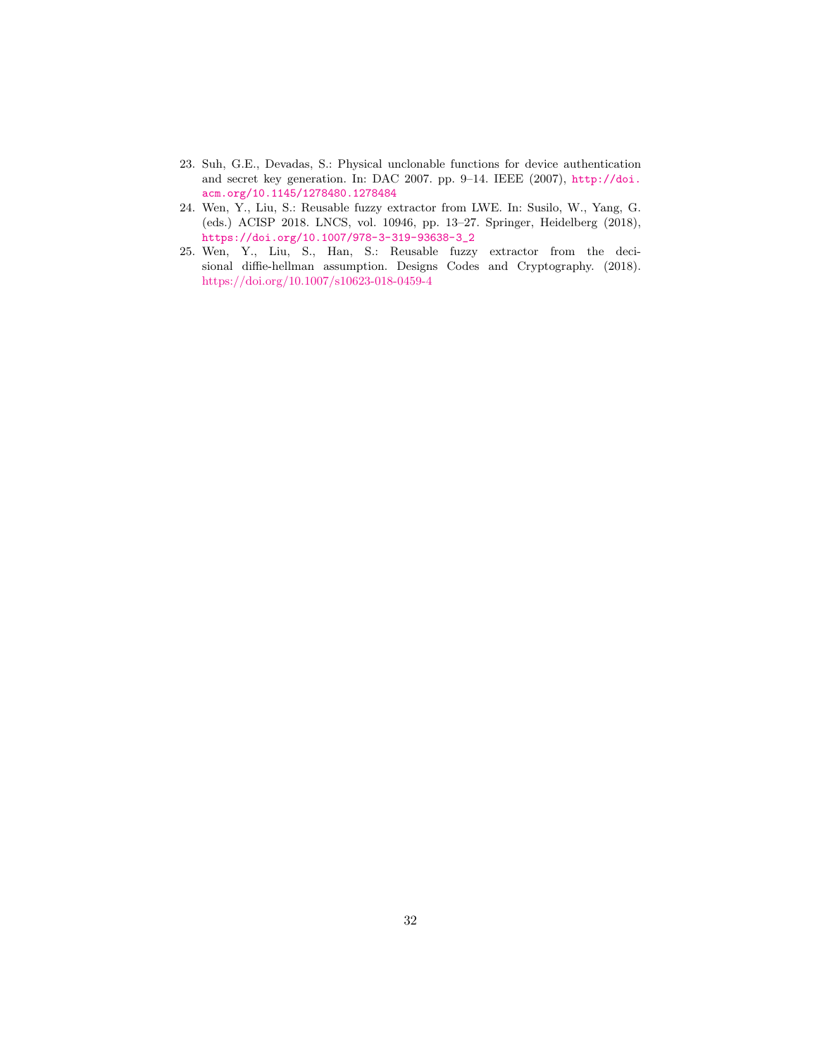23. Suh, G.E., Devadas, S.: Physical unclonable functions for device authentication and secret key generation. In: DAC 2007. pp. 9–14. IEEE (2007), http://doi.acm.org/10.1145/1278480.1278484
24. Wen, Y., Liu, S.: Reusable fuzzy extractor from LWE. In: Susilo, W., Yang, G. (eds.) ACISP 2018. LNCS, vol. 10946, pp. 13–27. Springer, Heidelberg (2018), https://doi.org/10.1007/978-3-319-93638-3_2
25. Wen, Y., Liu, S., Han, S.: Reusable fuzzy extractor from the decisional diffie-hellman assumption. Designs Codes and Cryptography. (2018). https://doi.org/10.1007/s10623-018-0459-4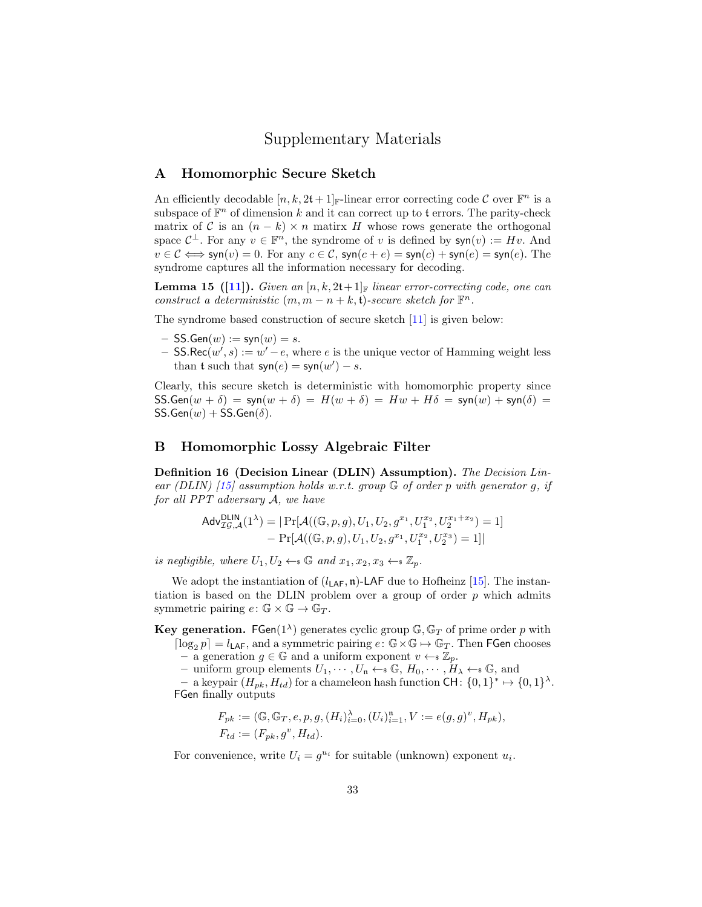# Supplementary Materials

## A Homomorphic Secure Sketch

An efficiently decodable $[n, k, 2\mathfrak{t}+1]_{\mathbb{F}}$-linear error correcting code $\mathcal{C}$ over $\mathbb{F}^n$ is a subspace of $\mathbb{F}^n$ of dimension $k$ and it can correct up to $\mathfrak{t}$ errors. The parity-check matrix of $\mathcal{C}$ is an $(n-k) \times n$ matirx $H$ whose rows generate the orthogonal space $\mathcal{C}^{\perp}$. For any $v \in \mathbb{F}^n$, the syndrome of $v$ is defined by $\mathsf{syn}(v) := Hv$. And $v \in \mathcal{C} \Longleftrightarrow \mathsf{syn}(v) = 0$. For any $c \in \mathcal{C}$, $\mathsf{syn}(c + e) = \mathsf{syn}(c) + \mathsf{syn}(e) = \mathsf{syn}(e)$. The syndrome captures all the information necessary for decoding.

**Lemma 15 ([11]).** *Given an $[n, k, 2\mathfrak{t}+1]_{\mathbb{F}}$ linear error-correcting code, one can construct a deterministic $(m, m-n+k, \mathfrak{t})$-secure sketch for $\mathbb{F}^n$.*

The syndrome based construction of secure sketch [11] is given below:

- $\mathsf{SS.Gen}(w) := \mathsf{syn}(w) = s$.
- $\mathsf{SS.Rec}(w', s) := w' - e$, where $e$ is the unique vector of Hamming weight less than $\mathfrak{t}$ such that $\mathsf{syn}(e) = \mathsf{syn}(w') - s$.

Clearly, this secure sketch is deterministic with homomorphic property since $\mathsf{SS.Gen}(w + \delta) = \mathsf{syn}(w + \delta) = H(w + \delta) = Hw + H\delta = \mathsf{syn}(w) + \mathsf{syn}(\delta) = \mathsf{SS.Gen}(w) + \mathsf{SS.Gen}(\delta)$.

## B Homomorphic Lossy Algebraic Filter

**Definition 16 (Decision Linear (DLIN) Assumption).** *The Decision Linear (DLIN) [15] assumption holds w.r.t. group $\mathbb{G}$ of order $p$ with generator $g$, if for all PPT adversary $\mathcal{A}$, we have*

$$\begin{aligned}\mathsf{Adv}^{\mathsf{DLIN}}_{\mathcal{IG},\mathcal{A}}(1^\lambda) = |\Pr[\mathcal{A}((\mathbb{G}, p, g), U_1, U_2, g^{x_1}, U_1^{x_2}, U_2^{x_1+x_2}) = 1] \\ - \Pr[\mathcal{A}((\mathbb{G}, p, g), U_1, U_2, g^{x_1}, U_1^{x_2}, U_2^{x_3}) = 1]|\end{aligned}$$

*is negligible, where $U_1, U_2 \leftarrow_{\$} \mathbb{G}$ and $x_1, x_2, x_3 \leftarrow_{\$} \mathbb{Z}_p$.*

We adopt the instantiation of $(l_{\mathsf{LAF}}, \mathfrak{n})$-$\mathsf{LAF}$ due to Hofheinz [15]. The instantiation is based on the DLIN problem over a group of order $p$ which admits symmetric pairing $e \colon \mathbb{G} \times \mathbb{G} \to \mathbb{G}_T$.

**Key generation.** $\mathsf{FGen}(1^\lambda)$ generates cyclic group $\mathbb{G}, \mathbb{G}_T$ of prime order $p$ with $\lceil \log_2 p \rceil = l_{\mathsf{LAF}}$, and a symmetric pairing $e \colon \mathbb{G} \times \mathbb{G} \mapsto \mathbb{G}_T$. Then $\mathsf{FGen}$ chooses
- a generation $g \in \mathbb{G}$ and a uniform exponent $v \leftarrow_{\$} \mathbb{Z}_p$.
- uniform group elements $U_1, \cdots, U_{\mathfrak{n}} \leftarrow_{\$} \mathbb{G}$, $H_0, \cdots, H_\lambda \leftarrow_{\$} \mathbb{G}$, and
- a keypair $(H_{pk}, H_{td})$ for a chameleon hash function $\mathsf{CH} \colon \{0,1\}^* \mapsto \{0,1\}^\lambda$.

$\mathsf{FGen}$ finally outputs

$$\begin{aligned}F_{pk} &:= (\mathbb{G}, \mathbb{G}_T, e, p, g, (H_i)_{i=0}^{\lambda}, (U_i)_{i=1}^{\mathfrak{n}}, V := e(g,g)^v, H_{pk}), \\ F_{td} &:= (F_{pk}, g^v, H_{td}).\end{aligned}$$

For convenience, write $U_i = g^{u_i}$ for suitable (unknown) exponent $u_i$.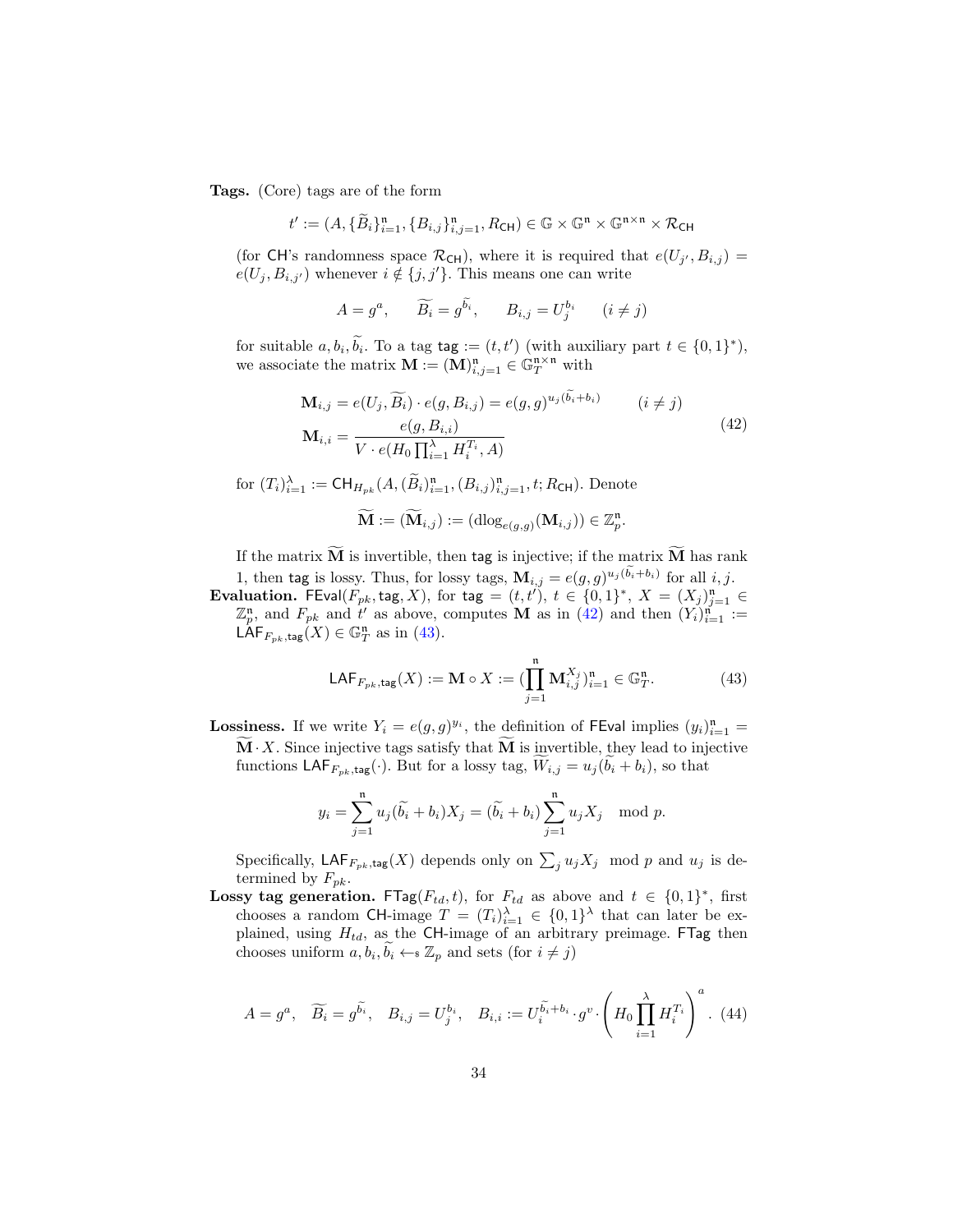**Tags.** (Core) tags are of the form

$$t' := (A, \{\widetilde{B}_i\}_{i=1}^{\mathfrak{n}}, \{B_{i,j}\}_{i,j=1}^{\mathfrak{n}}, R_{\mathsf{CH}}) \in \mathbb{G} \times \mathbb{G}^{\mathfrak{n}} \times \mathbb{G}^{\mathfrak{n}\times\mathfrak{n}} \times \mathcal{R}_{\mathsf{CH}}$$

(for $\mathsf{CH}$'s randomness space $\mathcal{R}_{\mathsf{CH}}$), where it is required that $e(U_{j'}, B_{i,j}) = e(U_j, B_{i,j'})$ whenever $i \notin \{j, j'\}$. This means one can write

$$A = g^a, \qquad \widetilde{B_i} = g^{\widetilde{b}_i}, \qquad B_{i,j} = U_j^{b_i} \qquad (i \neq j)$$

for suitable $a, b_i, \widetilde{b}_i$. To a tag $\mathsf{tag} := (t, t')$ (with auxiliary part $t \in \{0,1\}^*$), we associate the matrix $\mathbf{M} := (\mathbf{M})_{i,j=1}^{\mathfrak{n}} \in \mathbb{G}_T^{\mathfrak{n}\times\mathfrak{n}}$ with

$$\begin{aligned} \mathbf{M}_{i,j} &= e(U_j, \widetilde{B}_i) \cdot e(g, B_{i,j}) = e(g,g)^{u_j(\widetilde{b}_i + b_i)} \qquad (i \neq j) \\ \mathbf{M}_{i,i} &= \frac{e(g, B_{i,i})}{V \cdot e(H_0 \prod_{i=1}^{\lambda} H_i^{T_i}, A)} \end{aligned} \tag{42}$$

for $(T_i)_{i=1}^{\lambda} := \mathsf{CH}_{H_{pk}}(A, (\widetilde{B}_i)_{i=1}^{\mathfrak{n}}, (B_{i,j})_{i,j=1}^{\mathfrak{n}}, t; R_{\mathsf{CH}})$. Denote

$$\widetilde{\mathbf{M}} := (\widetilde{\mathbf{M}}_{i,j}) := (\mathrm{dlog}_{e(g,g)}(\mathbf{M}_{i,j})) \in \mathbb{Z}_p^{\mathfrak{n}}.$$

If the matrix $\widetilde{\mathbf{M}}$ is invertible, then $\mathsf{tag}$ is injective; if the matrix $\widetilde{\mathbf{M}}$ has rank 1, then $\mathsf{tag}$ is lossy. Thus, for lossy tags, $\mathbf{M}_{i,j} = e(g,g)^{u_j(\widetilde{b}_i + b_i)}$ for all $i, j$.

**Evaluation.** $\mathsf{FEval}(F_{pk}, \mathsf{tag}, X)$, for $\mathsf{tag} = (t, t')$, $t \in \{0,1\}^*$, $X = (X_j)_{j=1}^{\mathfrak{n}} \in \mathbb{Z}_p^{\mathfrak{n}}$, and $F_{pk}$ and $t'$ as above, computes $\mathbf{M}$ as in (42) and then $(Y_i)_{i=1}^{\mathfrak{n}} := \mathsf{LAF}_{F_{pk},\mathsf{tag}}(X) \in \mathbb{G}_T^{\mathfrak{n}}$ as in (43).

$$\mathsf{LAF}_{F_{pk},\mathsf{tag}}(X) := \mathbf{M} \circ X := (\prod_{j=1}^{\mathfrak{n}} \mathbf{M}_{i,j}^{X_j})_{i=1}^{\mathfrak{n}} \in \mathbb{G}_T^{\mathfrak{n}}. \tag{43}$$

**Lossiness.** If we write $Y_i = e(g,g)^{y_i}$, the definition of $\mathsf{FEval}$ implies $(y_i)_{i=1}^{\mathfrak{n}} = \widetilde{\mathbf{M}} \cdot X$. Since injective tags satisfy that $\widetilde{\mathbf{M}}$ is invertible, they lead to injective functions $\mathsf{LAF}_{F_{pk},\mathsf{tag}}(\cdot)$. But for a lossy tag, $\widetilde{W}_{i,j} = u_j(\widetilde{b}_i + b_i)$, so that

$$y_i = \sum_{j=1}^{\mathfrak{n}} u_j(\widetilde{b}_i + b_i)X_j = (\widetilde{b}_i + b_i)\sum_{j=1}^{\mathfrak{n}} u_j X_j \mod p.$$

Specifically, $\mathsf{LAF}_{F_{pk},\mathsf{tag}}(X)$ depends only on $\sum_j u_j X_j \mod p$ and $u_j$ is determined by $F_{pk}$.

**Lossy tag generation.** $\mathsf{FTag}(F_{td}, t)$, for $F_{td}$ as above and $t \in \{0,1\}^*$, first chooses a random $\mathsf{CH}$-image $T = (T_i)_{i=1}^{\lambda} \in \{0,1\}^{\lambda}$ that can later be explained, using $H_{td}$, as the $\mathsf{CH}$-image of an arbitrary preimage. $\mathsf{FTag}$ then chooses uniform $a, b_i, \widetilde{b}_i \leftarrow\!\!\$\ \mathbb{Z}_p$ and sets (for $i \neq j$)

$$A = g^a, \quad \widetilde{B_i} = g^{\widetilde{b}_i}, \quad B_{i,j} = U_j^{b_i}, \quad B_{i,i} := U_i^{\widetilde{b}_i + b_i} \cdot g^v \cdot \left(H_0 \prod_{i=1}^{\lambda} H_i^{T_i}\right)^a. \tag{44}$$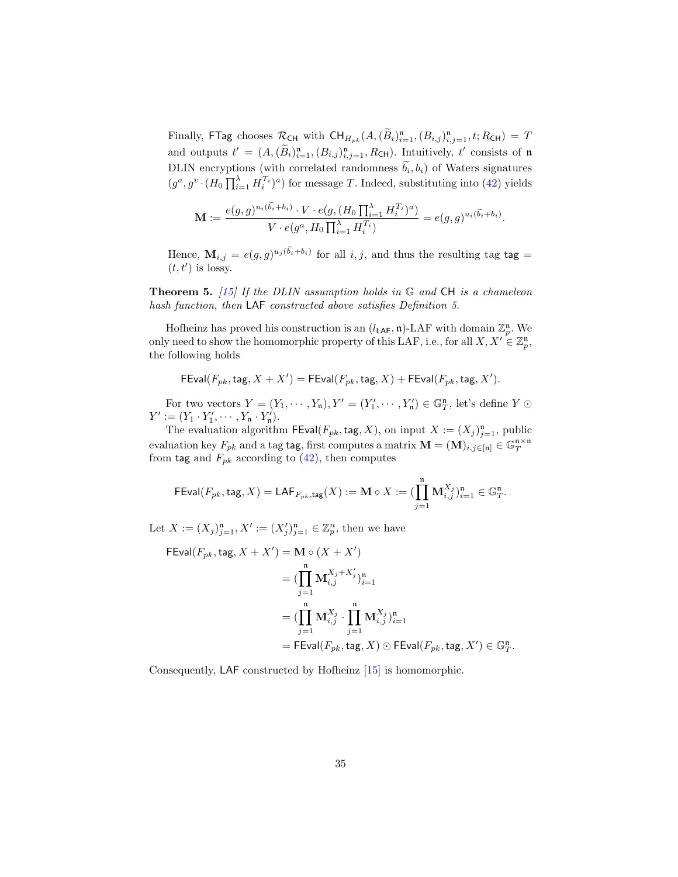Finally, $\mathsf{FTag}$ chooses $\mathcal{R}_{\mathsf{CH}}$ with $\mathsf{CH}_{H_{pk}}(A, (\widetilde{B}_i)_{i=1}^{\mathfrak{n}}, (B_{i,j})_{i,j=1}^{\mathfrak{n}}, t; R_{\mathsf{CH}}) = T$ and outputs $t' = (A, (\widetilde{B}_i)_{i=1}^{\mathfrak{n}}, (B_{i,j})_{i,j=1}^{\mathfrak{n}}, R_{\mathsf{CH}})$. Intuitively, $t'$ consists of $\mathfrak{n}$ DLIN encryptions (with correlated randomness $\widetilde{b}_i, b_i$) of Waters signatures $(g^a, g^v \cdot (H_0 \prod_{i=1}^{\lambda} H_i^{T_i})^a)$ for message $T$. Indeed, substituting into (42) yields

$$\mathbf{M} := \frac{e(g,g)^{u_i(\widetilde{b}_i + b_i)} \cdot V \cdot e(g, (H_0 \prod_{i=1}^{\lambda} H_i^{T_i})^a)}{V \cdot e(g^a, H_0 \prod_{i=1}^{\lambda} H_i^{T_i})} = e(g,g)^{u_i(\widetilde{b}_i + b_i)}.$$

Hence, $\mathbf{M}_{i,j} = e(g,g)^{u_j(\widetilde{b}_i + b_i)}$ for all $i, j$, and thus the resulting tag $\mathsf{tag} = (t, t')$ is lossy.

**Theorem 5.** *[15] If the DLIN assumption holds in $\mathbb{G}$ and $\mathsf{CH}$ is a chameleon hash function, then $\mathsf{LAF}$ constructed above satisfies Definition 5.*

Hofheinz has proved his construction is an $(l_{\mathsf{LAF}}, \mathfrak{n})$-LAF with domain $\mathbb{Z}_p^{\mathfrak{n}}$. We only need to show the homomorphic property of this LAF, i.e., for all $X, X' \in \mathbb{Z}_p^{\mathfrak{n}}$, the following holds

$$\mathsf{FEval}(F_{pk}, \mathsf{tag}, X + X') = \mathsf{FEval}(F_{pk}, \mathsf{tag}, X) + \mathsf{FEval}(F_{pk}, \mathsf{tag}, X').$$

For two vectors $Y = (Y_1, \cdots, Y_{\mathfrak{n}}), Y' = (Y'_1, \cdots, Y'_{\mathfrak{n}}) \in \mathbb{G}_T^{\mathfrak{n}}$, let's define $Y \odot Y' := (Y_1 \cdot Y'_1, \cdots, Y_{\mathfrak{n}} \cdot Y'_{\mathfrak{n}})$.

The evaluation algorithm $\mathsf{FEval}(F_{pk}, \mathsf{tag}, X)$, on input $X := (X_j)_{j=1}^{\mathfrak{n}}$, public evaluation key $F_{pk}$ and a tag $\mathsf{tag}$, first computes a matrix $\mathbf{M} = (\mathbf{M})_{i,j \in [\mathfrak{n}]} \in \mathbb{G}_T^{\mathfrak{n} \times \mathfrak{n}}$ from $\mathsf{tag}$ and $F_{pk}$ according to (42), then computes

$$\mathsf{FEval}(F_{pk}, \mathsf{tag}, X) = \mathsf{LAF}_{F_{pk}, \mathsf{tag}}(X) := \mathbf{M} \circ X := (\prod_{j=1}^{\mathfrak{n}} \mathbf{M}_{i,j}^{X_j})_{i=1}^{\mathfrak{n}} \in \mathbb{G}_T^{\mathfrak{n}}.$$

Let $X := (X_j)_{j=1}^{\mathfrak{n}}, X' := (X'_j)_{j=1}^{\mathfrak{n}} \in \mathbb{Z}_p^n$, then we have

$$\begin{aligned}
\mathsf{FEval}(F_{pk}, \mathsf{tag}, X + X') &= \mathbf{M} \circ (X + X') \\
&= (\prod_{j=1}^{\mathfrak{n}} \mathbf{M}_{i,j}^{X_j + X'_j})_{i=1}^{\mathfrak{n}} \\
&= (\prod_{j=1}^{\mathfrak{n}} \mathbf{M}_{i,j}^{X_j} \cdot \prod_{j=1}^{\mathfrak{n}} \mathbf{M}_{i,j}^{X_j})_{i=1}^{\mathfrak{n}} \\
&= \mathsf{FEval}(F_{pk}, \mathsf{tag}, X) \odot \mathsf{FEval}(F_{pk}, \mathsf{tag}, X') \in \mathbb{G}_T^{\mathfrak{n}}.
\end{aligned}$$

Consequently, $\mathsf{LAF}$ constructed by Hofheinz [15] is homomorphic.